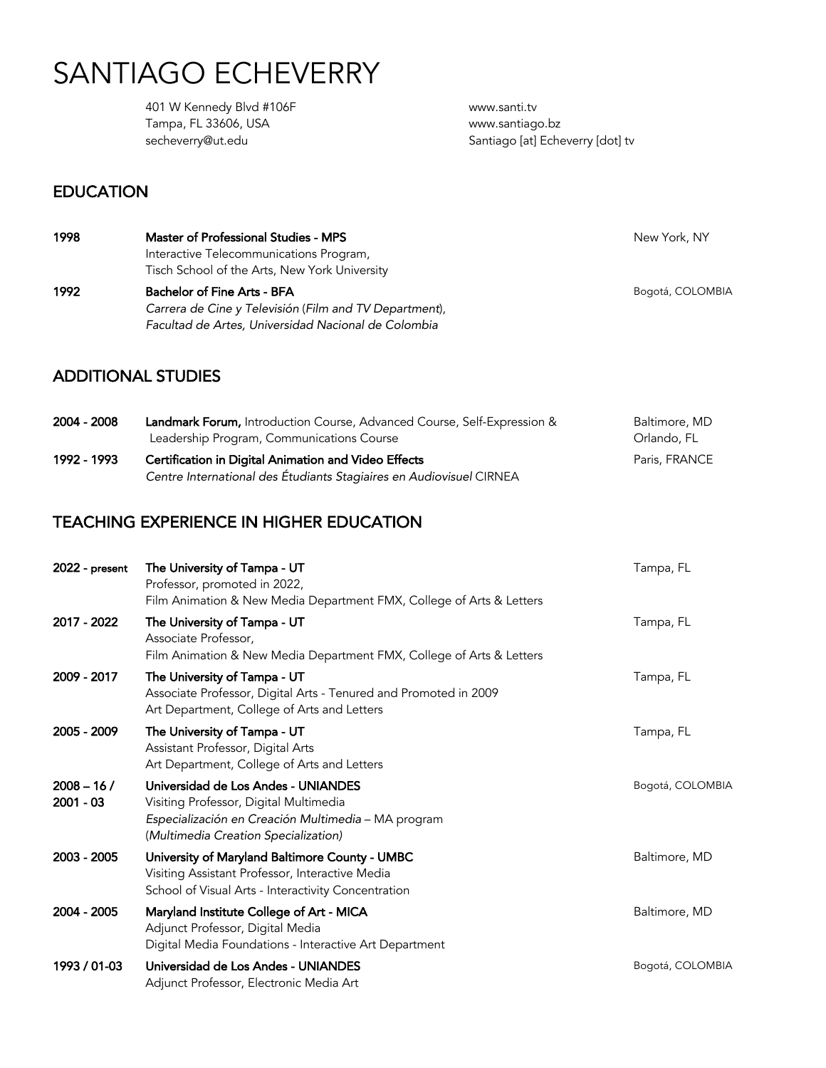# SANTIAGO ECHEVERRY

401 W Kennedy Blvd #106F
Tampa, FL 33606, USA
secheverry@ut.edu

www.santi.tv
www.santiago.bz
Santiago [at] Echeverry [dot] tv

## EDUCATION

| | | |
|---|---|---|
| **1998** | **Master of Professional Studies - MPS**<br>Interactive Telecommunications Program,<br>Tisch School of the Arts, New York University | New York, NY |
| **1992** | **Bachelor of Fine Arts - BFA**<br>*Carrera de Cine y Televisión* (*Film and TV Department*),<br>*Facultad de Artes, Universidad Nacional de Colombia* | Bogotá, COLOMBIA |

## ADDITIONAL STUDIES

| | | |
|---|---|---|
| **2004 - 2008** | **Landmark Forum,** Introduction Course, Advanced Course, Self-Expression & Leadership Program, Communications Course | Baltimore, MD<br>Orlando, FL |
| **1992 - 1993** | **Certification in Digital Animation and Video Effects**<br>*Centre International des Étudiants Stagiaires en Audiovisuel* CIRNEA | Paris, FRANCE |

## TEACHING EXPERIENCE IN HIGHER EDUCATION

| | | |
|---|---|---|
| **2022 - present** | **The University of Tampa - UT**<br>Professor, promoted in 2022,<br>Film Animation & New Media Department FMX, College of Arts & Letters | Tampa, FL |
| **2017 - 2022** | **The University of Tampa - UT**<br>Associate Professor,<br>Film Animation & New Media Department FMX, College of Arts & Letters | Tampa, FL |
| **2009 - 2017** | **The University of Tampa - UT**<br>Associate Professor, Digital Arts - Tenured and Promoted in 2009<br>Art Department, College of Arts and Letters | Tampa, FL |
| **2005 - 2009** | **The University of Tampa - UT**<br>Assistant Professor, Digital Arts<br>Art Department, College of Arts and Letters | Tampa, FL |
| **2008 – 16 / 2001 - 03** | **Universidad de Los Andes - UNIANDES**<br>Visiting Professor, Digital Multimedia<br>*Especialización en Creación Multimedia* – MA program<br>(*Multimedia Creation Specialization)* | Bogotá, COLOMBIA |
| **2003 - 2005** | **University of Maryland Baltimore County - UMBC**<br>Visiting Assistant Professor, Interactive Media<br>School of Visual Arts - Interactivity Concentration | Baltimore, MD |
| **2004 - 2005** | **Maryland Institute College of Art - MICA**<br>Adjunct Professor, Digital Media<br>Digital Media Foundations - Interactive Art Department | Baltimore, MD |
| **1993 / 01-03** | **Universidad de Los Andes - UNIANDES**<br>Adjunct Professor, Electronic Media Art | Bogotá, COLOMBIA |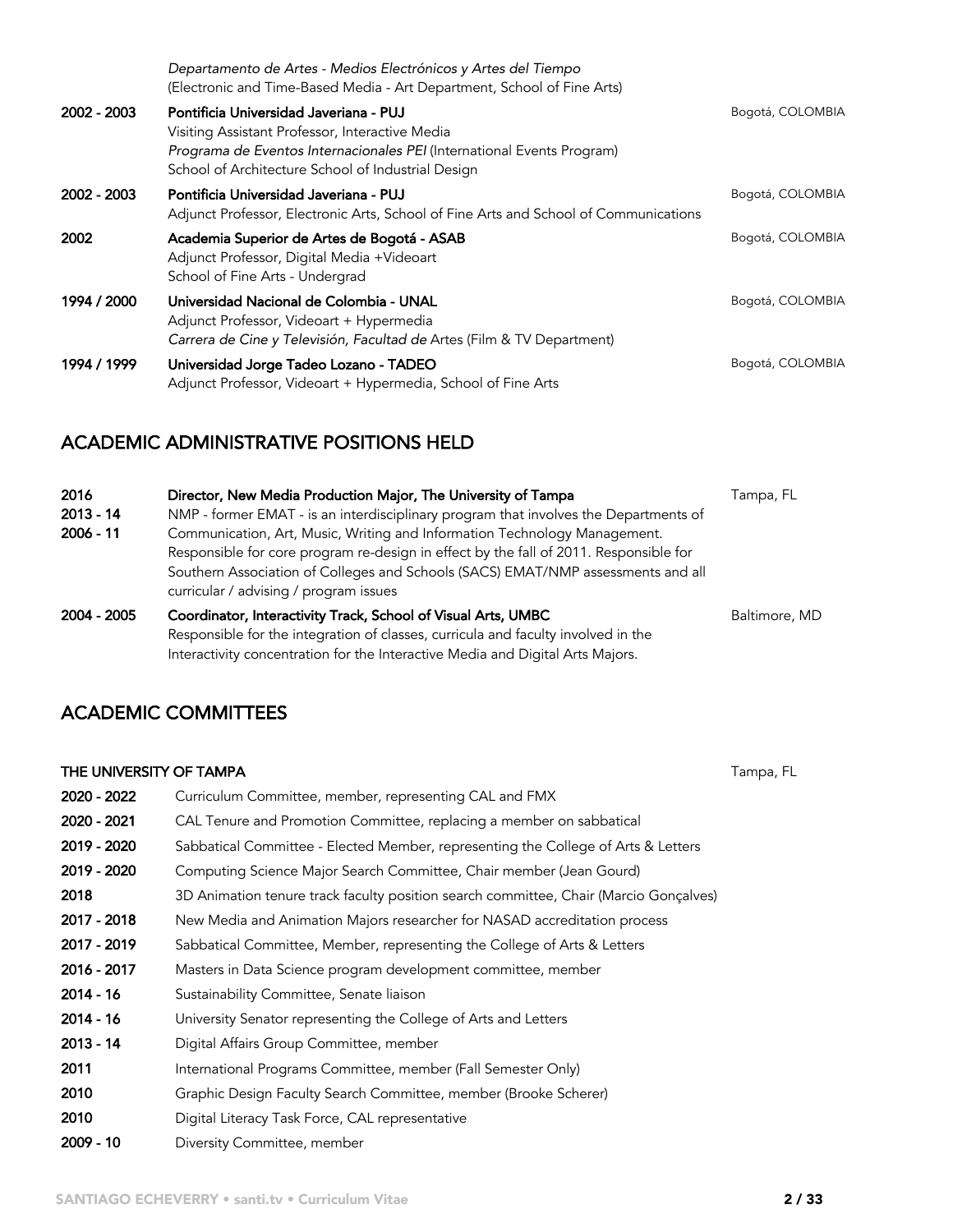*Departamento de Artes - Medios Electrónicos y Artes del Tiempo*
(Electronic and Time-Based Media - Art Department, School of Fine Arts)

**2002 - 2003** **Pontificia Universidad Javeriana - PUJ** — Bogotá, COLOMBIA
Visiting Assistant Professor, Interactive Media
*Programa de Eventos Internacionales PEI* (International Events Program)
School of Architecture School of Industrial Design

**2002 - 2003** **Pontificia Universidad Javeriana - PUJ** — Bogotá, COLOMBIA
Adjunct Professor, Electronic Arts, School of Fine Arts and School of Communications

**2002** **Academia Superior de Artes de Bogotá - ASAB** — Bogotá, COLOMBIA
Adjunct Professor, Digital Media +Videoart
School of Fine Arts - Undergrad

**1994 / 2000** **Universidad Nacional de Colombia - UNAL** — Bogotá, COLOMBIA
Adjunct Professor, Videoart + Hypermedia
*Carrera de Cine y Televisión, Facultad de* Artes (Film & TV Department)

**1994 / 1999** **Universidad Jorge Tadeo Lozano - TADEO** — Bogotá, COLOMBIA
Adjunct Professor, Videoart + Hypermedia, School of Fine Arts

## ACADEMIC ADMINISTRATIVE POSITIONS HELD

**2016**
**2013 - 14**
**2006 - 11**
**Director, New Media Production Major, The University of Tampa** — Tampa, FL
NMP - former EMAT - is an interdisciplinary program that involves the Departments of Communication, Art, Music, Writing and Information Technology Management. Responsible for core program re-design in effect by the fall of 2011. Responsible for Southern Association of Colleges and Schools (SACS) EMAT/NMP assessments and all curricular / advising / program issues

**2004 - 2005** **Coordinator, Interactivity Track, School of Visual Arts, UMBC** — Baltimore, MD
Responsible for the integration of classes, curricula and faculty involved in the Interactivity concentration for the Interactive Media and Digital Arts Majors.

## ACADEMIC COMMITTEES

**THE UNIVERSITY OF TAMPA** — Tampa, FL

**2020 - 2022** Curriculum Committee, member, representing CAL and FMX
**2020 - 2021** CAL Tenure and Promotion Committee, replacing a member on sabbatical
**2019 - 2020** Sabbatical Committee - Elected Member, representing the College of Arts & Letters
**2019 - 2020** Computing Science Major Search Committee, Chair member (Jean Gourd)
**2018** 3D Animation tenure track faculty position search committee, Chair (Marcio Gonçalves)
**2017 - 2018** New Media and Animation Majors researcher for NASAD accreditation process
**2017 - 2019** Sabbatical Committee, Member, representing the College of Arts & Letters
**2016 - 2017** Masters in Data Science program development committee, member
**2014 - 16** Sustainability Committee, Senate liaison
**2014 - 16** University Senator representing the College of Arts and Letters
**2013 - 14** Digital Affairs Group Committee, member
**2011** International Programs Committee, member (Fall Semester Only)
**2010** Graphic Design Faculty Search Committee, member (Brooke Scherer)
**2010** Digital Literacy Task Force, CAL representative
**2009 - 10** Diversity Committee, member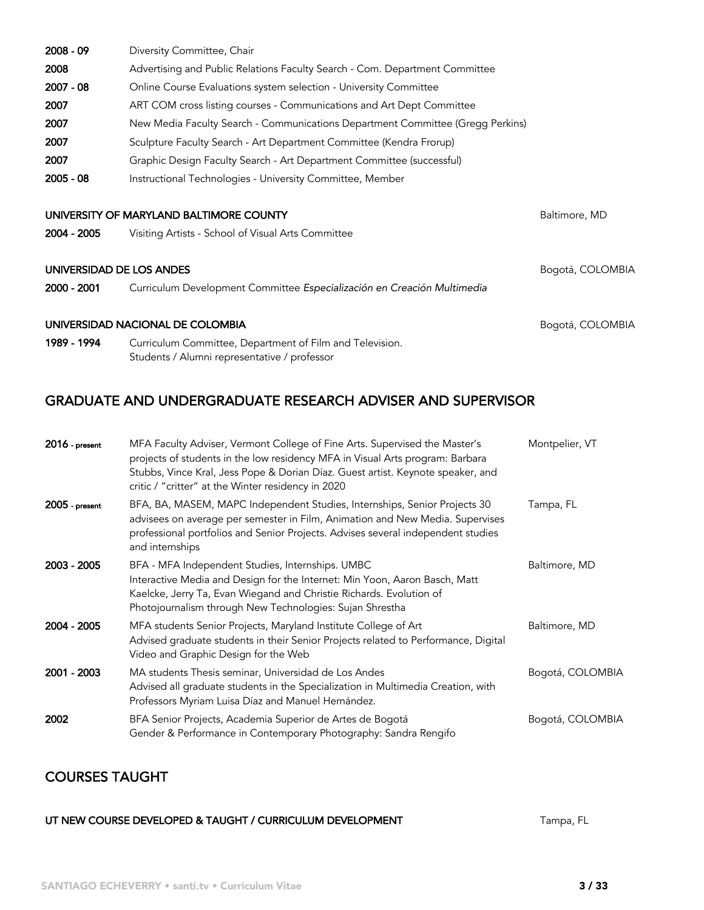| | |
|---|---|
| **2008 - 09** | Diversity Committee, Chair |
| **2008** | Advertising and Public Relations Faculty Search - Com. Department Committee |
| **2007 - 08** | Online Course Evaluations system selection - University Committee |
| **2007** | ART COM cross listing courses - Communications and Art Dept Committee |
| **2007** | New Media Faculty Search - Communications Department Committee (Gregg Perkins) |
| **2007** | Sculpture Faculty Search - Art Department Committee (Kendra Frorup) |
| **2007** | Graphic Design Faculty Search - Art Department Committee (successful) |
| **2005 - 08** | Instructional Technologies - University Committee, Member |

**UNIVERSITY OF MARYLAND BALTIMORE COUNTY** — Baltimore, MD

**2004 - 2005** Visiting Artists - School of Visual Arts Committee

**UNIVERSIDAD DE LOS ANDES** — Bogotá, COLOMBIA

**2000 - 2001** Curriculum Development Committee *Especialización en Creación Multimedia*

**UNIVERSIDAD NACIONAL DE COLOMBIA** — Bogotá, COLOMBIA

**1989 - 1994** Curriculum Committee, Department of Film and Television.
Students / Alumni representative / professor

## GRADUATE AND UNDERGRADUATE RESEARCH ADVISER AND SUPERVISOR

| | | |
|---|---|---|
| **2016** - present | MFA Faculty Adviser, Vermont College of Fine Arts. Supervised the Master's projects of students in the low residency MFA in Visual Arts program: Barbara Stubbs, Vince Kral, Jess Pope & Dorian Díaz. Guest artist. Keynote speaker, and critic / "critter" at the Winter residency in 2020 | Montpelier, VT |
| **2005** - present | BFA, BA, MASEM, MAPC Independent Studies, Internships, Senior Projects 30 advisees on average per semester in Film, Animation and New Media. Supervises professional portfolios and Senior Projects. Advises several independent studies and internships | Tampa, FL |
| **2003 - 2005** | BFA - MFA Independent Studies, Internships. UMBC<br>Interactive Media and Design for the Internet: Min Yoon, Aaron Basch, Matt Kaelcke, Jerry Ta, Evan Wiegand and Christie Richards. Evolution of Photojournalism through New Technologies: Sujan Shrestha | Baltimore, MD |
| **2004 - 2005** | MFA students Senior Projects, Maryland Institute College of Art<br>Advised graduate students in their Senior Projects related to Performance, Digital Video and Graphic Design for the Web | Baltimore, MD |
| **2001 - 2003** | MA students Thesis seminar, Universidad de Los Andes<br>Advised all graduate students in the Specialization in Multimedia Creation, with Professors Myriam Luisa Díaz and Manuel Hernández. | Bogotá, COLOMBIA |
| **2002** | BFA Senior Projects, Academia Superior de Artes de Bogotá<br>Gender & Performance in Contemporary Photography: Sandra Rengifo | Bogotá, COLOMBIA |

## COURSES TAUGHT

**UT NEW COURSE DEVELOPED & TAUGHT / CURRICULUM DEVELOPMENT** — Tampa, FL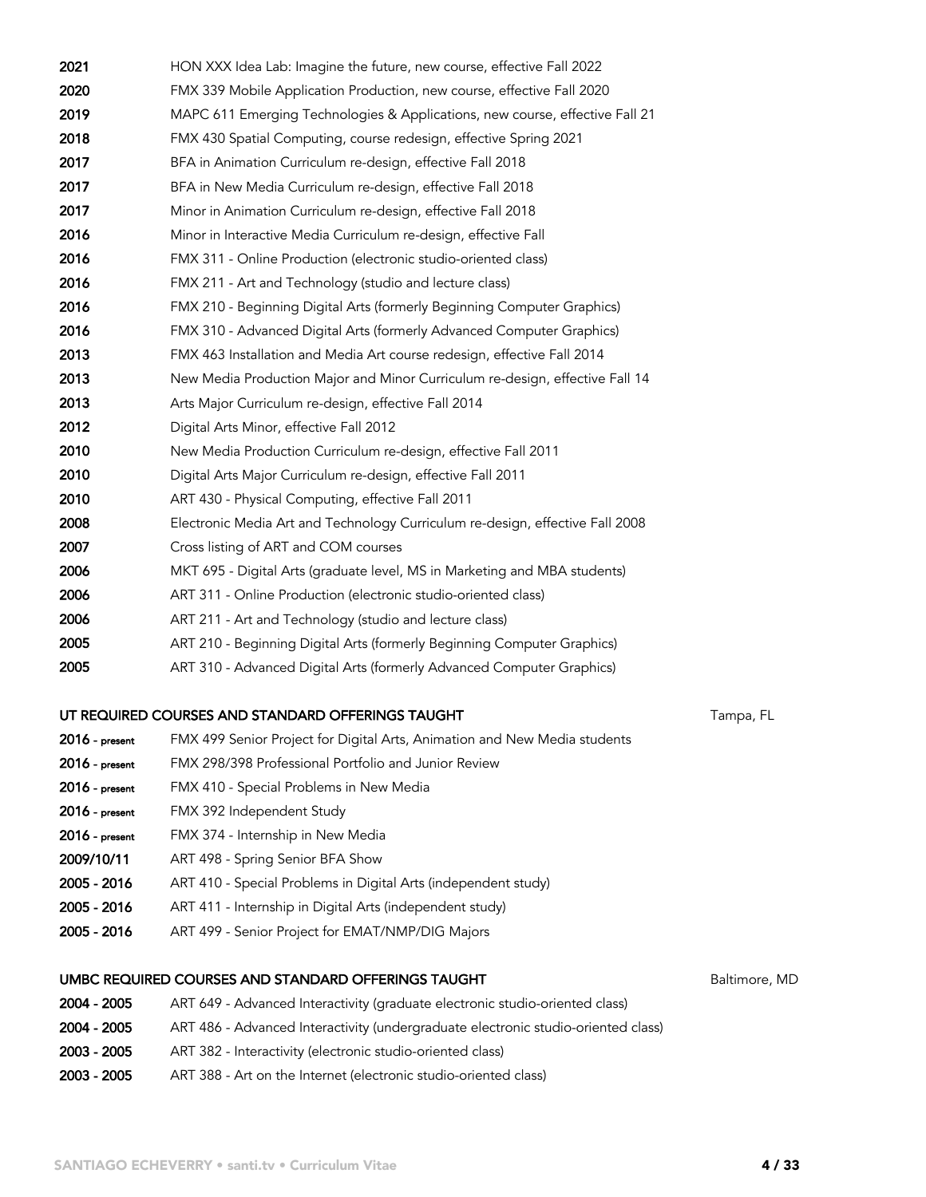| | |
|---|---|
| **2021** | HON XXX Idea Lab: Imagine the future, new course, effective Fall 2022 |
| **2020** | FMX 339 Mobile Application Production, new course, effective Fall 2020 |
| **2019** | MAPC 611 Emerging Technologies & Applications, new course, effective Fall 21 |
| **2018** | FMX 430 Spatial Computing, course redesign, effective Spring 2021 |
| **2017** | BFA in Animation Curriculum re-design, effective Fall 2018 |
| **2017** | BFA in New Media Curriculum re-design, effective Fall 2018 |
| **2017** | Minor in Animation Curriculum re-design, effective Fall 2018 |
| **2016** | Minor in Interactive Media Curriculum re-design, effective Fall |
| **2016** | FMX 311 - Online Production (electronic studio-oriented class) |
| **2016** | FMX 211 - Art and Technology (studio and lecture class) |
| **2016** | FMX 210 - Beginning Digital Arts (formerly Beginning Computer Graphics) |
| **2016** | FMX 310 - Advanced Digital Arts (formerly Advanced Computer Graphics) |
| **2013** | FMX 463 Installation and Media Art course redesign, effective Fall 2014 |
| **2013** | New Media Production Major and Minor Curriculum re-design, effective Fall 14 |
| **2013** | Arts Major Curriculum re-design, effective Fall 2014 |
| **2012** | Digital Arts Minor, effective Fall 2012 |
| **2010** | New Media Production Curriculum re-design, effective Fall 2011 |
| **2010** | Digital Arts Major Curriculum re-design, effective Fall 2011 |
| **2010** | ART 430 - Physical Computing, effective Fall 2011 |
| **2008** | Electronic Media Art and Technology Curriculum re-design, effective Fall 2008 |
| **2007** | Cross listing of ART and COM courses |
| **2006** | MKT 695 - Digital Arts (graduate level, MS in Marketing and MBA students) |
| **2006** | ART 311 - Online Production (electronic studio-oriented class) |
| **2006** | ART 211 - Art and Technology (studio and lecture class) |
| **2005** | ART 210 - Beginning Digital Arts (formerly Beginning Computer Graphics) |
| **2005** | ART 310 - Advanced Digital Arts (formerly Advanced Computer Graphics) |

## UT REQUIRED COURSES AND STANDARD OFFERINGS TAUGHT — Tampa, FL

| | |
|---|---|
| **2016 - present** | FMX 499 Senior Project for Digital Arts, Animation and New Media students |
| **2016 - present** | FMX 298/398 Professional Portfolio and Junior Review |
| **2016 - present** | FMX 410 - Special Problems in New Media |
| **2016 - present** | FMX 392 Independent Study |
| **2016 - present** | FMX 374 - Internship in New Media |
| **2009/10/11** | ART 498 - Spring Senior BFA Show |
| **2005 - 2016** | ART 410 - Special Problems in Digital Arts (independent study) |
| **2005 - 2016** | ART 411 - Internship in Digital Arts (independent study) |
| **2005 - 2016** | ART 499 - Senior Project for EMAT/NMP/DIG Majors |

## UMBC REQUIRED COURSES AND STANDARD OFFERINGS TAUGHT — Baltimore, MD

| | |
|---|---|
| **2004 - 2005** | ART 649 - Advanced Interactivity (graduate electronic studio-oriented class) |
| **2004 - 2005** | ART 486 - Advanced Interactivity (undergraduate electronic studio-oriented class) |
| **2003 - 2005** | ART 382 - Interactivity (electronic studio-oriented class) |
| **2003 - 2005** | ART 388 - Art on the Internet (electronic studio-oriented class) |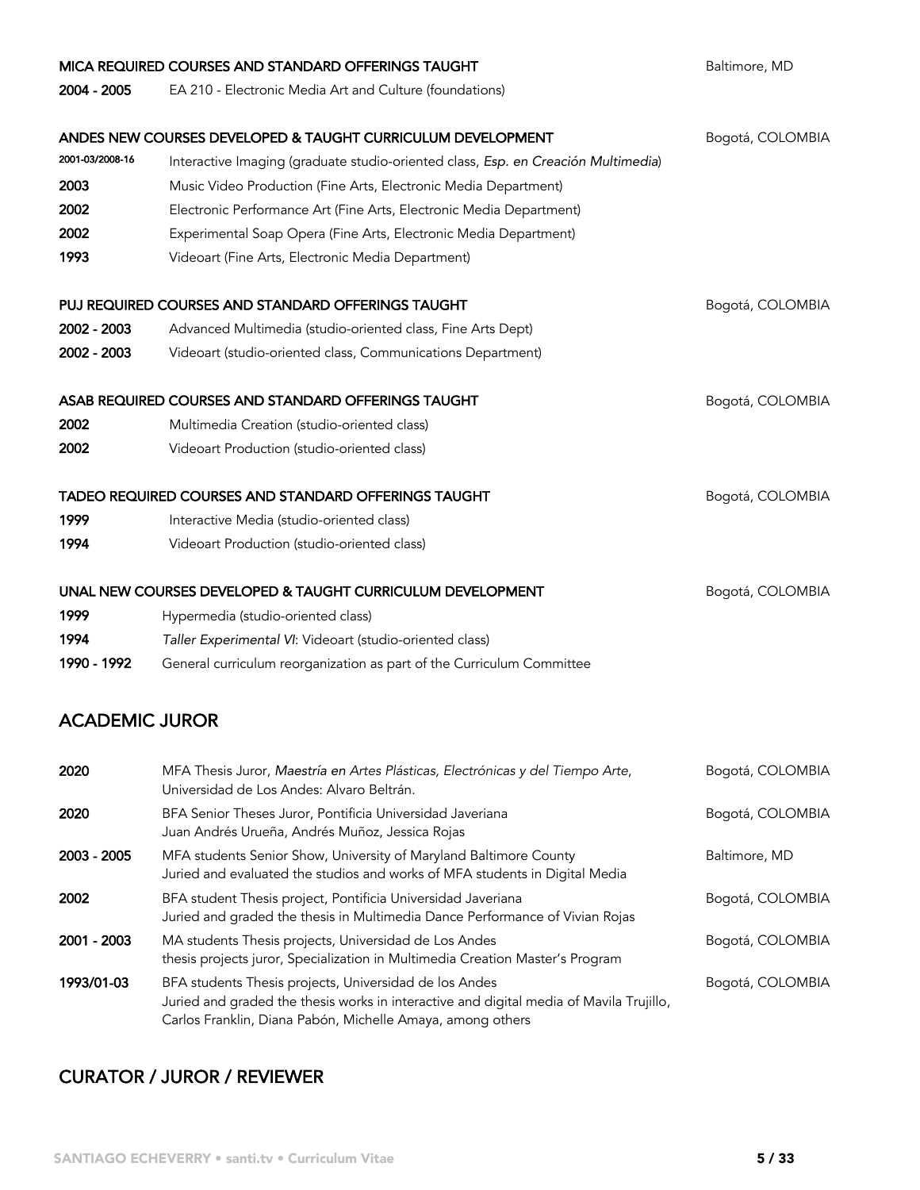**MICA REQUIRED COURSES AND STANDARD OFFERINGS TAUGHT** — Baltimore, MD

| | | |
|---|---|---|
| **2004 - 2005** | EA 210 - Electronic Media Art and Culture (foundations) | |

**ANDES NEW COURSES DEVELOPED & TAUGHT CURRICULUM DEVELOPMENT** — Bogotá, COLOMBIA

| | |
|---|---|
| **2001-03/2008-16** | Interactive Imaging (graduate studio-oriented class, *Esp. en Creación Multimedia*) |
| **2003** | Music Video Production (Fine Arts, Electronic Media Department) |
| **2002** | Electronic Performance Art (Fine Arts, Electronic Media Department) |
| **2002** | Experimental Soap Opera (Fine Arts, Electronic Media Department) |
| **1993** | Videoart (Fine Arts, Electronic Media Department) |

**PUJ REQUIRED COURSES AND STANDARD OFFERINGS TAUGHT** — Bogotá, COLOMBIA

| | |
|---|---|
| **2002 - 2003** | Advanced Multimedia (studio-oriented class, Fine Arts Dept) |
| **2002 - 2003** | Videoart (studio-oriented class, Communications Department) |

**ASAB REQUIRED COURSES AND STANDARD OFFERINGS TAUGHT** — Bogotá, COLOMBIA

| | |
|---|---|
| **2002** | Multimedia Creation (studio-oriented class) |
| **2002** | Videoart Production (studio-oriented class) |

**TADEO REQUIRED COURSES AND STANDARD OFFERINGS TAUGHT** — Bogotá, COLOMBIA

| | |
|---|---|
| **1999** | Interactive Media (studio-oriented class) |
| **1994** | Videoart Production (studio-oriented class) |

**UNAL NEW COURSES DEVELOPED & TAUGHT CURRICULUM DEVELOPMENT** — Bogotá, COLOMBIA

| | |
|---|---|
| **1999** | Hypermedia (studio-oriented class) |
| **1994** | *Taller Experimental VI*: Videoart (studio-oriented class) |
| **1990 - 1992** | General curriculum reorganization as part of the Curriculum Committee |

## ACADEMIC JUROR

| | | |
|---|---|---|
| **2020** | MFA Thesis Juror, *Maestría en Artes Plásticas, Electrónicas y del Tiempo Arte*, Universidad de Los Andes: Alvaro Beltrán. | Bogotá, COLOMBIA |
| **2020** | BFA Senior Theses Juror, Pontificia Universidad Javeriana<br>Juan Andrés Urueña, Andrés Muñoz, Jessica Rojas | Bogotá, COLOMBIA |
| **2003 - 2005** | MFA students Senior Show, University of Maryland Baltimore County<br>Juried and evaluated the studios and works of MFA students in Digital Media | Baltimore, MD |
| **2002** | BFA student Thesis project, Pontificia Universidad Javeriana<br>Juried and graded the thesis in Multimedia Dance Performance of Vivian Rojas | Bogotá, COLOMBIA |
| **2001 - 2003** | MA students Thesis projects, Universidad de Los Andes<br>thesis projects juror, Specialization in Multimedia Creation Master's Program | Bogotá, COLOMBIA |
| **1993/01-03** | BFA students Thesis projects, Universidad de los Andes<br>Juried and graded the thesis works in interactive and digital media of Mavila Trujillo, Carlos Franklin, Diana Pabón, Michelle Amaya, among others | Bogotá, COLOMBIA |

## CURATOR / JUROR / REVIEWER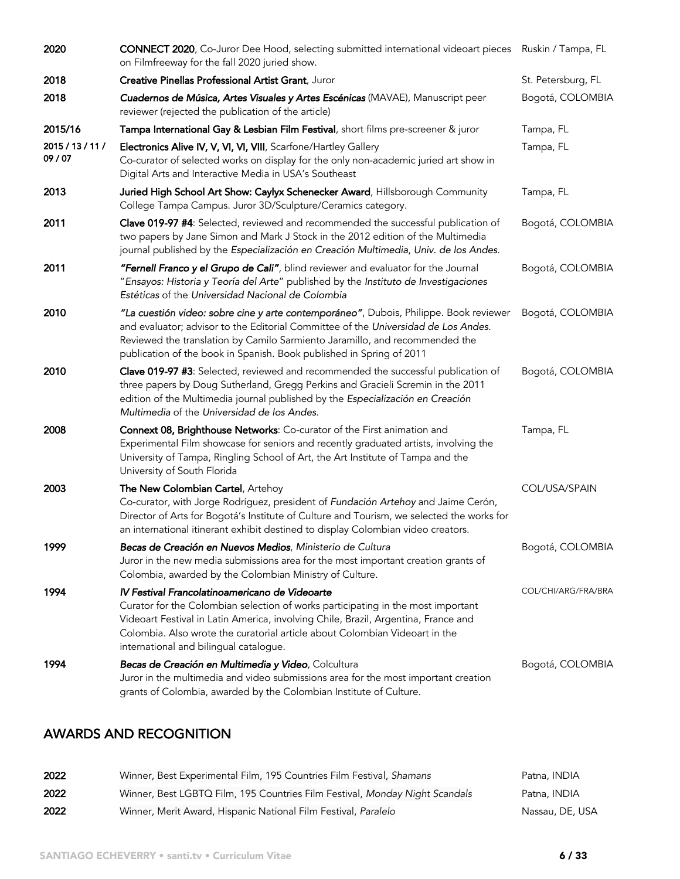| | | |
|---|---|---|
| **2020** | **CONNECT 2020**, Co-Juror Dee Hood, selecting submitted international videoart pieces on Filmfreeway for the fall 2020 juried show. | Ruskin / Tampa, FL |
| **2018** | **Creative Pinellas Professional Artist Grant**, Juror | St. Petersburg, FL |
| **2018** | ***Cuadernos de Música, Artes Visuales y Artes Escénicas*** (MAVAE), Manuscript peer reviewer (rejected the publication of the article) | Bogotá, COLOMBIA |
| **2015/16** | **Tampa International Gay & Lesbian Film Festival**, short films pre-screener & juror | Tampa, FL |
| **2015 / 13 / 11 / 09 / 07** | **Electronics Alive IV, V, VI, VI, VIII**, Scarfone/Hartley Gallery<br>Co-curator of selected works on display for the only non-academic juried art show in Digital Arts and Interactive Media in USA's Southeast | Tampa, FL |
| **2013** | **Juried High School Art Show: Caylyx Schenecker Award**, Hillsborough Community College Tampa Campus. Juror 3D/Sculpture/Ceramics category. | Tampa, FL |
| **2011** | **Clave 019-97 #4**: Selected, reviewed and recommended the successful publication of two papers by Jane Simon and Mark J Stock in the 2012 edition of the Multimedia journal published by the *Especialización en Creación Multimedia, Univ. de los Andes*. | Bogotá, COLOMBIA |
| **2011** | ***"Fernell Franco y el Grupo de Cali"***, blind reviewer and evaluator for the Journal "*Ensayos: Historia y Teoría del Arte*" published by the *Instituto de Investigaciones Estéticas* of the *Universidad Nacional de Colombia* | Bogotá, COLOMBIA |
| **2010** | ***"La cuestión video: sobre cine y arte contemporáneo"***, Dubois, Philippe. Book reviewer and evaluator; advisor to the Editorial Committee of the *Universidad de Los Andes*. Reviewed the translation by Camilo Sarmiento Jaramillo, and recommended the publication of the book in Spanish. Book published in Spring of 2011 | Bogotá, COLOMBIA |
| **2010** | **Clave 019-97 #3**: Selected, reviewed and recommended the successful publication of three papers by Doug Sutherland, Gregg Perkins and Gracieli Scremin in the 2011 edition of the Multimedia journal published by the *Especialización en Creación Multimedia* of the *Universidad de los Andes*. | Bogotá, COLOMBIA |
| **2008** | **Connext 08, Brighthouse Networks**: Co-curator of the First animation and Experimental Film showcase for seniors and recently graduated artists, involving the University of Tampa, Ringling School of Art, the Art Institute of Tampa and the University of South Florida | Tampa, FL |
| **2003** | **The New Colombian Cartel**, Artehoy<br>Co-curator, with Jorge Rodríguez, president of *Fundación Artehoy* and Jaime Cerón, Director of Arts for Bogotá's Institute of Culture and Tourism, we selected the works for an international itinerant exhibit destined to display Colombian video creators. | COL/USA/SPAIN |
| **1999** | ***Becas de Creación en Nuevos Medios**, Ministerio de Cultura*<br>Juror in the new media submissions area for the most important creation grants of Colombia, awarded by the Colombian Ministry of Culture. | Bogotá, COLOMBIA |
| **1994** | ***IV Festival Francolatinoamericano de Videoarte***<br>Curator for the Colombian selection of works participating in the most important Videoart Festival in Latin America, involving Chile, Brazil, Argentina, France and Colombia. Also wrote the curatorial article about Colombian Videoart in the international and bilingual catalogue. | COL/CHI/ARG/FRA/BRA |
| **1994** | ***Becas de Creación en Multimedia y Video***, Colcultura<br>Juror in the multimedia and video submissions area for the most important creation grants of Colombia, awarded by the Colombian Institute of Culture. | Bogotá, COLOMBIA |

## AWARDS AND RECOGNITION

| | | |
|---|---|---|
| **2022** | Winner, Best Experimental Film, 195 Countries Film Festival, *Shamans* | Patna, INDIA |
| **2022** | Winner, Best LGBTQ Film, 195 Countries Film Festival, *Monday Night Scandals* | Patna, INDIA |
| **2022** | Winner, Merit Award, Hispanic National Film Festival, *Paralelo* | Nassau, DE, USA |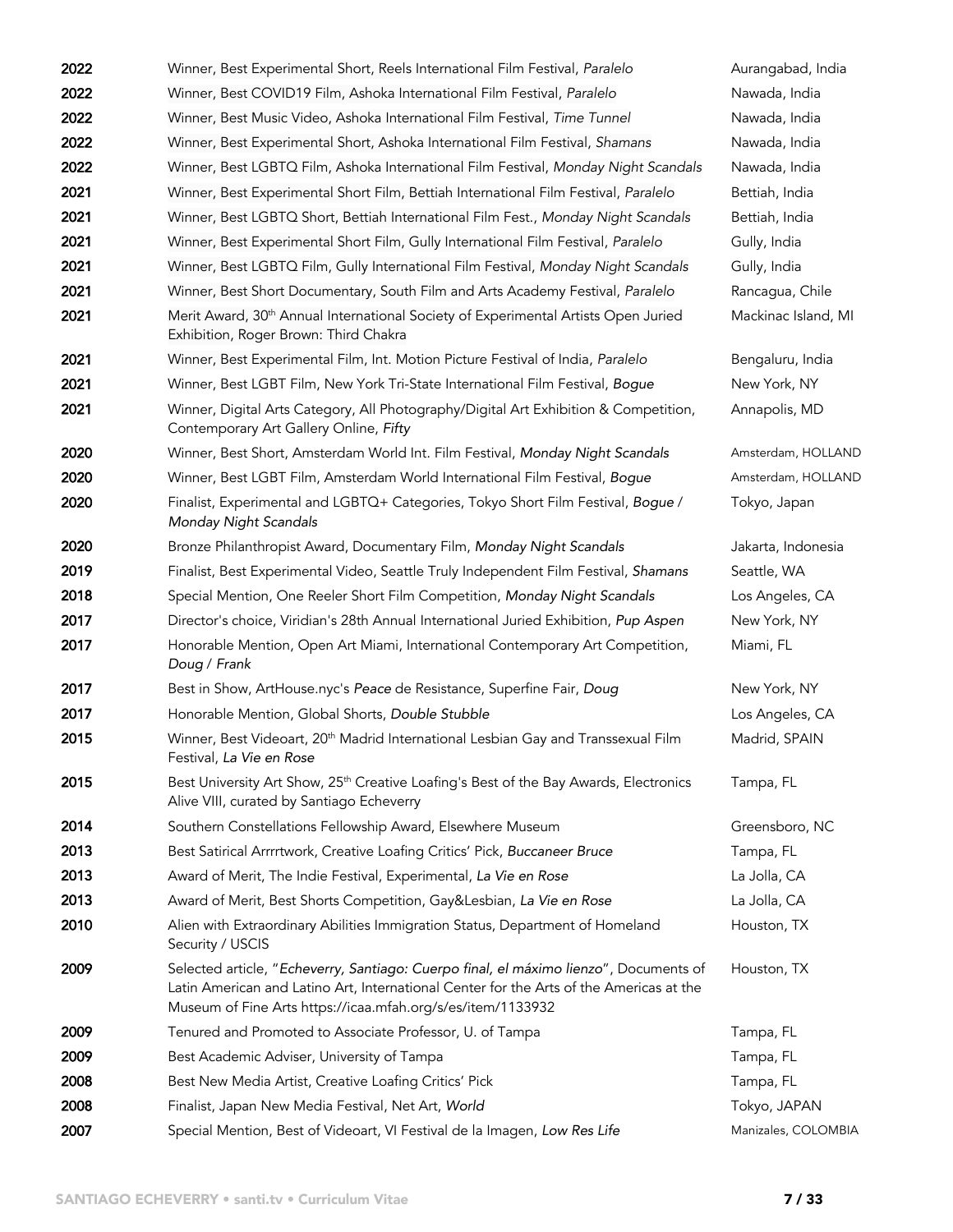| | | |
|---|---|---|
| **2022** | Winner, Best Experimental Short, Reels International Film Festival, *Paralelo* | Aurangabad, India |
| **2022** | Winner, Best COVID19 Film, Ashoka International Film Festival, *Paralelo* | Nawada, India |
| **2022** | Winner, Best Music Video, Ashoka International Film Festival, *Time Tunnel* | Nawada, India |
| **2022** | Winner, Best Experimental Short, Ashoka International Film Festival, *Shamans* | Nawada, India |
| **2022** | Winner, Best LGBTQ Film, Ashoka International Film Festival, *Monday Night Scandals* | Nawada, India |
| **2021** | Winner, Best Experimental Short Film, Bettiah International Film Festival, *Paralelo* | Bettiah, India |
| **2021** | Winner, Best LGBTQ Short, Bettiah International Film Fest., *Monday Night Scandals* | Bettiah, India |
| **2021** | Winner, Best Experimental Short Film, Gully International Film Festival, *Paralelo* | Gully, India |
| **2021** | Winner, Best LGBTQ Film, Gully International Film Festival, *Monday Night Scandals* | Gully, India |
| **2021** | Winner, Best Short Documentary, South Film and Arts Academy Festival, *Paralelo* | Rancagua, Chile |
| **2021** | Merit Award, 30th Annual International Society of Experimental Artists Open Juried Exhibition, Roger Brown: Third Chakra | Mackinac Island, MI |
| **2021** | Winner, Best Experimental Film, Int. Motion Picture Festival of India, *Paralelo* | Bengaluru, India |
| **2021** | Winner, Best LGBT Film, New York Tri-State International Film Festival, *Bogue* | New York, NY |
| **2021** | Winner, Digital Arts Category, All Photography/Digital Art Exhibition & Competition, Contemporary Art Gallery Online, *Fifty* | Annapolis, MD |
| **2020** | Winner, Best Short, Amsterdam World Int. Film Festival, *Monday Night Scandals* | Amsterdam, HOLLAND |
| **2020** | Winner, Best LGBT Film, Amsterdam World International Film Festival, *Bogue* | Amsterdam, HOLLAND |
| **2020** | Finalist, Experimental and LGBTQ+ Categories, Tokyo Short Film Festival, *Bogue* / *Monday Night Scandals* | Tokyo, Japan |
| **2020** | Bronze Philanthropist Award, Documentary Film, *Monday Night Scandals* | Jakarta, Indonesia |
| **2019** | Finalist, Best Experimental Video, Seattle Truly Independent Film Festival, *Shamans* | Seattle, WA |
| **2018** | Special Mention, One Reeler Short Film Competition, *Monday Night Scandals* | Los Angeles, CA |
| **2017** | Director's choice, Viridian's 28th Annual International Juried Exhibition, *Pup Aspen* | New York, NY |
| **2017** | Honorable Mention, Open Art Miami, International Contemporary Art Competition, *Doug* / *Frank* | Miami, FL |
| **2017** | Best in Show, ArtHouse.nyc's *Peace* de Resistance, Superfine Fair, *Doug* | New York, NY |
| **2017** | Honorable Mention, Global Shorts, *Double Stubble* | Los Angeles, CA |
| **2015** | Winner, Best Videoart, 20th Madrid International Lesbian Gay and Transsexual Film Festival, *La Vie en Rose* | Madrid, SPAIN |
| **2015** | Best University Art Show, 25th Creative Loafing's Best of the Bay Awards, Electronics Alive VIII, curated by Santiago Echeverry | Tampa, FL |
| **2014** | Southern Constellations Fellowship Award, Elsewhere Museum | Greensboro, NC |
| **2013** | Best Satirical Arrrrtwork, Creative Loafing Critics' Pick, *Buccaneer Bruce* | Tampa, FL |
| **2013** | Award of Merit, The Indie Festival, Experimental, *La Vie en Rose* | La Jolla, CA |
| **2013** | Award of Merit, Best Shorts Competition, Gay&Lesbian, *La Vie en Rose* | La Jolla, CA |
| **2010** | Alien with Extraordinary Abilities Immigration Status, Department of Homeland Security / USCIS | Houston, TX |
| **2009** | Selected article, "*Echeverry, Santiago: Cuerpo final, el máximo lienzo*", Documents of Latin American and Latino Art, International Center for the Arts of the Americas at the Museum of Fine Arts https://icaa.mfah.org/s/es/item/1133932 | Houston, TX |
| **2009** | Tenured and Promoted to Associate Professor, U. of Tampa | Tampa, FL |
| **2009** | Best Academic Adviser, University of Tampa | Tampa, FL |
| **2008** | Best New Media Artist, Creative Loafing Critics' Pick | Tampa, FL |
| **2008** | Finalist, Japan New Media Festival, Net Art, *World* | Tokyo, JAPAN |
| **2007** | Special Mention, Best of Videoart, VI Festival de la Imagen, *Low Res Life* | Manizales, COLOMBIA |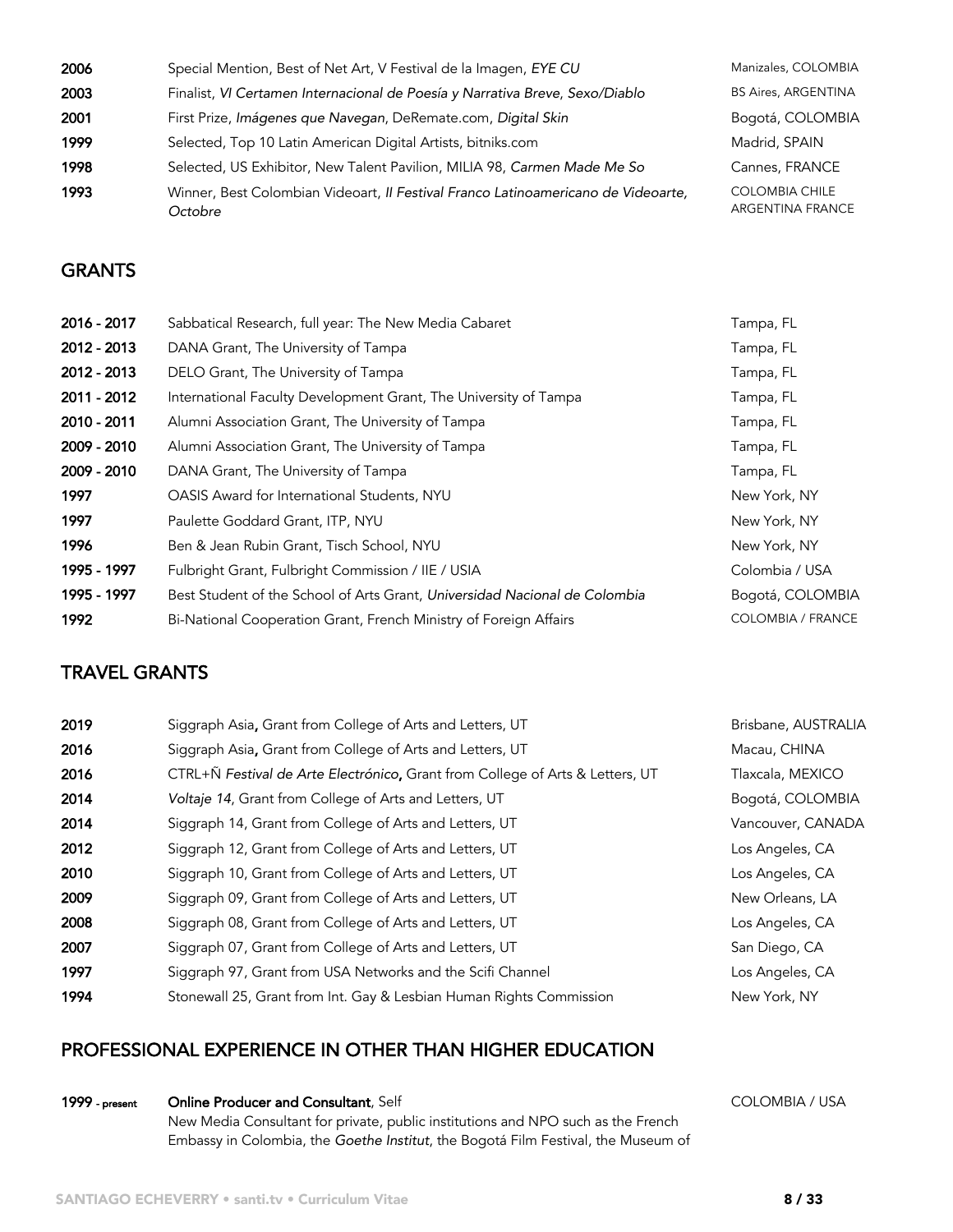| | | |
|---|---|---|
| **2006** | Special Mention, Best of Net Art, V Festival de la Imagen, *EYE CU* | Manizales, COLOMBIA |
| **2003** | Finalist, *VI Certamen Internacional de Poesía y Narrativa Breve*, *Sexo/Diablo* | BS Aires, ARGENTINA |
| **2001** | First Prize, *Imágenes que Navegan*, DeRemate.com, *Digital Skin* | Bogotá, COLOMBIA |
| **1999** | Selected, Top 10 Latin American Digital Artists, bitniks.com | Madrid, SPAIN |
| **1998** | Selected, US Exhibitor, New Talent Pavilion, MILIA 98, *Carmen Made Me So* | Cannes, FRANCE |
| **1993** | Winner, Best Colombian Videoart, *II Festival Franco Latinoamericano de Videoarte*, *Octobre* | COLOMBIA CHILE ARGENTINA FRANCE |

## GRANTS

| | | |
|---|---|---|
| **2016 - 2017** | Sabbatical Research, full year: The New Media Cabaret | Tampa, FL |
| **2012 - 2013** | DANA Grant, The University of Tampa | Tampa, FL |
| **2012 - 2013** | DELO Grant, The University of Tampa | Tampa, FL |
| **2011 - 2012** | International Faculty Development Grant, The University of Tampa | Tampa, FL |
| **2010 - 2011** | Alumni Association Grant, The University of Tampa | Tampa, FL |
| **2009 - 2010** | Alumni Association Grant, The University of Tampa | Tampa, FL |
| **2009 - 2010** | DANA Grant, The University of Tampa | Tampa, FL |
| **1997** | OASIS Award for International Students, NYU | New York, NY |
| **1997** | Paulette Goddard Grant, ITP, NYU | New York, NY |
| **1996** | Ben & Jean Rubin Grant, Tisch School, NYU | New York, NY |
| **1995 - 1997** | Fulbright Grant, Fulbright Commission / IIE / USIA | Colombia / USA |
| **1995 - 1997** | Best Student of the School of Arts Grant, *Universidad Nacional de Colombia* | Bogotá, COLOMBIA |
| **1992** | Bi-National Cooperation Grant, French Ministry of Foreign Affairs | COLOMBIA / FRANCE |

## TRAVEL GRANTS

| | | |
|---|---|---|
| **2019** | Siggraph Asia**,** Grant from College of Arts and Letters, UT | Brisbane, AUSTRALIA |
| **2016** | Siggraph Asia**,** Grant from College of Arts and Letters, UT | Macau, CHINA |
| **2016** | CTRL+Ñ *Festival de Arte Electrónico***,** Grant from College of Arts & Letters, UT | Tlaxcala, MEXICO |
| **2014** | *Voltaje 14*, Grant from College of Arts and Letters, UT | Bogotá, COLOMBIA |
| **2014** | Siggraph 14, Grant from College of Arts and Letters, UT | Vancouver, CANADA |
| **2012** | Siggraph 12, Grant from College of Arts and Letters, UT | Los Angeles, CA |
| **2010** | Siggraph 10, Grant from College of Arts and Letters, UT | Los Angeles, CA |
| **2009** | Siggraph 09, Grant from College of Arts and Letters, UT | New Orleans, LA |
| **2008** | Siggraph 08, Grant from College of Arts and Letters, UT | Los Angeles, CA |
| **2007** | Siggraph 07, Grant from College of Arts and Letters, UT | San Diego, CA |
| **1997** | Siggraph 97, Grant from USA Networks and the Scifi Channel | Los Angeles, CA |
| **1994** | Stonewall 25, Grant from Int. Gay & Lesbian Human Rights Commission | New York, NY |

## PROFESSIONAL EXPERIENCE IN OTHER THAN HIGHER EDUCATION

**1999 - present** **Online Producer and Consultant**, Self — COLOMBIA / USA

New Media Consultant for private, public institutions and NPO such as the French Embassy in Colombia, the *Goethe Institut*, the Bogotá Film Festival, the Museum of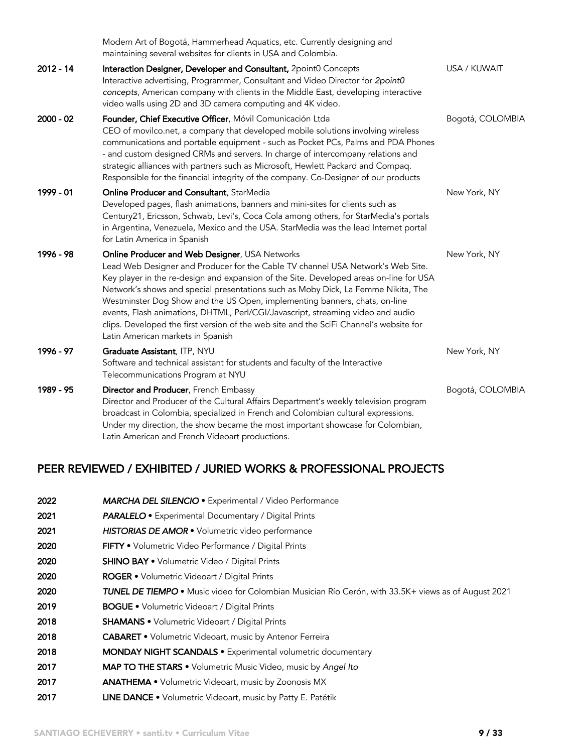Modern Art of Bogotá, Hammerhead Aquatics, etc. Currently designing and maintaining several websites for clients in USA and Colombia.

**2012 - 14** | **Interaction Designer, Developer and Consultant,** 2point0 Concepts | USA / KUWAIT
Interactive advertising, Programmer, Consultant and Video Director for *2point0 concepts*, American company with clients in the Middle East, developing interactive video walls using 2D and 3D camera computing and 4K video.

**2000 - 02** | **Founder, Chief Executive Officer**, Móvil Comunicación Ltda | Bogotá, COLOMBIA
CEO of movilco.net, a company that developed mobile solutions involving wireless communications and portable equipment - such as Pocket PCs, Palms and PDA Phones - and custom designed CRMs and servers. In charge of intercompany relations and strategic alliances with partners such as Microsoft, Hewlett Packard and Compaq. Responsible for the financial integrity of the company. Co-Designer of our products

**1999 - 01** | **Online Producer and Consultant**, StarMedia | New York, NY
Developed pages, flash animations, banners and mini-sites for clients such as Century21, Ericsson, Schwab, Levi's, Coca Cola among others, for StarMedia's portals in Argentina, Venezuela, Mexico and the USA. StarMedia was the lead Internet portal for Latin America in Spanish

**1996 - 98** | **Online Producer and Web Designer**, USA Networks | New York, NY
Lead Web Designer and Producer for the Cable TV channel USA Network's Web Site. Key player in the re-design and expansion of the Site. Developed areas on-line for USA Network's shows and special presentations such as Moby Dick, La Femme Nikita, The Westminster Dog Show and the US Open, implementing banners, chats, on-line events, Flash animations, DHTML, Perl/CGI/Javascript, streaming video and audio clips. Developed the first version of the web site and the SciFi Channel's website for Latin American markets in Spanish

**1996 - 97** | **Graduate Assistant**, ITP, NYU | New York, NY
Software and technical assistant for students and faculty of the Interactive Telecommunications Program at NYU

**1989 - 95** | **Director and Producer**, French Embassy | Bogotá, COLOMBIA
Director and Producer of the Cultural Affairs Department's weekly television program broadcast in Colombia, specialized in French and Colombian cultural expressions. Under my direction, the show became the most important showcase for Colombian, Latin American and French Videoart productions.

## PEER REVIEWED / EXHIBITED / JURIED WORKS & PROFESSIONAL PROJECTS

**2022** *MARCHA DEL SILENCIO* • Experimental / Video Performance

**2021** *PARALELO* • Experimental Documentary / Digital Prints

**2021** *HISTORIAS DE AMOR* • Volumetric video performance

**2020** **FIFTY** • Volumetric Video Performance / Digital Prints

**2020** **SHINO BAY** • Volumetric Video / Digital Prints

**2020** **ROGER** • Volumetric Videoart / Digital Prints

**2020** *TUNEL DE TIEMPO* • Music video for Colombian Musician Río Cerón, with 33.5K+ views as of August 2021

**2019** **BOGUE** • Volumetric Videoart / Digital Prints

**2018** **SHAMANS** • Volumetric Videoart / Digital Prints

**2018** **CABARET** • Volumetric Videoart, music by Antenor Ferreira

**2018** **MONDAY NIGHT SCANDALS** • Experimental volumetric documentary

**2017** **MAP TO THE STARS** • Volumetric Music Video, music by *Angel Ito*

**2017** **ANATHEMA** • Volumetric Videoart, music by Zoonosis MX

**2017** **LINE DANCE** • Volumetric Videoart, music by Patty E. Patétik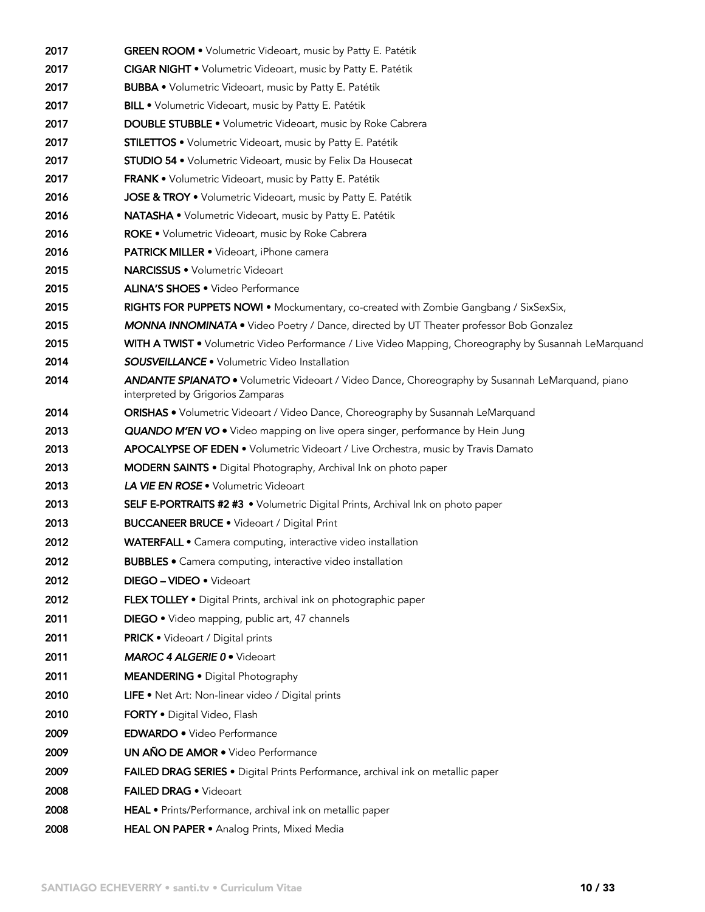2017 **GREEN ROOM** • Volumetric Videoart, music by Patty E. Patétik

2017 **CIGAR NIGHT** • Volumetric Videoart, music by Patty E. Patétik

2017 **BUBBA** • Volumetric Videoart, music by Patty E. Patétik

2017 **BILL** • Volumetric Videoart, music by Patty E. Patétik

2017 **DOUBLE STUBBLE** • Volumetric Videoart, music by Roke Cabrera

2017 **STILETTOS** • Volumetric Videoart, music by Patty E. Patétik

2017 **STUDIO 54** • Volumetric Videoart, music by Felix Da Housecat

2017 **FRANK** • Volumetric Videoart, music by Patty E. Patétik

2016 **JOSE & TROY** • Volumetric Videoart, music by Patty E. Patétik

2016 **NATASHA** • Volumetric Videoart, music by Patty E. Patétik

2016 **ROKE** • Volumetric Videoart, music by Roke Cabrera

2016 **PATRICK MILLER** • Videoart, iPhone camera

2015 **NARCISSUS** • Volumetric Videoart

2015 **ALINA'S SHOES** • Video Performance

2015 **RIGHTS FOR PUPPETS NOW!** • Mockumentary, co-created with Zombie Gangbang / SixSexSix,

2015 ***MONNA INNOMINATA*** • Video Poetry / Dance, directed by UT Theater professor Bob Gonzalez

2015 **WITH A TWIST** • Volumetric Video Performance / Live Video Mapping, Choreography by Susannah LeMarquand

2014 ***SOUSVEILLANCE*** • Volumetric Video Installation

2014 ***ANDANTE SPIANATO*** • Volumetric Videoart / Video Dance, Choreography by Susannah LeMarquand, piano interpreted by Grigorios Zamparas

2014 **ORISHAS** • Volumetric Videoart / Video Dance, Choreography by Susannah LeMarquand

2013 ***QUANDO M'EN VO*** • Video mapping on live opera singer, performance by Hein Jung

2013 **APOCALYPSE OF EDEN** • Volumetric Videoart / Live Orchestra, music by Travis Damato

2013 **MODERN SAINTS** • Digital Photography, Archival Ink on photo paper

2013 ***LA VIE EN ROSE*** • Volumetric Videoart

2013 **SELF E-PORTRAITS #2 #3** • Volumetric Digital Prints, Archival Ink on photo paper

2013 **BUCCANEER BRUCE** • Videoart / Digital Print

2012 **WATERFALL** • Camera computing, interactive video installation

2012 **BUBBLES** • Camera computing, interactive video installation

2012 **DIEGO – VIDEO** • Videoart

2012 **FLEX TOLLEY** • Digital Prints, archival ink on photographic paper

2011 **DIEGO** • Video mapping, public art, 47 channels

2011 **PRICK** • Videoart / Digital prints

2011 ***MAROC 4 ALGERIE 0*** • Videoart

2011 **MEANDERING** • Digital Photography

2010 **LIFE** • Net Art: Non-linear video / Digital prints

2010 **FORTY** • Digital Video, Flash

2009 **EDWARDO** • Video Performance

2009 **UN AÑO DE AMOR** • Video Performance

2009 **FAILED DRAG SERIES** • Digital Prints Performance, archival ink on metallic paper

2008 **FAILED DRAG** • Videoart

2008 **HEAL** • Prints/Performance, archival ink on metallic paper

2008 **HEAL ON PAPER** • Analog Prints, Mixed Media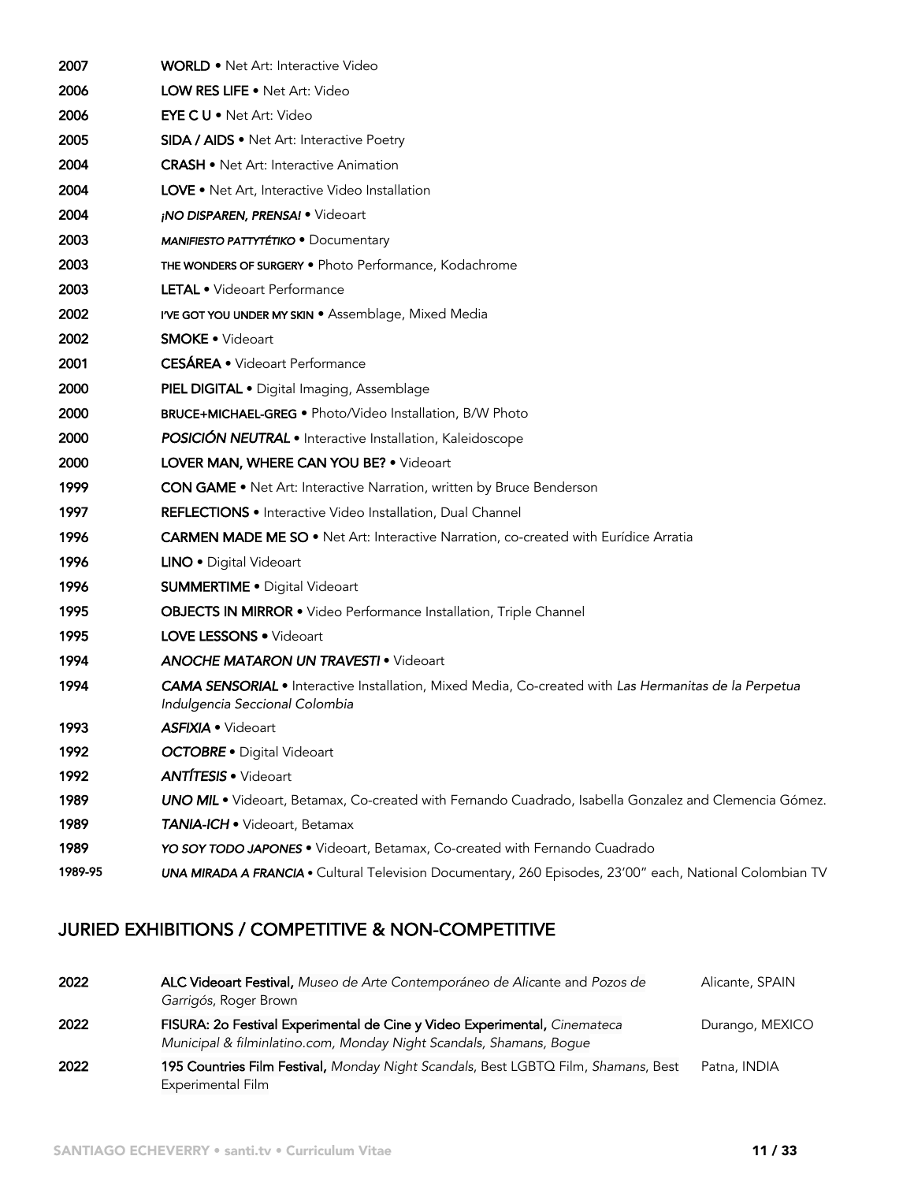| | |
|---|---|
| 2007 | **WORLD** • Net Art: Interactive Video |
| 2006 | **LOW RES LIFE** • Net Art: Video |
| 2006 | **EYE C U** • Net Art: Video |
| 2005 | **SIDA / AIDS** • Net Art: Interactive Poetry |
| 2004 | **CRASH** • Net Art: Interactive Animation |
| 2004 | **LOVE** • Net Art, Interactive Video Installation |
| 2004 | ***¡NO DISPAREN, PRENSA!*** • Videoart |
| 2003 | ***MANIFIESTO PATTYTÉTIKO*** • Documentary |
| 2003 | **THE WONDERS OF SURGERY** • Photo Performance, Kodachrome |
| 2003 | **LETAL** • Videoart Performance |
| 2002 | **I'VE GOT YOU UNDER MY SKIN** • Assemblage, Mixed Media |
| 2002 | **SMOKE** • Videoart |
| 2001 | **CESÁREA** • Videoart Performance |
| 2000 | **PIEL DIGITAL** • Digital Imaging, Assemblage |
| 2000 | **BRUCE+MICHAEL-GREG** • Photo/Video Installation, B/W Photo |
| 2000 | ***POSICIÓN NEUTRAL*** • Interactive Installation, Kaleidoscope |
| 2000 | **LOVER MAN, WHERE CAN YOU BE?** • Videoart |
| 1999 | **CON GAME** • Net Art: Interactive Narration, written by Bruce Benderson |
| 1997 | **REFLECTIONS** • Interactive Video Installation, Dual Channel |
| 1996 | **CARMEN MADE ME SO** • Net Art: Interactive Narration, co-created with Eurídice Arratia |
| 1996 | **LINO** • Digital Videoart |
| 1996 | **SUMMERTIME** • Digital Videoart |
| 1995 | **OBJECTS IN MIRROR** • Video Performance Installation, Triple Channel |
| 1995 | **LOVE LESSONS** • Videoart |
| 1994 | ***ANOCHE MATARON UN TRAVESTI*** • Videoart |
| 1994 | ***CAMA SENSORIAL*** • Interactive Installation, Mixed Media, Co-created with *Las Hermanitas de la Perpetua Indulgencia Seccional Colombia* |
| 1993 | ***ASFIXIA*** • Videoart |
| 1992 | ***OCTOBRE*** • Digital Videoart |
| 1992 | ***ANTÍTESIS*** • Videoart |
| 1989 | ***UNO MIL*** • Videoart, Betamax, Co-created with Fernando Cuadrado, Isabella Gonzalez and Clemencia Gómez. |
| 1989 | ***TANIA-ICH*** • Videoart, Betamax |
| 1989 | ***YO SOY TODO JAPONES*** • Videoart, Betamax, Co-created with Fernando Cuadrado |
| 1989-95 | ***UNA MIRADA A FRANCIA*** • Cultural Television Documentary, 260 Episodes, 23'00" each, National Colombian TV |

## JURIED EXHIBITIONS / COMPETITIVE & NON-COMPETITIVE

| | | |
|---|---|---|
| 2022 | **ALC Videoart Festival,** *Museo de Arte Contemporáneo de Alicante* and *Pozos de Garrigós*, Roger Brown | Alicante, SPAIN |
| 2022 | **FISURA: 2o Festival Experimental de Cine y Video Experimental,** *Cinemateca Municipal & filminlatino.com, Monday Night Scandals, Shamans, Bogue* | Durango, MEXICO |
| 2022 | **195 Countries Film Festival,** *Monday Night Scandals*, Best LGBTQ Film, *Shamans*, Best Experimental Film | Patna, INDIA |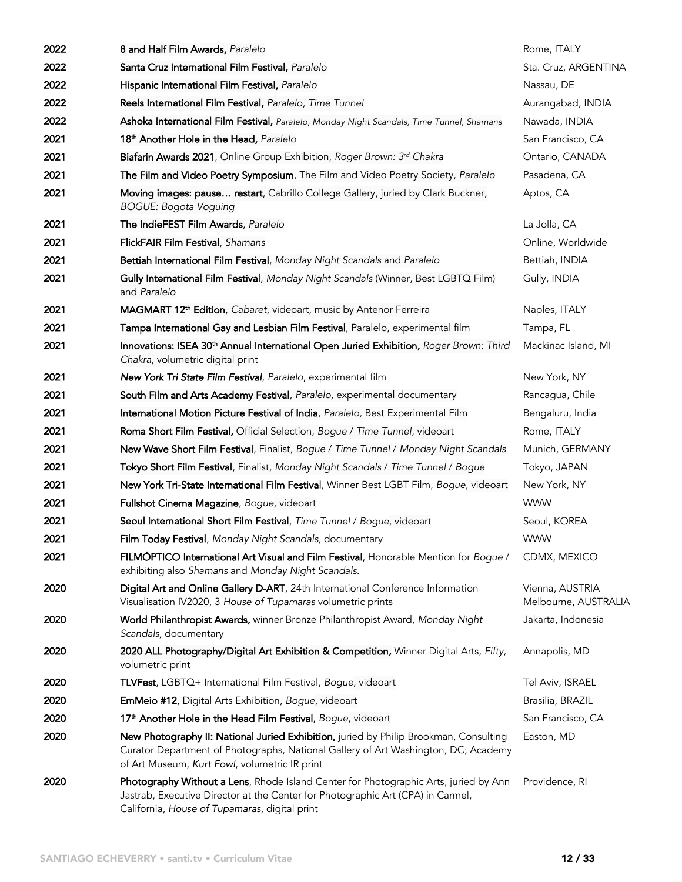| | | |
|---|---|---|
| 2022 | **8 and Half Film Awards,** *Paralelo* | Rome, ITALY |
| 2022 | **Santa Cruz International Film Festival,** *Paralelo* | Sta. Cruz, ARGENTINA |
| 2022 | **Hispanic International Film Festival,** *Paralelo* | Nassau, DE |
| 2022 | **Reels International Film Festival,** *Paralelo, Time Tunnel* | Aurangabad, INDIA |
| 2022 | **Ashoka International Film Festival,** *Paralelo, Monday Night Scandals, Time Tunnel, Shamans* | Nawada, INDIA |
| 2021 | **18th Another Hole in the Head,** *Paralelo* | San Francisco, CA |
| 2021 | **Biafarin Awards 2021**, Online Group Exhibition, *Roger Brown: 3rd Chakra* | Ontario, CANADA |
| 2021 | **The Film and Video Poetry Symposium**, The Film and Video Poetry Society, *Paralelo* | Pasadena, CA |
| 2021 | **Moving images: pause… restart**, Cabrillo College Gallery, juried by Clark Buckner, *BOGUE: Bogota Voguing* | Aptos, CA |
| 2021 | **The IndieFEST Film Awards**, *Paralelo* | La Jolla, CA |
| 2021 | **FlickFAIR Film Festival**, *Shamans* | Online, Worldwide |
| 2021 | **Bettiah International Film Festival**, *Monday Night Scandals* and *Paralelo* | Bettiah, INDIA |
| 2021 | **Gully International Film Festival**, *Monday Night Scandals* (Winner, Best LGBTQ Film) and *Paralelo* | Gully, INDIA |
| 2021 | **MAGMART 12th Edition**, *Cabaret*, videoart, music by Antenor Ferreira | Naples, ITALY |
| 2021 | **Tampa International Gay and Lesbian Film Festival**, Paralelo, experimental film | Tampa, FL |
| 2021 | **Innovations: ISEA 30th Annual International Open Juried Exhibition,** *Roger Brown: Third Chakra*, volumetric digital print | Mackinac Island, MI |
| 2021 | ***New York Tri State Film Festival***, *Paralelo*, experimental film | New York, NY |
| 2021 | **South Film and Arts Academy Festival**, *Paralelo,* experimental documentary | Rancagua, Chile |
| 2021 | **International Motion Picture Festival of India**, *Paralelo,* Best Experimental Film | Bengaluru, India |
| 2021 | **Roma Short Film Festival,** Official Selection, *Bogue / Time Tunnel*, videoart | Rome, ITALY |
| 2021 | **New Wave Short Film Festival**, Finalist, *Bogue / Time Tunnel / Monday Night Scandals* | Munich, GERMANY |
| 2021 | **Tokyo Short Film Festival**, Finalist, *Monday Night Scandals / Time Tunnel / Bogue* | Tokyo, JAPAN |
| 2021 | **New York Tri-State International Film Festival**, Winner Best LGBT Film, *Bogue*, videoart | New York, NY |
| 2021 | **Fullshot Cinema Magazine**, *Bogue*, videoart | WWW |
| 2021 | **Seoul International Short Film Festival**, *Time Tunnel / Bogue*, videoart | Seoul, KOREA |
| 2021 | **Film Today Festival**, *Monday Night Scandals*, documentary | WWW |
| 2021 | **FILMÓPTICO International Art Visual and Film Festival**, Honorable Mention for *Bogue* / exhibiting also *Shamans* and *Monday Night Scandals.* | CDMX, MEXICO |
| 2020 | **Digital Art and Online Gallery D-ART**, 24th International Conference Information Visualisation IV2020, 3 *House of Tupamaras* volumetric prints | Vienna, AUSTRIA<br>Melbourne, AUSTRALIA |
| 2020 | **World Philanthropist Awards,** winner Bronze Philanthropist Award, *Monday Night Scandals,* documentary | Jakarta, Indonesia |
| 2020 | **2020 ALL Photography/Digital Art Exhibition & Competition,** Winner Digital Arts, *Fifty,* volumetric print | Annapolis, MD |
| 2020 | **TLVFest**, LGBTQ+ International Film Festival, *Bogue*, videoart | Tel Aviv, ISRAEL |
| 2020 | **EmMeio #12**, Digital Arts Exhibition, *Bogue*, videoart | Brasilia, BRAZIL |
| 2020 | **17th Another Hole in the Head Film Festival**, *Bogue*, videoart | San Francisco, CA |
| 2020 | **New Photography II: National Juried Exhibition,** juried by Philip Brookman, Consulting Curator Department of Photographs, National Gallery of Art Washington, DC; Academy of Art Museum, *Kurt Fowl*, volumetric IR print | Easton, MD |
| 2020 | **Photography Without a Lens**, Rhode Island Center for Photographic Arts, juried by Ann Jastrab, Executive Director at the Center for Photographic Art (CPA) in Carmel, California, *House of Tupamaras*, digital print | Providence, RI |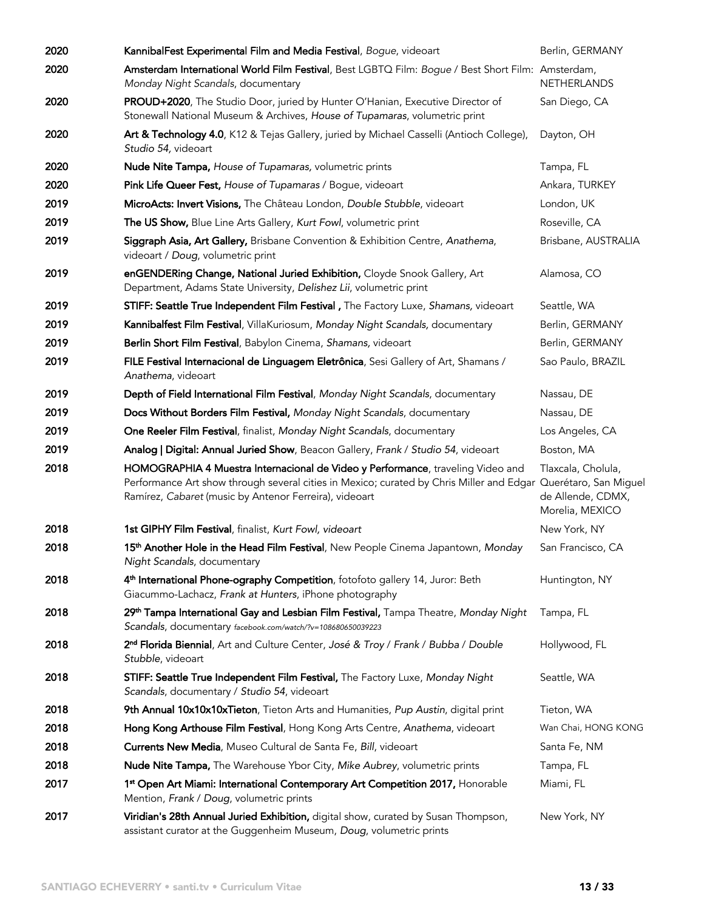| | | |
|---|---|---|
| 2020 | **KannibalFest Experimental Film and Media Festival**, *Bogue*, videoart | Berlin, GERMANY |
| 2020 | **Amsterdam International World Film Festival**, Best LGBTQ Film: *Bogue* / Best Short Film: *Monday Night Scandals*, documentary | Amsterdam, NETHERLANDS |
| 2020 | **PROUD+2020**, The Studio Door, juried by Hunter O'Hanian, Executive Director of Stonewall National Museum & Archives, *House of Tupamaras*, volumetric print | San Diego, CA |
| 2020 | **Art & Technology 4.0**, K12 & Tejas Gallery, juried by Michael Casselli (Antioch College), *Studio 54*, videoart | Dayton, OH |
| 2020 | **Nude Nite Tampa,** *House of Tupamaras*, volumetric prints | Tampa, FL |
| 2020 | **Pink Life Queer Fest,** *House of Tupamaras* / Bogue, videoart | Ankara, TURKEY |
| 2019 | **MicroActs: Invert Visions,** The Château London, *Double Stubble*, videoart | London, UK |
| 2019 | **The US Show,** Blue Line Arts Gallery, *Kurt Fowl*, volumetric print | Roseville, CA |
| 2019 | **Siggraph Asia, Art Gallery,** Brisbane Convention & Exhibition Centre, *Anathema*, videoart / *Doug*, volumetric print | Brisbane, AUSTRALIA |
| 2019 | **enGENDERing Change, National Juried Exhibition,** Cloyde Snook Gallery, Art Department, Adams State University, *Delishez Lii*, volumetric print | Alamosa, CO |
| 2019 | **STIFF: Seattle True Independent Film Festival ,** The Factory Luxe, *Shamans*, videoart | Seattle, WA |
| 2019 | **Kannibalfest Film Festival**, VillaKuriosum, *Monday Night Scandals*, documentary | Berlin, GERMANY |
| 2019 | **Berlin Short Film Festival**, Babylon Cinema, *Shamans*, videoart | Berlin, GERMANY |
| 2019 | **FILE Festival Internacional de Linguagem Eletrônica**, Sesi Gallery of Art, Shamans / *Anathema*, videoart | Sao Paulo, BRAZIL |
| 2019 | **Depth of Field International Film Festival**, *Monday Night Scandals*, documentary | Nassau, DE |
| 2019 | **Docs Without Borders Film Festival,** *Monday Night Scandals*, documentary | Nassau, DE |
| 2019 | **One Reeler Film Festival**, finalist, *Monday Night Scandals*, documentary | Los Angeles, CA |
| 2019 | **Analog \| Digital: Annual Juried Show**, Beacon Gallery, *Frank* / *Studio 54*, videoart | Boston, MA |
| 2018 | **HOMOGRAPHIA 4 Muestra Internacional de Video y Performance**, traveling Video and Performance Art show through several cities in Mexico; curated by Chris Miller and Edgar Ramírez, *Cabaret* (music by Antenor Ferreira), videoart | Tlaxcala, Cholula, Querétaro, San Miguel de Allende, CDMX, Morelia, MEXICO |
| 2018 | **1st GIPHY Film Festival**, finalist, *Kurt Fowl, videoart* | New York, NY |
| 2018 | **15th Another Hole in the Head Film Festival**, New People Cinema Japantown, *Monday Night Scandals*, documentary | San Francisco, CA |
| 2018 | **4th International Phone-ography Competition**, fotofoto gallery 14, Juror: Beth Giacummo-Lachacz, *Frank at Hunters*, iPhone photography | Huntington, NY |
| 2018 | **29th Tampa International Gay and Lesbian Film Festival,** Tampa Theatre, *Monday Night Scandals*, documentary *facebook.com/watch/?v=108680650039223* | Tampa, FL |
| 2018 | **2nd Florida Biennial**, Art and Culture Center, *José & Troy* / *Frank* / *Bubba* / *Double Stubble*, videoart | Hollywood, FL |
| 2018 | **STIFF: Seattle True Independent Film Festival,** The Factory Luxe, *Monday Night Scandals*, documentary / *Studio 54*, videoart | Seattle, WA |
| 2018 | **9th Annual 10x10x10xTieton**, Tieton Arts and Humanities, *Pup Austin*, digital print | Tieton, WA |
| 2018 | **Hong Kong Arthouse Film Festival**, Hong Kong Arts Centre, *Anathema*, videoart | Wan Chai, HONG KONG |
| 2018 | **Currents New Media**, Museo Cultural de Santa Fe, *Bill*, videoart | Santa Fe, NM |
| 2018 | **Nude Nite Tampa,** The Warehouse Ybor City, *Mike Aubrey*, volumetric prints | Tampa, FL |
| 2017 | **1st Open Art Miami: International Contemporary Art Competition 2017,** Honorable Mention, *Frank* / *Doug*, volumetric prints | Miami, FL |
| 2017 | **Viridian's 28th Annual Juried Exhibition,** digital show, curated by Susan Thompson, assistant curator at the Guggenheim Museum, *Doug*, volumetric prints | New York, NY |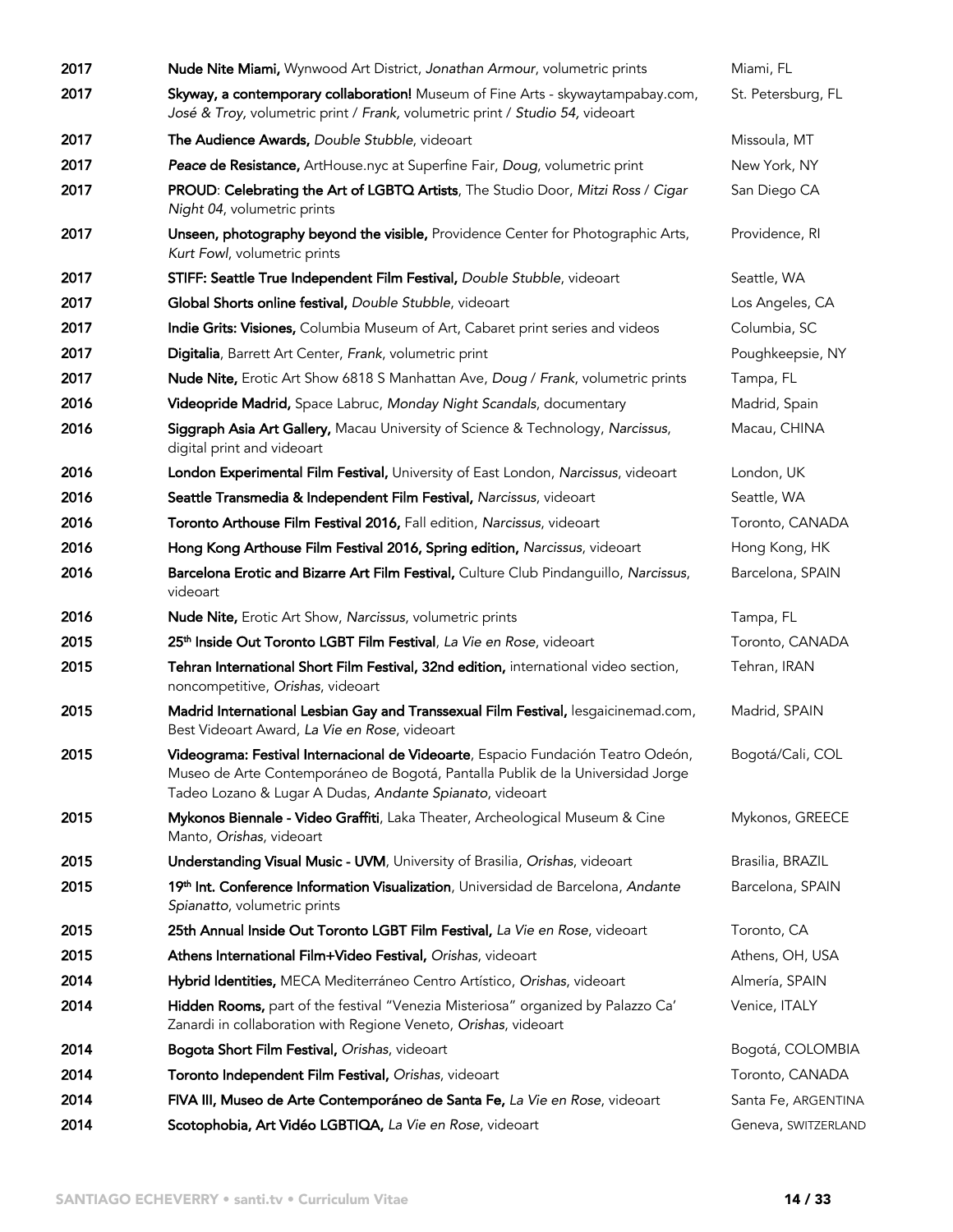| | | |
|---|---|---|
| 2017 | **Nude Nite Miami,** Wynwood Art District, *Jonathan Armour*, volumetric prints | Miami, FL |
| 2017 | **Skyway, a contemporary collaboration!** Museum of Fine Arts - skywaytampabay.com, *José & Troy*, volumetric print / *Frank*, volumetric print / *Studio 54*, videoart | St. Petersburg, FL |
| 2017 | **The Audience Awards,** *Double Stubble*, videoart | Missoula, MT |
| 2017 | ***Peace* de Resistance,** ArtHouse.nyc at Superfine Fair, *Doug*, volumetric print | New York, NY |
| 2017 | **PROUD: Celebrating the Art of LGBTQ Artists**, The Studio Door, *Mitzi Ross* / *Cigar Night 04*, volumetric prints | San Diego CA |
| 2017 | **Unseen, photography beyond the visible,** Providence Center for Photographic Arts, *Kurt Fowl*, volumetric prints | Providence, RI |
| 2017 | **STIFF: Seattle True Independent Film Festival,** *Double Stubble*, videoart | Seattle, WA |
| 2017 | **Global Shorts online festival,** *Double Stubble*, videoart | Los Angeles, CA |
| 2017 | **Indie Grits: Visiones,** Columbia Museum of Art, Cabaret print series and videos | Columbia, SC |
| 2017 | **Digitalia**, Barrett Art Center, *Frank*, volumetric print | Poughkeepsie, NY |
| 2017 | **Nude Nite,** Erotic Art Show 6818 S Manhattan Ave, *Doug* / *Frank*, volumetric prints | Tampa, FL |
| 2016 | **Videopride Madrid,** Space Labruc, *Monday Night Scandals*, documentary | Madrid, Spain |
| 2016 | **Siggraph Asia Art Gallery,** Macau University of Science & Technology, *Narcissus*, digital print and videoart | Macau, CHINA |
| 2016 | **London Experimental Film Festival,** University of East London, *Narcissus*, videoart | London, UK |
| 2016 | **Seattle Transmedia & Independent Film Festival,** *Narcissus*, videoart | Seattle, WA |
| 2016 | **Toronto Arthouse Film Festival 2016,** Fall edition, *Narcissus*, videoart | Toronto, CANADA |
| 2016 | **Hong Kong Arthouse Film Festival 2016, Spring edition,** *Narcissus*, videoart | Hong Kong, HK |
| 2016 | **Barcelona Erotic and Bizarre Art Film Festival,** Culture Club Pindanguillo, *Narcissus*, videoart | Barcelona, SPAIN |
| 2016 | **Nude Nite,** Erotic Art Show, *Narcissus*, volumetric prints | Tampa, FL |
| 2015 | **25th Inside Out Toronto LGBT Film Festival**, *La Vie en Rose*, videoart | Toronto, CANADA |
| 2015 | **Tehran International Short Film Festival, 32nd edition,** international video section, noncompetitive, *Orishas*, videoart | Tehran, IRAN |
| 2015 | **Madrid International Lesbian Gay and Transsexual Film Festival,** lesgaicinemad.com, Best Videoart Award, *La Vie en Rose*, videoart | Madrid, SPAIN |
| 2015 | **Videograma: Festival Internacional de Videoarte**, Espacio Fundación Teatro Odeón, Museo de Arte Contemporáneo de Bogotá, Pantalla Publik de la Universidad Jorge Tadeo Lozano & Lugar A Dudas, *Andante Spianato*, videoart | Bogotá/Cali, COL |
| 2015 | **Mykonos Biennale - Video Graffiti**, Laka Theater, Archeological Museum & Cine Manto, *Orishas*, videoart | Mykonos, GREECE |
| 2015 | **Understanding Visual Music - UVM**, University of Brasilia, *Orishas*, videoart | Brasilia, BRAZIL |
| 2015 | **19th Int. Conference Information Visualization**, Universidad de Barcelona, *Andante Spianatto*, volumetric prints | Barcelona, SPAIN |
| 2015 | **25th Annual Inside Out Toronto LGBT Film Festival,** *La Vie en Rose*, videoart | Toronto, CA |
| 2015 | **Athens International Film+Video Festival,** *Orishas*, videoart | Athens, OH, USA |
| 2014 | **Hybrid Identities,** MECA Mediterráneo Centro Artístico, *Orishas*, videoart | Almería, SPAIN |
| 2014 | **Hidden Rooms,** part of the festival "Venezia Misteriosa" organized by Palazzo Ca' Zanardi in collaboration with Regione Veneto, *Orishas*, videoart | Venice, ITALY |
| 2014 | **Bogota Short Film Festival,** *Orishas*, videoart | Bogotá, COLOMBIA |
| 2014 | **Toronto Independent Film Festival,** *Orishas*, videoart | Toronto, CANADA |
| 2014 | **FIVA III, Museo de Arte Contemporáneo de Santa Fe,** *La Vie en Rose*, videoart | Santa Fe, ARGENTINA |
| 2014 | **Scotophobia, Art Vidéo LGBTIQA,** *La Vie en Rose*, videoart | Geneva, SWITZERLAND |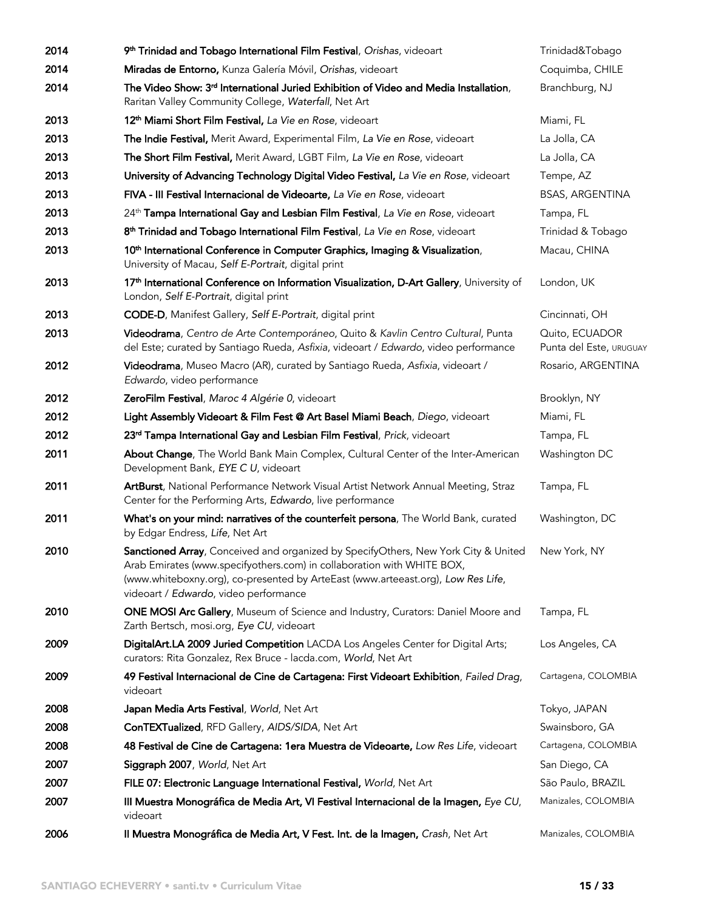| | | |
|---|---|---|
| **2014** | **9th Trinidad and Tobago International Film Festival**, *Orishas*, videoart | Trinidad&Tobago |
| **2014** | **Miradas de Entorno,** Kunza Galería Móvil, *Orishas*, videoart | Coquimba, CHILE |
| **2014** | **The Video Show: 3rd International Juried Exhibition of Video and Media Installation**, Raritan Valley Community College, *Waterfall*, Net Art | Branchburg, NJ |
| **2013** | **12th Miami Short Film Festival,** *La Vie en Rose*, videoart | Miami, FL |
| **2013** | **The Indie Festival,** Merit Award, Experimental Film, *La Vie en Rose*, videoart | La Jolla, CA |
| **2013** | **The Short Film Festival,** Merit Award, LGBT Film, *La Vie en Rose*, videoart | La Jolla, CA |
| **2013** | **University of Advancing Technology Digital Video Festival,** *La Vie en Rose*, videoart | Tempe, AZ |
| **2013** | **FIVA - III Festival Internacional de Videoarte,** *La Vie en Rose*, videoart | BSAS, ARGENTINA |
| **2013** | 24th **Tampa International Gay and Lesbian Film Festival**, *La Vie en Rose*, videoart | Tampa, FL |
| **2013** | **8th Trinidad and Tobago International Film Festival**, *La Vie en Rose*, videoart | Trinidad & Tobago |
| **2013** | **10th International Conference in Computer Graphics, Imaging & Visualization**, University of Macau, *Self E-Portrait*, digital print | Macau, CHINA |
| **2013** | **17th International Conference on Information Visualization, D-Art Gallery**, University of London, *Self E-Portrait*, digital print | London, UK |
| **2013** | **CODE-D**, Manifest Gallery, *Self E-Portrait*, digital print | Cincinnati, OH |
| **2013** | **Videodrama**, *Centro de Arte Contemporáneo*, Quito & *Kavlin Centro Cultural*, Punta del Este; curated by Santiago Rueda, *Asfixia*, videoart / *Edwardo*, video performance | Quito, ECUADOR Punta del Este, URUGUAY |
| **2012** | **Videodrama**, Museo Macro (AR), curated by Santiago Rueda, *Asfixia*, videoart / *Edwardo*, video performance | Rosario, ARGENTINA |
| **2012** | **ZeroFilm Festival**, *Maroc 4 Algérie 0*, videoart | Brooklyn, NY |
| **2012** | **Light Assembly Videoart & Film Fest @ Art Basel Miami Beach**, *Diego*, videoart | Miami, FL |
| **2012** | **23rd Tampa International Gay and Lesbian Film Festival**, *Prick*, videoart | Tampa, FL |
| **2011** | **About Change**, The World Bank Main Complex, Cultural Center of the Inter-American Development Bank, *EYE C U*, videoart | Washington DC |
| **2011** | **ArtBurst**, National Performance Network Visual Artist Network Annual Meeting, Straz Center for the Performing Arts, *Edwardo*, live performance | Tampa, FL |
| **2011** | **What's on your mind: narratives of the counterfeit persona**, The World Bank, curated by Edgar Endress, *Life*, Net Art | Washington, DC |
| **2010** | **Sanctioned Array**, Conceived and organized by SpecifyOthers, New York City & United Arab Emirates (www.specifyothers.com) in collaboration with WHITE BOX, (www.whiteboxny.org), co-presented by ArteEast (www.arteeast.org), *Low Res Life*, videoart / *Edwardo*, video performance | New York, NY |
| **2010** | **ONE MOSI Arc Gallery**, Museum of Science and Industry, Curators: Daniel Moore and Zarth Bertsch, mosi.org, *Eye CU*, videoart | Tampa, FL |
| **2009** | **DigitalArt.LA 2009 Juried Competition** LACDA Los Angeles Center for Digital Arts; curators: Rita Gonzalez, Rex Bruce - lacda.com, *World*, Net Art | Los Angeles, CA |
| **2009** | **49 Festival Internacional de Cine de Cartagena: First Videoart Exhibition**, *Failed Drag*, videoart | Cartagena, COLOMBIA |
| **2008** | **Japan Media Arts Festival**, *World*, Net Art | Tokyo, JAPAN |
| **2008** | **ConTEXTualized**, RFD Gallery, *AIDS/SIDA*, Net Art | Swainsboro, GA |
| **2008** | **48 Festival de Cine de Cartagena: 1era Muestra de Videoarte,** *Low Res Life*, videoart | Cartagena, COLOMBIA |
| **2007** | **Siggraph 2007**, *World*, Net Art | San Diego, CA |
| **2007** | **FILE 07: Electronic Language International Festival,** *World*, Net Art | São Paulo, BRAZIL |
| **2007** | **III Muestra Monográfica de Media Art, VI Festival Internacional de la Imagen,** *Eye CU*, videoart | Manizales, COLOMBIA |
| **2006** | **II Muestra Monográfica de Media Art, V Fest. Int. de la Imagen,** *Crash*, Net Art | Manizales, COLOMBIA |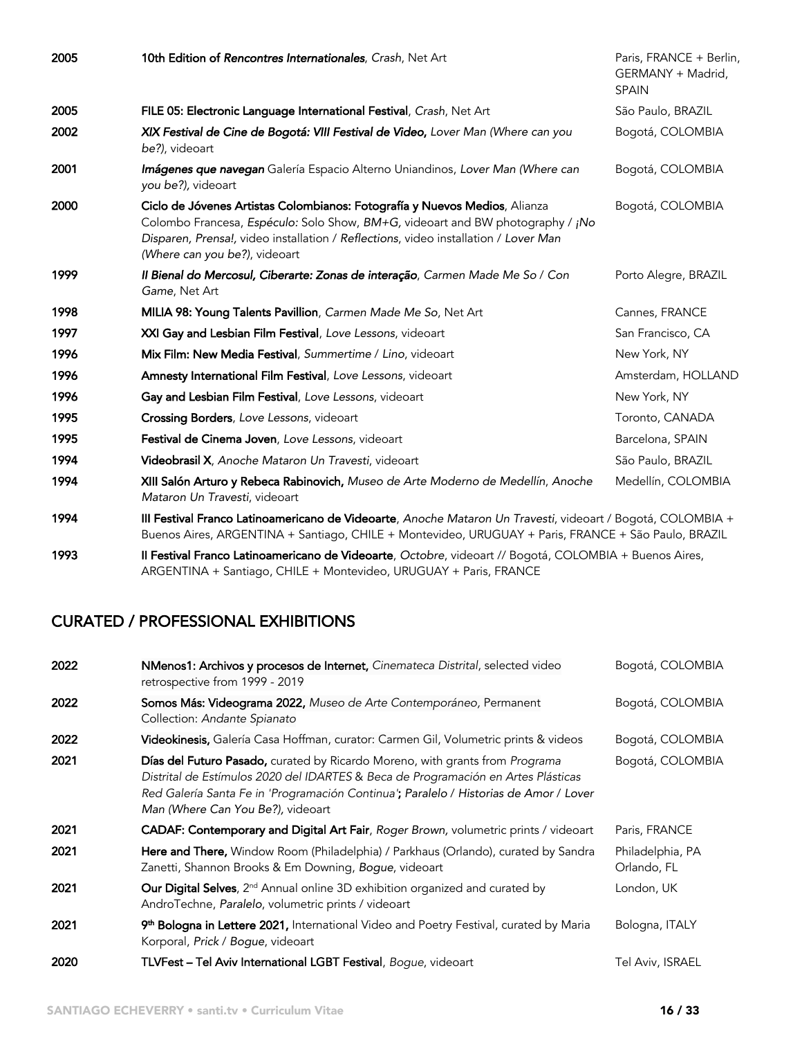| | | |
|---|---|---|
| **2005** | **10th Edition of *Rencontres Internationales***, *Crash*, Net Art | Paris, FRANCE + Berlin, GERMANY + Madrid, SPAIN |
| **2005** | **FILE 05: Electronic Language International Festival**, *Crash*, Net Art | São Paulo, BRAZIL |
| **2002** | ***XIX Festival de Cine de Bogotá: VIII Festival de Video,*** *Lover Man (Where can you be?)*, videoart | Bogotá, COLOMBIA |
| **2001** | ***Imágenes que navegan*** Galería Espacio Alterno Uniandinos, *Lover Man (Where can you be?),* videoart | Bogotá, COLOMBIA |
| **2000** | **Ciclo de Jóvenes Artistas Colombianos: Fotografía y Nuevos Medios**, Alianza Colombo Francesa, *Espéculo:* Solo Show, *BM+G,* videoart and BW photography / *¡No Disparen, Prensa!*, video installation / *Reflections*, video installation / *Lover Man (Where can you be?)*, videoart | Bogotá, COLOMBIA |
| **1999** | ***II Bienal do Mercosul, Ciberarte: Zonas de interação***, *Carmen Made Me So* / *Con Game*, Net Art | Porto Alegre, BRAZIL |
| **1998** | **MILIA 98: Young Talents Pavillion**, *Carmen Made Me So*, Net Art | Cannes, FRANCE |
| **1997** | **XXI Gay and Lesbian Film Festival**, *Love Lessons*, videoart | San Francisco, CA |
| **1996** | **Mix Film: New Media Festival**, *Summertime* / *Lino*, videoart | New York, NY |
| **1996** | **Amnesty International Film Festival**, *Love Lessons*, videoart | Amsterdam, HOLLAND |
| **1996** | **Gay and Lesbian Film Festival**, *Love Lessons*, videoart | New York, NY |
| **1995** | **Crossing Borders**, *Love Lessons*, videoart | Toronto, CANADA |
| **1995** | **Festival de Cinema Joven**, *Love Lessons*, videoart | Barcelona, SPAIN |
| **1994** | **Videobrasil X**, *Anoche Mataron Un Travesti*, videoart | São Paulo, BRAZIL |
| **1994** | **XIII Salón Arturo y Rebeca Rabinovich,** *Museo de Arte Moderno de Medellín*, *Anoche Mataron Un Travesti*, videoart | Medellín, COLOMBIA |
| **1994** | **III Festival Franco Latinoamericano de Videoarte**, *Anoche Mataron Un Travesti*, videoart / Bogotá, COLOMBIA + Buenos Aires, ARGENTINA + Santiago, CHILE + Montevideo, URUGUAY + Paris, FRANCE + São Paulo, BRAZIL | |
| **1993** | **II Festival Franco Latinoamericano de Videoarte**, *Octobre*, videoart // Bogotá, COLOMBIA + Buenos Aires, ARGENTINA + Santiago, CHILE + Montevideo, URUGUAY + Paris, FRANCE | |

## CURATED / PROFESSIONAL EXHIBITIONS

| | | |
|---|---|---|
| **2022** | **NMenos1: Archivos y procesos de Internet,** *Cinemateca Distrital*, selected video retrospective from 1999 - 2019 | Bogotá, COLOMBIA |
| **2022** | **Somos Más: Videograma 2022,** *Museo de Arte Contemporáneo,* Permanent Collection: *Andante Spianato* | Bogotá, COLOMBIA |
| **2022** | **Videokinesis,** Galería Casa Hoffman, curator: Carmen Gil, Volumetric prints & videos | Bogotá, COLOMBIA |
| **2021** | **Días del Futuro Pasado,** curated by Ricardo Moreno, with grants from *Programa Distrital de Estímulos 2020 del IDARTES* & *Beca de Programación en Artes Plásticas Red Galería Santa Fe in 'Programación Continua'*; *Paralelo* / *Historias de Amor* / *Lover Man (Where Can You Be?),* videoart | Bogotá, COLOMBIA |
| **2021** | **CADAF: Contemporary and Digital Art Fair**, *Roger Brown,* volumetric prints / videoart | Paris, FRANCE |
| **2021** | **Here and There,** Window Room (Philadelphia) / Parkhaus (Orlando), curated by Sandra Zanetti, Shannon Brooks & Em Downing, *Bogue*, videoart | Philadelphia, PA Orlando, FL |
| **2021** | **Our Digital Selves**, 2nd Annual online 3D exhibition organized and curated by AndroTechne, *Paralelo*, volumetric prints / videoart | London, UK |
| **2021** | **9th Bologna in Lettere 2021,** International Video and Poetry Festival, curated by Maria Korporal, *Prick* / *Bogue*, videoart | Bologna, ITALY |
| **2020** | **TLVFest – Tel Aviv International LGBT Festival**, *Bogue*, videoart | Tel Aviv, ISRAEL |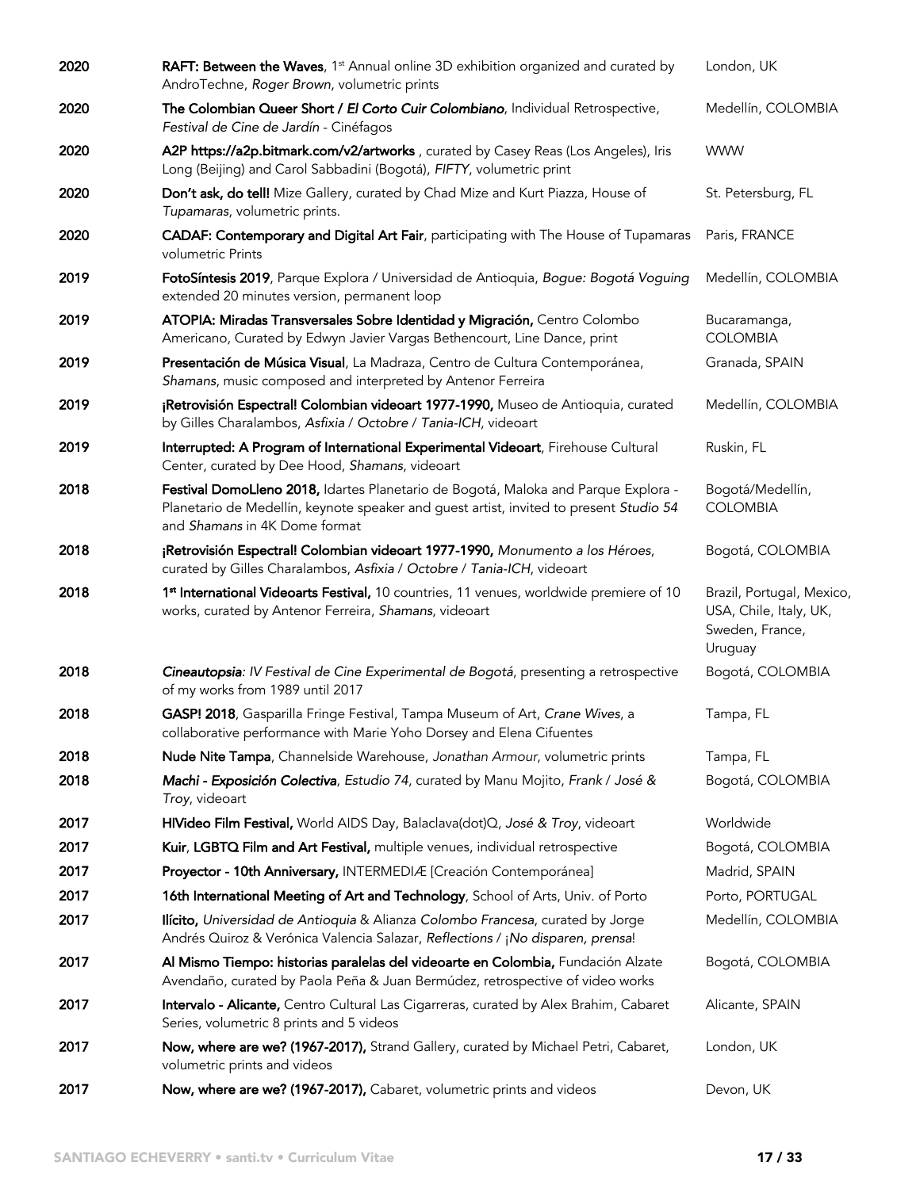| | | |
|---|---|---|
| 2020 | **RAFT: Between the Waves**, 1st Annual online 3D exhibition organized and curated by AndroTechne, *Roger Brown*, volumetric prints | London, UK |
| 2020 | **The Colombian Queer Short / *El Corto Cuir Colombiano***, Individual Retrospective, *Festival de Cine de Jardín* - Cinéfagos | Medellín, COLOMBIA |
| 2020 | **A2P https://a2p.bitmark.com/v2/artworks** , curated by Casey Reas (Los Angeles), Iris Long (Beijing) and Carol Sabbadini (Bogotá), *FIFTY*, volumetric print | WWW |
| 2020 | **Don't ask, do tell!** Mize Gallery, curated by Chad Mize and Kurt Piazza, House of *Tupamaras*, volumetric prints. | St. Petersburg, FL |
| 2020 | **CADAF: Contemporary and Digital Art Fair**, participating with The House of Tupamaras volumetric Prints | Paris, FRANCE |
| 2019 | **FotoSíntesis 2019**, Parque Explora / Universidad de Antioquia, *Bogue: Bogotá Voguing* extended 20 minutes version, permanent loop | Medellín, COLOMBIA |
| 2019 | **ATOPIA: Miradas Transversales Sobre Identidad y Migración,** Centro Colombo Americano, Curated by Edwyn Javier Vargas Bethencourt, Line Dance, print | Bucaramanga, COLOMBIA |
| 2019 | **Presentación de Música Visual**, La Madraza, Centro de Cultura Contemporánea, *Shamans*, music composed and interpreted by Antenor Ferreira | Granada, SPAIN |
| 2019 | **¡Retrovisión Espectral! Colombian videoart 1977-1990,** Museo de Antioquia, curated by Gilles Charalambos, *Asfixia* / *Octobre* / *Tania-ICH*, videoart | Medellín, COLOMBIA |
| 2019 | **Interrupted: A Program of International Experimental Videoart**, Firehouse Cultural Center, curated by Dee Hood, *Shamans*, videoart | Ruskin, FL |
| 2018 | **Festival DomoLleno 2018,** Idartes Planetario de Bogotá, Maloka and Parque Explora - Planetario de Medellín, keynote speaker and guest artist, invited to present *Studio 54* and *Shamans* in 4K Dome format | Bogotá/Medellín, COLOMBIA |
| 2018 | **¡Retrovisión Espectral! Colombian videoart 1977-1990,** *Monumento a los Héroes*, curated by Gilles Charalambos, *Asfixia* / *Octobre* / *Tania-ICH*, videoart | Bogotá, COLOMBIA |
| 2018 | **1st International Videoarts Festival,** 10 countries, 11 venues, worldwide premiere of 10 works, curated by Antenor Ferreira, *Shamans*, videoart | Brazil, Portugal, Mexico, USA, Chile, Italy, UK, Sweden, France, Uruguay |
| 2018 | ***Cineautopsia**: IV Festival de Cine Experimental de Bogotá*, presenting a retrospective of my works from 1989 until 2017 | Bogotá, COLOMBIA |
| 2018 | **GASP! 2018**, Gasparilla Fringe Festival, Tampa Museum of Art, *Crane Wives*, a collaborative performance with Marie Yoho Dorsey and Elena Cifuentes | Tampa, FL |
| 2018 | **Nude Nite Tampa**, Channelside Warehouse, *Jonathan Armour*, volumetric prints | Tampa, FL |
| 2018 | ***Machi - Exposición Colectiva***, *Estudio 74*, curated by Manu Mojito, *Frank* / *José & Troy*, videoart | Bogotá, COLOMBIA |
| 2017 | **HIVideo Film Festival,** World AIDS Day, Balaclava(dot)Q, *José & Troy*, videoart | Worldwide |
| 2017 | **Kuir**, **LGBTQ Film and Art Festival,** multiple venues, individual retrospective | Bogotá, COLOMBIA |
| 2017 | **Proyector - 10th Anniversary,** INTERMEDIÆ [Creación Contemporánea] | Madrid, SPAIN |
| 2017 | **16th International Meeting of Art and Technology**, School of Arts, Univ. of Porto | Porto, PORTUGAL |
| 2017 | **Ilícito,** *Universidad de Antioquia* & Alianza *Colombo Francesa*, curated by Jorge Andrés Quiroz & Verónica Valencia Salazar, *Reflections* / *¡No disparen, prensa*! | Medellín, COLOMBIA |
| 2017 | **Al Mismo Tiempo: historias paralelas del videoarte en Colombia,** Fundación Alzate Avendaño, curated by Paola Peña & Juan Bermúdez, retrospective of video works | Bogotá, COLOMBIA |
| 2017 | **Intervalo - Alicante,** Centro Cultural Las Cigarreras, curated by Alex Brahim, Cabaret Series, volumetric 8 prints and 5 videos | Alicante, SPAIN |
| 2017 | **Now, where are we? (1967-2017),** Strand Gallery, curated by Michael Petri, Cabaret, volumetric prints and videos | London, UK |
| 2017 | **Now, where are we? (1967-2017),** Cabaret, volumetric prints and videos | Devon, UK |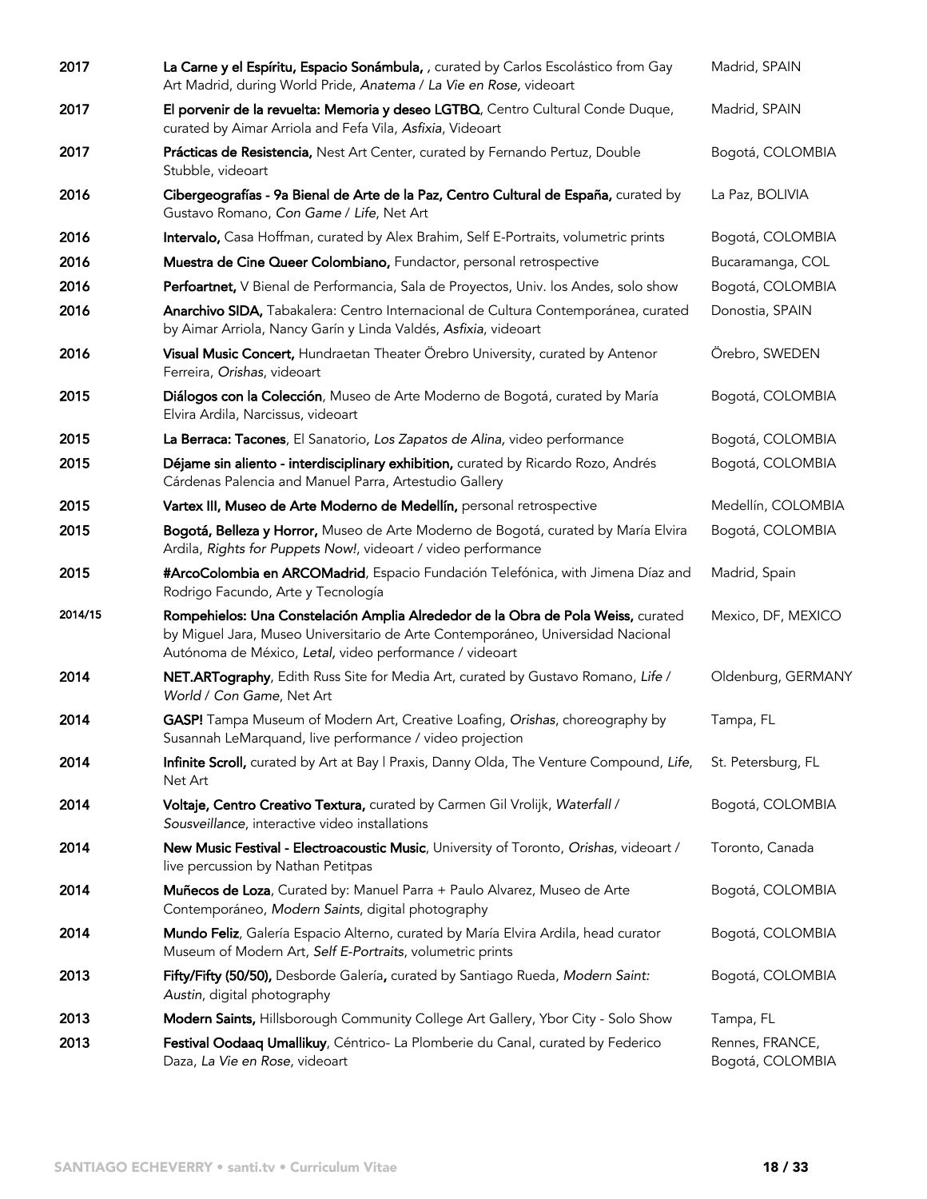| | | |
|---|---|---|
| 2017 | **La Carne y el Espíritu, Espacio Sonámbula,** , curated by Carlos Escolástico from Gay Art Madrid, during World Pride, *Anatema* / *La Vie en Rose,* videoart | Madrid, SPAIN |
| 2017 | **El porvenir de la revuelta: Memoria y deseo LGTBQ**, Centro Cultural Conde Duque, curated by Aimar Arriola and Fefa Vila, *Asfixia*, Videoart | Madrid, SPAIN |
| 2017 | **Prácticas de Resistencia,** Nest Art Center, curated by Fernando Pertuz, Double Stubble, videoart | Bogotá, COLOMBIA |
| 2016 | **Cibergeografías - 9a Bienal de Arte de la Paz, Centro Cultural de España,** curated by Gustavo Romano, *Con Game* / *Life*, Net Art | La Paz, BOLIVIA |
| 2016 | **Intervalo,** Casa Hoffman, curated by Alex Brahim, Self E-Portraits, volumetric prints | Bogotá, COLOMBIA |
| 2016 | **Muestra de Cine Queer Colombiano,** Fundactor, personal retrospective | Bucaramanga, COL |
| 2016 | **Perfoartnet,** V Bienal de Performancia, Sala de Proyectos, Univ. los Andes, solo show | Bogotá, COLOMBIA |
| 2016 | **Anarchivo SIDA,** Tabakalera: Centro Internacional de Cultura Contemporánea, curated by Aimar Arriola, Nancy Garín y Linda Valdés, *Asfixia*, videoart | Donostia, SPAIN |
| 2016 | **Visual Music Concert,** Hundraetan Theater Örebro University, curated by Antenor Ferreira, *Orishas*, videoart | Örebro, SWEDEN |
| 2015 | **Diálogos con la Colección**, Museo de Arte Moderno de Bogotá, curated by María Elvira Ardila, Narcissus, videoart | Bogotá, COLOMBIA |
| 2015 | **La Berraca: Tacones**, El Sanatorio*, Los Zapatos de Alina,* video performance | Bogotá, COLOMBIA |
| 2015 | **Déjame sin aliento - interdisciplinary exhibition,** curated by Ricardo Rozo, Andrés Cárdenas Palencia and Manuel Parra, Artestudio Gallery | Bogotá, COLOMBIA |
| 2015 | **Vartex III, Museo de Arte Moderno de Medellín,** personal retrospective | Medellín, COLOMBIA |
| 2015 | **Bogotá, Belleza y Horror,** Museo de Arte Moderno de Bogotá, curated by María Elvira Ardila, *Rights for Puppets Now!*, videoart / video performance | Bogotá, COLOMBIA |
| 2015 | **#ArcoColombia en ARCOMadrid**, Espacio Fundación Telefónica, with Jimena Díaz and Rodrigo Facundo, Arte y Tecnología | Madrid, Spain |
| 2014/15 | **Rompehielos: Una Constelación Amplia Alrededor de la Obra de Pola Weiss,** curated by Miguel Jara, Museo Universitario de Arte Contemporáneo, Universidad Nacional Autónoma de México, *Letal,* video performance / videoart | Mexico, DF, MEXICO |
| 2014 | **NET.ARTography**, Edith Russ Site for Media Art, curated by Gustavo Romano, *Life* / *World* / *Con Game*, Net Art | Oldenburg, GERMANY |
| 2014 | **GASP!** Tampa Museum of Modern Art, Creative Loafing, *Orishas*, choreography by Susannah LeMarquand, live performance / video projection | Tampa, FL |
| 2014 | **Infinite Scroll,** curated by Art at Bay I Praxis, Danny Olda, The Venture Compound, *Life*, Net Art | St. Petersburg, FL |
| 2014 | **Voltaje, Centro Creativo Textura,** curated by Carmen Gil Vrolijk, *Waterfall* / *Sousveillance*, interactive video installations | Bogotá, COLOMBIA |
| 2014 | **New Music Festival - Electroacoustic Music**, University of Toronto, *Orishas*, videoart / live percussion by Nathan Petitpas | Toronto, Canada |
| 2014 | **Muñecos de Loza**, Curated by: Manuel Parra + Paulo Alvarez, Museo de Arte Contemporáneo, *Modern Saints*, digital photography | Bogotá, COLOMBIA |
| 2014 | **Mundo Feliz**, Galería Espacio Alterno, curated by María Elvira Ardila, head curator Museum of Modern Art, *Self E-Portraits*, volumetric prints | Bogotá, COLOMBIA |
| 2013 | **Fifty/Fifty (50/50),** Desborde Galería**,** curated by Santiago Rueda, *Modern Saint: Austin*, digital photography | Bogotá, COLOMBIA |
| 2013 | **Modern Saints,** Hillsborough Community College Art Gallery, Ybor City - Solo Show | Tampa, FL |
| 2013 | **Festival Oodaaq Umallikuy**, Céntrico- La Plomberie du Canal, curated by Federico Daza, *La Vie en Rose*, videoart | Rennes, FRANCE, Bogotá, COLOMBIA |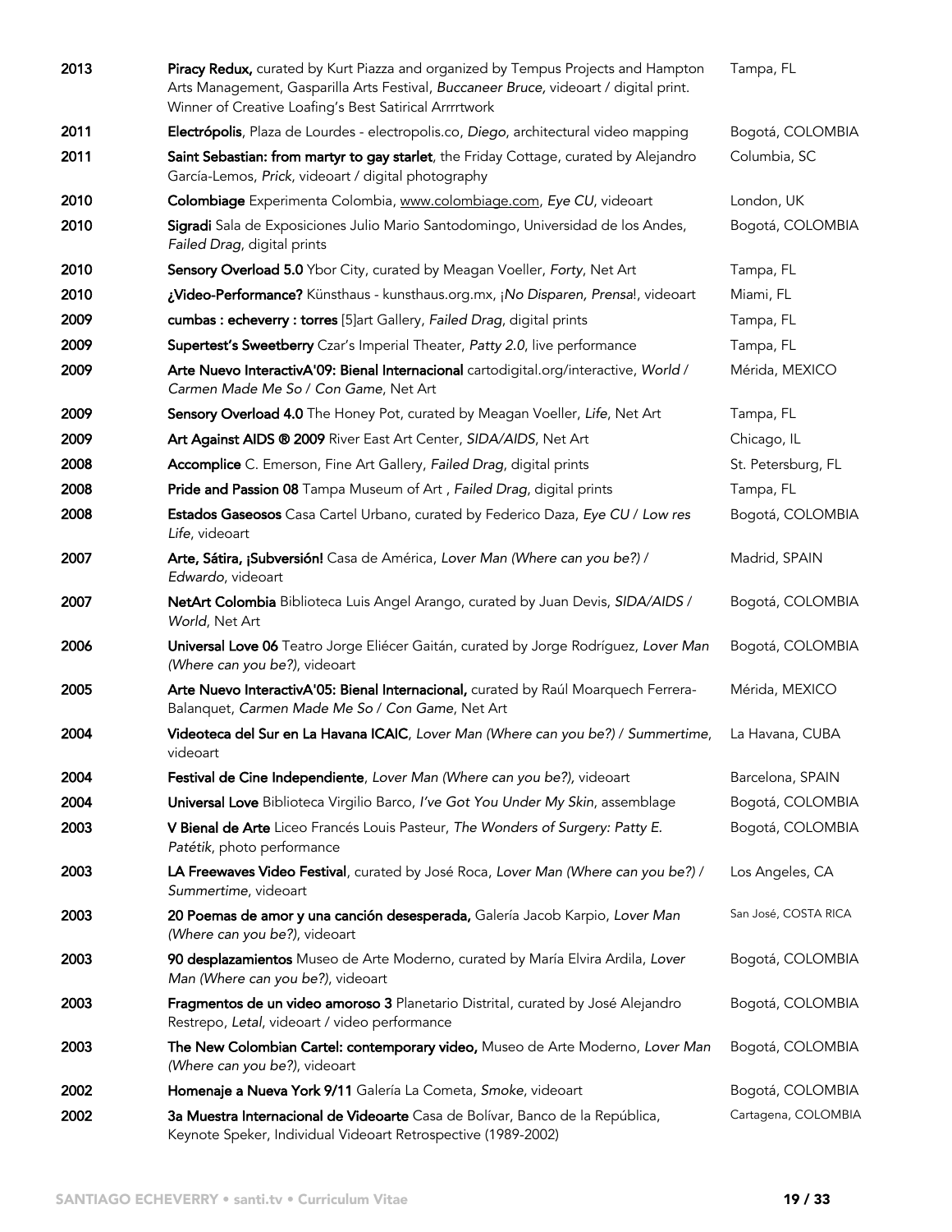| | | |
|---|---|---|
| 2013 | **Piracy Redux,** curated by Kurt Piazza and organized by Tempus Projects and Hampton Arts Management, Gasparilla Arts Festival, *Buccaneer Bruce,* videoart / digital print. Winner of Creative Loafing's Best Satirical Arrrrtwork | Tampa, FL |
| 2011 | **Electrópolis**, Plaza de Lourdes - electropolis.co, *Diego*, architectural video mapping | Bogotá, COLOMBIA |
| 2011 | **Saint Sebastian: from martyr to gay starlet**, the Friday Cottage, curated by Alejandro García-Lemos, *Prick*, videoart / digital photography | Columbia, SC |
| 2010 | **Colombiage** Experimenta Colombia, www.colombiage.com, *Eye CU*, videoart | London, UK |
| 2010 | **Sigradi** Sala de Exposiciones Julio Mario Santodomingo, Universidad de los Andes, *Failed Drag*, digital prints | Bogotá, COLOMBIA |
| 2010 | **Sensory Overload 5.0** Ybor City, curated by Meagan Voeller, *Forty*, Net Art | Tampa, FL |
| 2010 | **¿Video-Performance?** Künsthaus - kunsthaus.org.mx, *¡No Disparen, Prensa!*, videoart | Miami, FL |
| 2009 | **cumbas : echeverry : torres** [5]art Gallery, *Failed Drag*, digital prints | Tampa, FL |
| 2009 | **Supertest's Sweetberry** Czar's Imperial Theater, *Patty 2.0*, live performance | Tampa, FL |
| 2009 | **Arte Nuevo InteractivA'09: Bienal Internacional** cartodigital.org/interactive, *World / Carmen Made Me So / Con Game*, Net Art | Mérida, MEXICO |
| 2009 | **Sensory Overload 4.0** The Honey Pot, curated by Meagan Voeller, *Life*, Net Art | Tampa, FL |
| 2009 | **Art Against AIDS ® 2009** River East Art Center, *SIDA/AIDS*, Net Art | Chicago, IL |
| 2008 | **Accomplice** C. Emerson, Fine Art Gallery, *Failed Drag*, digital prints | St. Petersburg, FL |
| 2008 | **Pride and Passion 08** Tampa Museum of Art , *Failed Drag*, digital prints | Tampa, FL |
| 2008 | **Estados Gaseosos** Casa Cartel Urbano, curated by Federico Daza, *Eye CU / Low res Life*, videoart | Bogotá, COLOMBIA |
| 2007 | **Arte, Sátira, ¡Subversión!** Casa de América, *Lover Man (Where can you be?) / Edwardo*, videoart | Madrid, SPAIN |
| 2007 | **NetArt Colombia** Biblioteca Luis Angel Arango, curated by Juan Devis, *SIDA/AIDS / World*, Net Art | Bogotá, COLOMBIA |
| 2006 | **Universal Love 06** Teatro Jorge Eliécer Gaitán, curated by Jorge Rodríguez, *Lover Man (Where can you be?)*, videoart | Bogotá, COLOMBIA |
| 2005 | **Arte Nuevo InteractivA'05: Bienal Internacional,** curated by Raúl Moarquech Ferrera-Balanquet, *Carmen Made Me So / Con Game*, Net Art | Mérida, MEXICO |
| 2004 | **Videoteca del Sur en La Havana ICAIC**, *Lover Man (Where can you be?) / Summertime*, videoart | La Havana, CUBA |
| 2004 | **Festival de Cine Independiente**, *Lover Man (Where can you be?)*, videoart | Barcelona, SPAIN |
| 2004 | **Universal Love** Biblioteca Virgilio Barco, *I've Got You Under My Skin*, assemblage | Bogotá, COLOMBIA |
| 2003 | **V Bienal de Arte** Liceo Francés Louis Pasteur, *The Wonders of Surgery: Patty E. Patétik*, photo performance | Bogotá, COLOMBIA |
| 2003 | **LA Freewaves Video Festival**, curated by José Roca, *Lover Man (Where can you be?) / Summertime*, videoart | Los Angeles, CA |
| 2003 | **20 Poemas de amor y una canción desesperada,** Galería Jacob Karpio, *Lover Man (Where can you be?)*, videoart | San José, COSTA RICA |
| 2003 | **90 desplazamientos** Museo de Arte Moderno, curated by María Elvira Ardila, *Lover Man (Where can you be?)*, videoart | Bogotá, COLOMBIA |
| 2003 | **Fragmentos de un video amoroso 3** Planetario Distrital, curated by José Alejandro Restrepo, *Letal*, videoart / video performance | Bogotá, COLOMBIA |
| 2003 | **The New Colombian Cartel: contemporary video,** Museo de Arte Moderno, *Lover Man (Where can you be?)*, videoart | Bogotá, COLOMBIA |
| 2002 | **Homenaje a Nueva York 9/11** Galería La Cometa, *Smoke*, videoart | Bogotá, COLOMBIA |
| 2002 | **3a Muestra Internacional de Videoarte** Casa de Bolívar, Banco de la República, Keynote Speker, Individual Videoart Retrospective (1989-2002) | Cartagena, COLOMBIA |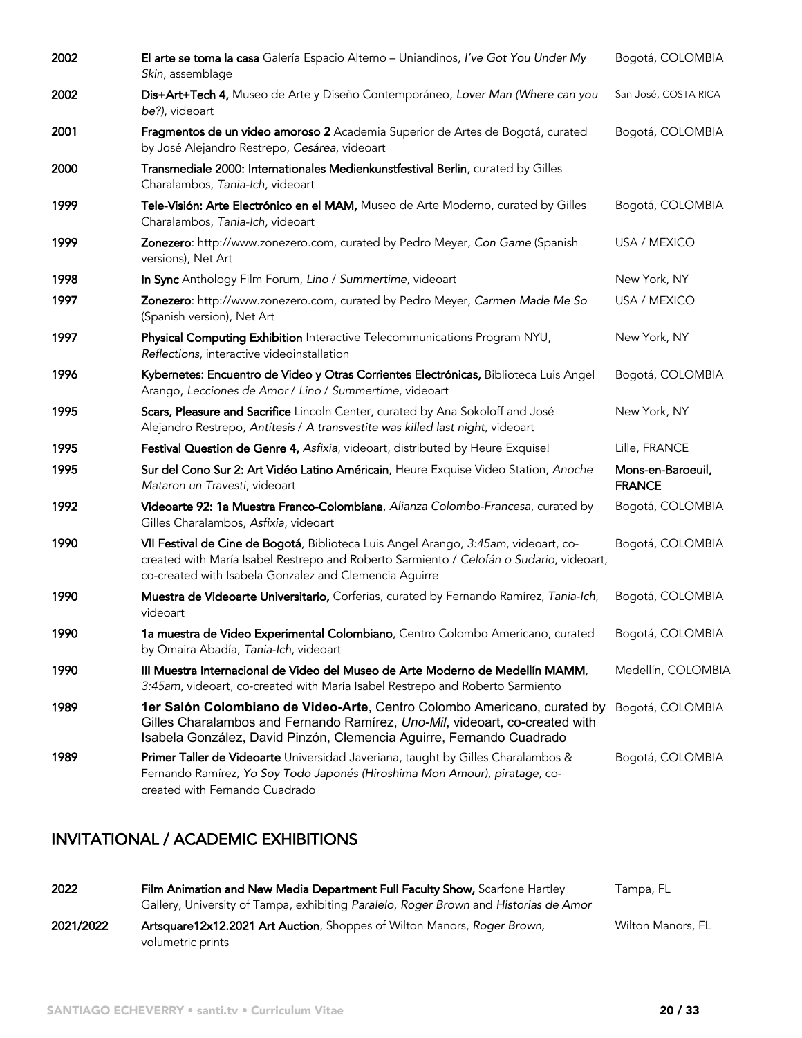| | | |
|---|---|---|
| 2002 | **El arte se toma la casa** Galería Espacio Alterno – Uniandinos, *I've Got You Under My Skin*, assemblage | Bogotá, COLOMBIA |
| 2002 | **Dis+Art+Tech 4,** Museo de Arte y Diseño Contemporáneo, *Lover Man (Where can you be?)*, videoart | San José, COSTA RICA |
| 2001 | **Fragmentos de un video amoroso 2** Academia Superior de Artes de Bogotá, curated by José Alejandro Restrepo, *Cesárea*, videoart | Bogotá, COLOMBIA |
| 2000 | **Transmediale 2000: Internationales Medienkunstfestival Berlin,** curated by Gilles Charalambos, *Tania-Ich*, videoart | |
| 1999 | **Tele-Visión: Arte Electrónico en el MAM,** Museo de Arte Moderno, curated by Gilles Charalambos, *Tania-Ich*, videoart | Bogotá, COLOMBIA |
| 1999 | **Zonezero**: http://www.zonezero.com, curated by Pedro Meyer, *Con Game* (Spanish versions), Net Art | USA / MEXICO |
| 1998 | **In Sync** Anthology Film Forum, *Lino* / *Summertime*, videoart | New York, NY |
| 1997 | **Zonezero**: http://www.zonezero.com, curated by Pedro Meyer, *Carmen Made Me So* (Spanish version), Net Art | USA / MEXICO |
| 1997 | **Physical Computing Exhibition** Interactive Telecommunications Program NYU, *Reflections*, interactive videoinstallation | New York, NY |
| 1996 | **Kybernetes: Encuentro de Video y Otras Corrientes Electrónicas,** Biblioteca Luis Angel Arango, *Lecciones de Amor* / *Lino* / *Summertime*, videoart | Bogotá, COLOMBIA |
| 1995 | **Scars, Pleasure and Sacrifice** Lincoln Center, curated by Ana Sokoloff and José Alejandro Restrepo, *Antítesis* / *A transvestite was killed last night*, videoart | New York, NY |
| 1995 | **Festival Question de Genre 4,** *Asfixia*, videoart, distributed by Heure Exquise! | Lille, FRANCE |
| 1995 | **Sur del Cono Sur 2: Art Vidéo Latino Américain**, Heure Exquise Video Station, *Anoche Mataron un Travesti*, videoart | Mons-en-Baroeuil, FRANCE |
| 1992 | **Videoarte 92: 1a Muestra Franco-Colombiana**, *Alianza Colombo-Francesa*, curated by Gilles Charalambos, *Asfixia*, videoart | Bogotá, COLOMBIA |
| 1990 | **VII Festival de Cine de Bogotá**, Biblioteca Luis Angel Arango, *3:45am*, videoart, co-created with María Isabel Restrepo and Roberto Sarmiento / *Celofán o Sudario*, videoart, co-created with Isabela Gonzalez and Clemencia Aguirre | Bogotá, COLOMBIA |
| 1990 | **Muestra de Videoarte Universitario,** Corferias, curated by Fernando Ramírez, *Tania-Ich*, videoart | Bogotá, COLOMBIA |
| 1990 | **1a muestra de Video Experimental Colombiano**, Centro Colombo Americano, curated by Omaira Abadía, *Tania-Ich*, videoart | Bogotá, COLOMBIA |
| 1990 | **III Muestra Internacional de Video del Museo de Arte Moderno de Medellín MAMM**, *3:45am*, videoart, co-created with María Isabel Restrepo and Roberto Sarmiento | Medellín, COLOMBIA |
| 1989 | **1er Salón Colombiano de Video-Arte**, Centro Colombo Americano, curated by Gilles Charalambos and Fernando Ramírez, *Uno-Mil*, videoart, co-created with Isabela González, David Pinzón, Clemencia Aguirre, Fernando Cuadrado | Bogotá, COLOMBIA |
| 1989 | **Primer Taller de Videoarte** Universidad Javeriana, taught by Gilles Charalambos & Fernando Ramírez, *Yo Soy Todo Japonés (Hiroshima Mon Amour)*, *piratage*, co-created with Fernando Cuadrado | Bogotá, COLOMBIA |

## INVITATIONAL / ACADEMIC EXHIBITIONS

| | | |
|---|---|---|
| 2022 | **Film Animation and New Media Department Full Faculty Show,** Scarfone Hartley Gallery, University of Tampa, exhibiting *Paralelo*, *Roger Brown* and *Historias de Amor* | Tampa, FL |
| 2021/2022 | **Artsquare12x12.2021 Art Auction**, Shoppes of Wilton Manors, *Roger Brown,* volumetric prints | Wilton Manors, FL |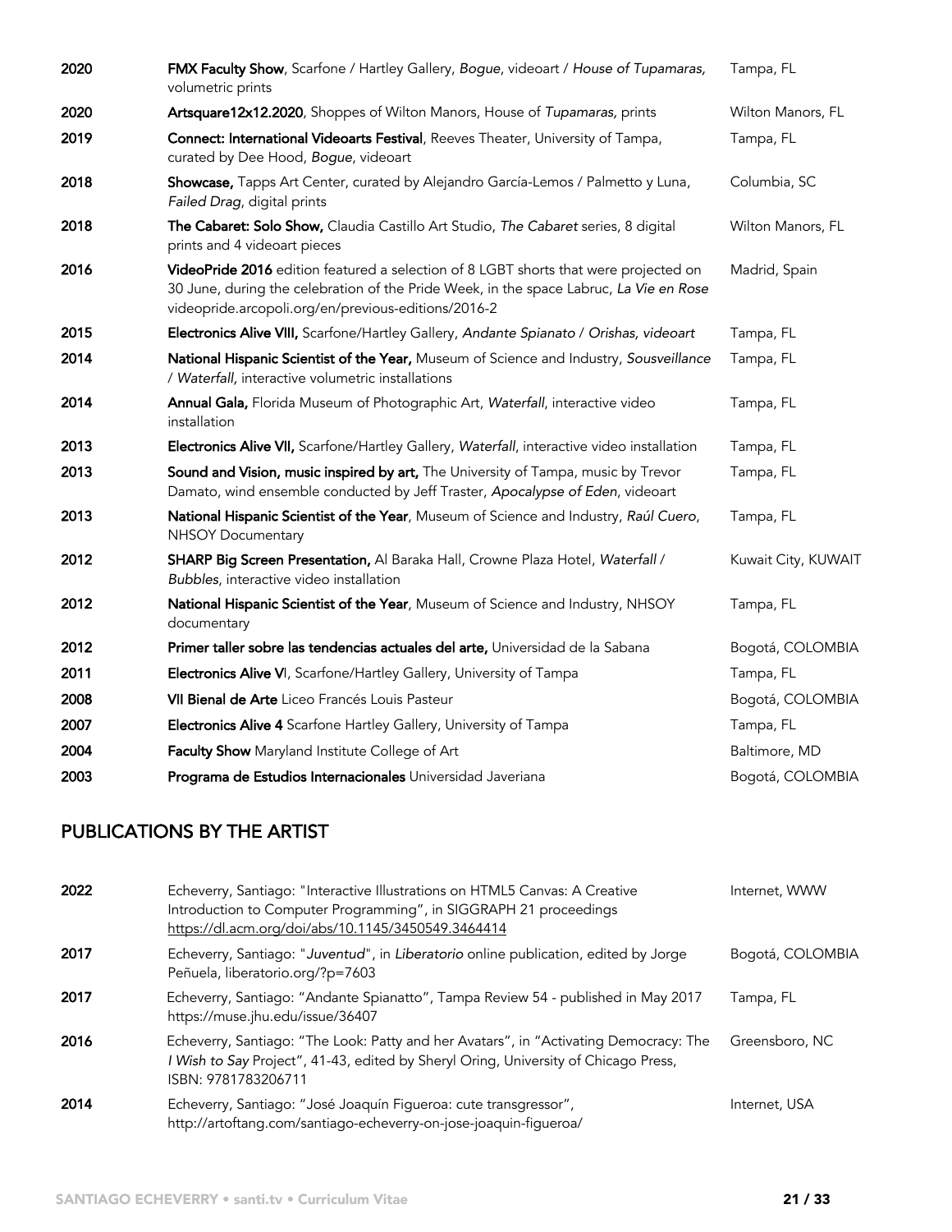| | | |
|---|---|---|
| 2020 | **FMX Faculty Show**, Scarfone / Hartley Gallery, *Bogue*, videoart / *House of Tupamaras,* volumetric prints | Tampa, FL |
| 2020 | **Artsquare12x12.2020**, Shoppes of Wilton Manors, House of *Tupamaras,* prints | Wilton Manors, FL |
| 2019 | **Connect: International Videoarts Festival**, Reeves Theater, University of Tampa, curated by Dee Hood, *Bogue*, videoart | Tampa, FL |
| 2018 | **Showcase,** Tapps Art Center, curated by Alejandro García-Lemos / Palmetto y Luna, *Failed Drag*, digital prints | Columbia, SC |
| 2018 | **The Cabaret: Solo Show,** Claudia Castillo Art Studio, *The Cabaret* series, 8 digital prints and 4 videoart pieces | Wilton Manors, FL |
| 2016 | **VideoPride 2016** edition featured a selection of 8 LGBT shorts that were projected on 30 June, during the celebration of the Pride Week, in the space Labruc, *La Vie en Rose* videopride.arcopoli.org/en/previous-editions/2016-2 | Madrid, Spain |
| 2015 | **Electronics Alive VIII,** Scarfone/Hartley Gallery, *Andante Spianato / Orishas, videoart* | Tampa, FL |
| 2014 | **National Hispanic Scientist of the Year,** Museum of Science and Industry, *Sousveillance / Waterfall,* interactive volumetric installations | Tampa, FL |
| 2014 | **Annual Gala,** Florida Museum of Photographic Art, *Waterfall*, interactive video installation | Tampa, FL |
| 2013 | **Electronics Alive VII,** Scarfone/Hartley Gallery, *Waterfall*, interactive video installation | Tampa, FL |
| 2013 | **Sound and Vision, music inspired by art,** The University of Tampa, music by Trevor Damato, wind ensemble conducted by Jeff Traster, *Apocalypse of Eden*, videoart | Tampa, FL |
| 2013 | **National Hispanic Scientist of the Year**, Museum of Science and Industry, *Raúl Cuero*, NHSOY Documentary | Tampa, FL |
| 2012 | **SHARP Big Screen Presentation,** Al Baraka Hall, Crowne Plaza Hotel, *Waterfall / Bubbles*, interactive video installation | Kuwait City, KUWAIT |
| 2012 | **National Hispanic Scientist of the Year**, Museum of Science and Industry, NHSOY documentary | Tampa, FL |
| 2012 | **Primer taller sobre las tendencias actuales del arte,** Universidad de la Sabana | Bogotá, COLOMBIA |
| 2011 | **Electronics Alive V**I, Scarfone/Hartley Gallery, University of Tampa | Tampa, FL |
| 2008 | **VII Bienal de Arte** Liceo Francés Louis Pasteur | Bogotá, COLOMBIA |
| 2007 | **Electronics Alive 4** Scarfone Hartley Gallery, University of Tampa | Tampa, FL |
| 2004 | **Faculty Show** Maryland Institute College of Art | Baltimore, MD |
| 2003 | **Programa de Estudios Internacionales** Universidad Javeriana | Bogotá, COLOMBIA |

## PUBLICATIONS BY THE ARTIST

| | | |
|---|---|---|
| 2022 | Echeverry, Santiago: "Interactive Illustrations on HTML5 Canvas: A Creative Introduction to Computer Programming", in SIGGRAPH 21 proceedings https://dl.acm.org/doi/abs/10.1145/3450549.3464414 | Internet, WWW |
| 2017 | Echeverry, Santiago: "*Juventud*", in *Liberatorio* online publication, edited by Jorge Peñuela, liberatorio.org/?p=7603 | Bogotá, COLOMBIA |
| 2017 | Echeverry, Santiago: "Andante Spianatto", Tampa Review 54 - published in May 2017 https://muse.jhu.edu/issue/36407 | Tampa, FL |
| 2016 | Echeverry, Santiago: "The Look: Patty and her Avatars", in "Activating Democracy: The *I Wish to Say* Project", 41-43, edited by Sheryl Oring, University of Chicago Press, ISBN: 9781783206711 | Greensboro, NC |
| 2014 | Echeverry, Santiago: "José Joaquín Figueroa: cute transgressor", http://artoftang.com/santiago-echeverry-on-jose-joaquin-figueroa/ | Internet, USA |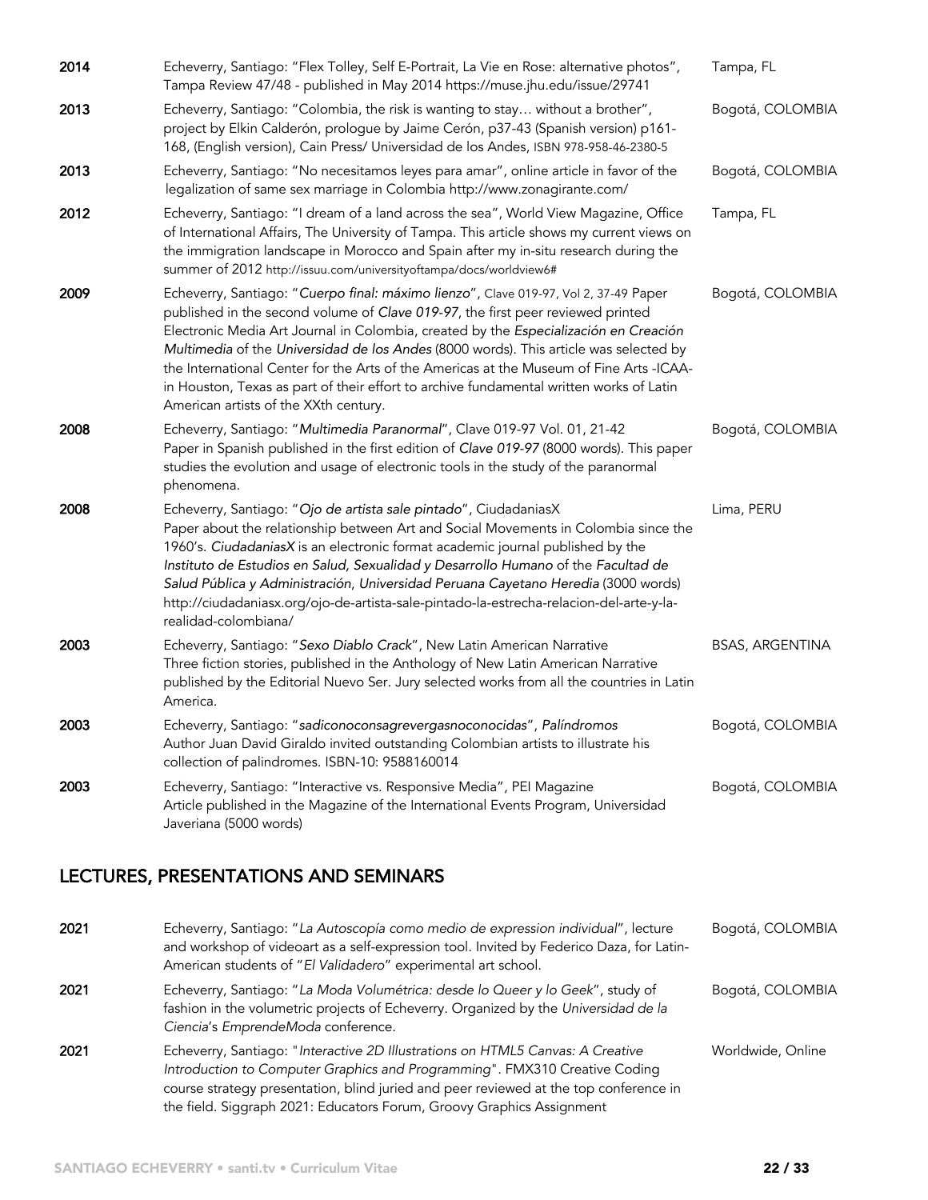| | | |
|---|---|---|
| **2014** | Echeverry, Santiago: "Flex Tolley, Self E-Portrait, La Vie en Rose: alternative photos", Tampa Review 47/48 - published in May 2014 https://muse.jhu.edu/issue/29741 | Tampa, FL |
| **2013** | Echeverry, Santiago: "Colombia, the risk is wanting to stay… without a brother", project by Elkin Calderón, prologue by Jaime Cerón, p37-43 (Spanish version) p161-168, (English version), Cain Press/ Universidad de los Andes, ISBN 978-958-46-2380-5 | Bogotá, COLOMBIA |
| **2013** | Echeverry, Santiago: "No necesitamos leyes para amar", online article in favor of the legalization of same sex marriage in Colombia http://www.zonagirante.com/ | Bogotá, COLOMBIA |
| **2012** | Echeverry, Santiago: "I dream of a land across the sea", World View Magazine, Office of International Affairs, The University of Tampa. This article shows my current views on the immigration landscape in Morocco and Spain after my in-situ research during the summer of 2012 http://issuu.com/universityoftampa/docs/worldview6# | Tampa, FL |
| **2009** | Echeverry, Santiago: "*Cuerpo final: máximo lienzo*", Clave 019-97, Vol 2, 37-49 Paper published in the second volume of *Clave 019-97*, the first peer reviewed printed Electronic Media Art Journal in Colombia, created by the *Especialización en Creación Multimedia* of the *Universidad de los Andes* (8000 words). This article was selected by the International Center for the Arts of the Americas at the Museum of Fine Arts -ICAA- in Houston, Texas as part of their effort to archive fundamental written works of Latin American artists of the XXth century. | Bogotá, COLOMBIA |
| **2008** | Echeverry, Santiago: "*Multimedia Paranormal*", Clave 019-97 Vol. 01, 21-42 Paper in Spanish published in the first edition of *Clave 019-97* (8000 words). This paper studies the evolution and usage of electronic tools in the study of the paranormal phenomena. | Bogotá, COLOMBIA |
| **2008** | Echeverry, Santiago: "*Ojo de artista sale pintado*", CiudadaniasX Paper about the relationship between Art and Social Movements in Colombia since the 1960's. *CiudadaniasX* is an electronic format academic journal published by the *Instituto de Estudios en Salud, Sexualidad y Desarrollo Humano* of the *Facultad de Salud Pública y Administración*, *Universidad Peruana Cayetano Heredia* (3000 words) http://ciudadaniasx.org/ojo-de-artista-sale-pintado-la-estrecha-relacion-del-arte-y-la-realidad-colombiana/ | Lima, PERU |
| **2003** | Echeverry, Santiago: "*Sexo Diablo Crack*", New Latin American Narrative Three fiction stories, published in the Anthology of New Latin American Narrative published by the Editorial Nuevo Ser. Jury selected works from all the countries in Latin America. | BSAS, ARGENTINA |
| **2003** | Echeverry, Santiago: "*sadiconoconsagrevergasnoconocidas*", *Palíndromos* Author Juan David Giraldo invited outstanding Colombian artists to illustrate his collection of palindromes. ISBN-10: 9588160014 | Bogotá, COLOMBIA |
| **2003** | Echeverry, Santiago: "Interactive vs. Responsive Media", PEI Magazine Article published in the Magazine of the International Events Program, Universidad Javeriana (5000 words) | Bogotá, COLOMBIA |

## LECTURES, PRESENTATIONS AND SEMINARS

| | | |
|---|---|---|
| **2021** | Echeverry, Santiago: "*La Autoscopía como medio de expression individual*", lecture and workshop of videoart as a self-expression tool. Invited by Federico Daza, for Latin-American students of "*El Validadero*" experimental art school. | Bogotá, COLOMBIA |
| **2021** | Echeverry, Santiago: "*La Moda Volumétrica: desde lo Queer y lo Geek*", study of fashion in the volumetric projects of Echeverry. Organized by the *Universidad de la Ciencia*'s *EmprendeModa* conference. | Bogotá, COLOMBIA |
| **2021** | Echeverry, Santiago: "*Interactive 2D Illustrations on HTML5 Canvas: A Creative Introduction to Computer Graphics and Programming*". FMX310 Creative Coding course strategy presentation, blind juried and peer reviewed at the top conference in the field. Siggraph 2021: Educators Forum, Groovy Graphics Assignment | Worldwide, Online |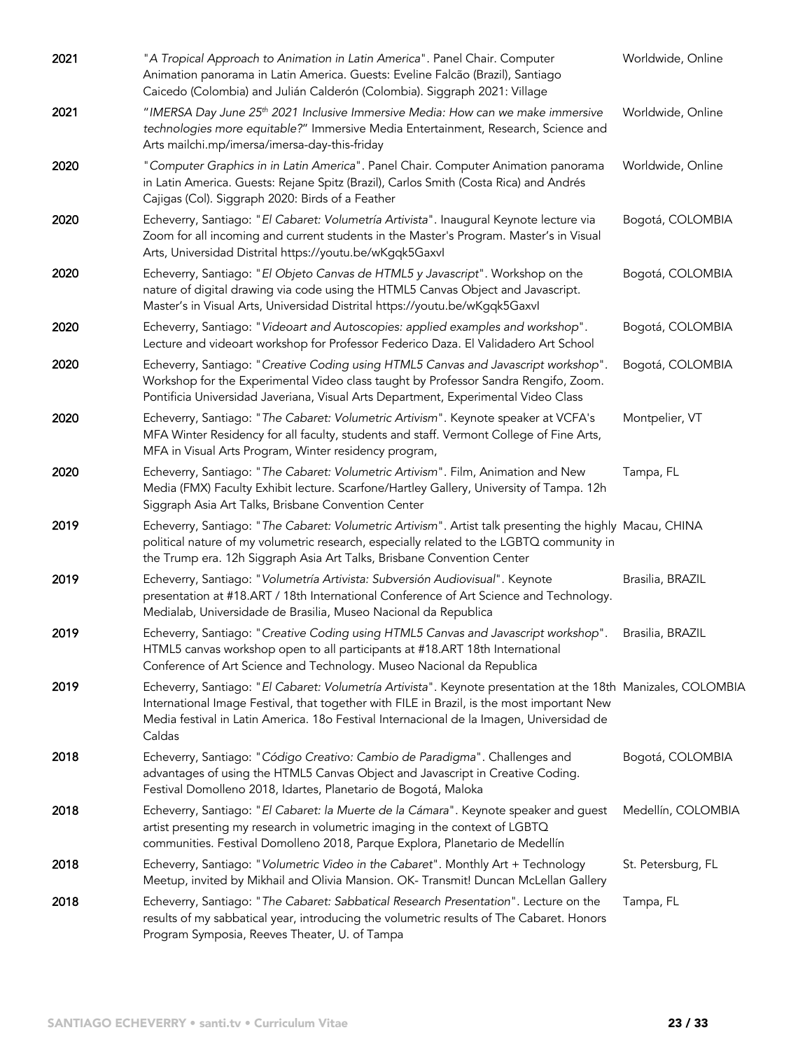| | | |
|---|---|---|
| **2021** | "*A Tropical Approach to Animation in Latin America*". Panel Chair. Computer Animation panorama in Latin America. Guests: Eveline Falcão (Brazil), Santiago Caicedo (Colombia) and Julián Calderón (Colombia). Siggraph 2021: Village | Worldwide, Online |
| **2021** | "*IMERSA Day June 25th 2021 Inclusive Immersive Media: How can we make immersive technologies more equitable?*" Immersive Media Entertainment, Research, Science and Arts mailchi.mp/imersa/imersa-day-this-friday | Worldwide, Online |
| **2020** | "*Computer Graphics in in Latin America*". Panel Chair. Computer Animation panorama in Latin America. Guests: Rejane Spitz (Brazil), Carlos Smith (Costa Rica) and Andrés Cajigas (Col). Siggraph 2020: Birds of a Feather | Worldwide, Online |
| **2020** | Echeverry, Santiago: "*El Cabaret: Volumetría Artivista*". Inaugural Keynote lecture via Zoom for all incoming and current students in the Master's Program. Master's in Visual Arts, Universidad Distrital https://youtu.be/wKgqk5Gaxvl | Bogotá, COLOMBIA |
| **2020** | Echeverry, Santiago: "*El Objeto Canvas de HTML5 y Javascript*". Workshop on the nature of digital drawing via code using the HTML5 Canvas Object and Javascript. Master's in Visual Arts, Universidad Distrital https://youtu.be/wKgqk5Gaxvl | Bogotá, COLOMBIA |
| **2020** | Echeverry, Santiago: "*Videoart and Autoscopies: applied examples and workshop*". Lecture and videoart workshop for Professor Federico Daza. El Validadero Art School | Bogotá, COLOMBIA |
| **2020** | Echeverry, Santiago: "*Creative Coding using HTML5 Canvas and Javascript workshop*". Workshop for the Experimental Video class taught by Professor Sandra Rengifo, Zoom. Pontificia Universidad Javeriana, Visual Arts Department, Experimental Video Class | Bogotá, COLOMBIA |
| **2020** | Echeverry, Santiago: "*The Cabaret: Volumetric Artivism*". Keynote speaker at VCFA's MFA Winter Residency for all faculty, students and staff. Vermont College of Fine Arts, MFA in Visual Arts Program, Winter residency program, | Montpelier, VT |
| **2020** | Echeverry, Santiago: "*The Cabaret: Volumetric Artivism*". Film, Animation and New Media (FMX) Faculty Exhibit lecture. Scarfone/Hartley Gallery, University of Tampa. 12h Siggraph Asia Art Talks, Brisbane Convention Center | Tampa, FL |
| **2019** | Echeverry, Santiago: "*The Cabaret: Volumetric Artivism*". Artist talk presenting the highly political nature of my volumetric research, especially related to the LGBTQ community in the Trump era. 12h Siggraph Asia Art Talks, Brisbane Convention Center | Macau, CHINA |
| **2019** | Echeverry, Santiago: "*Volumetría Artivista: Subversión Audiovisual*". Keynote presentation at #18.ART / 18th International Conference of Art Science and Technology. Medialab, Universidade de Brasilia, Museo Nacional da Republica | Brasilia, BRAZIL |
| **2019** | Echeverry, Santiago: "*Creative Coding using HTML5 Canvas and Javascript workshop*". HTML5 canvas workshop open to all participants at #18.ART 18th International Conference of Art Science and Technology. Museo Nacional da Republica | Brasilia, BRAZIL |
| **2019** | Echeverry, Santiago: "*El Cabaret: Volumetría Artivista*". Keynote presentation at the 18th International Image Festival, that together with FILE in Brazil, is the most important New Media festival in Latin America. 18o Festival Internacional de la Imagen, Universidad de Caldas | Manizales, COLOMBIA |
| **2018** | Echeverry, Santiago: "*Código Creativo: Cambio de Paradigma*". Challenges and advantages of using the HTML5 Canvas Object and Javascript in Creative Coding. Festival Domolleno 2018, Idartes, Planetario de Bogotá, Maloka | Bogotá, COLOMBIA |
| **2018** | Echeverry, Santiago: "*El Cabaret: la Muerte de la Cámara*". Keynote speaker and guest artist presenting my research in volumetric imaging in the context of LGBTQ communities. Festival Domolleno 2018, Parque Explora, Planetario de Medellín | Medellín, COLOMBIA |
| **2018** | Echeverry, Santiago: "*Volumetric Video in the Cabaret*". Monthly Art + Technology Meetup, invited by Mikhail and Olivia Mansion. OK- Transmit! Duncan McLellan Gallery | St. Petersburg, FL |
| **2018** | Echeverry, Santiago: "*The Cabaret: Sabbatical Research Presentation*". Lecture on the results of my sabbatical year, introducing the volumetric results of The Cabaret. Honors Program Symposia, Reeves Theater, U. of Tampa | Tampa, FL |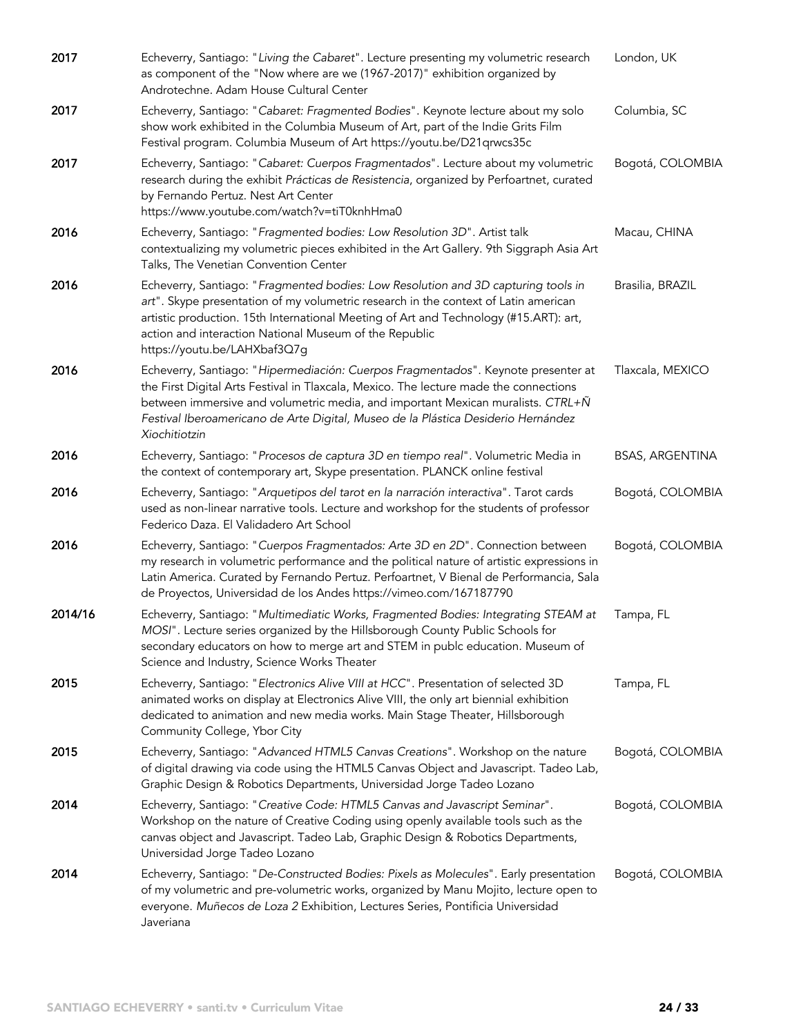| | | |
|---|---|---|
| **2017** | Echeverry, Santiago: "*Living the Cabaret*". Lecture presenting my volumetric research as component of the "Now where are we (1967-2017)" exhibition organized by Androtechne. Adam House Cultural Center | London, UK |
| **2017** | Echeverry, Santiago: "*Cabaret: Fragmented Bodies*". Keynote lecture about my solo show work exhibited in the Columbia Museum of Art, part of the Indie Grits Film Festival program. Columbia Museum of Art https://youtu.be/D21qrwcs35c | Columbia, SC |
| **2017** | Echeverry, Santiago: "*Cabaret: Cuerpos Fragmentados*". Lecture about my volumetric research during the exhibit *Prácticas de Resistencia*, organized by Perfoartnet, curated by Fernando Pertuz. Nest Art Center https://www.youtube.com/watch?v=tiT0knhHma0 | Bogotá, COLOMBIA |
| **2016** | Echeverry, Santiago: "*Fragmented bodies: Low Resolution 3D*". Artist talk contextualizing my volumetric pieces exhibited in the Art Gallery. 9th Siggraph Asia Art Talks, The Venetian Convention Center | Macau, CHINA |
| **2016** | Echeverry, Santiago: "*Fragmented bodies: Low Resolution and 3D capturing tools in art*". Skype presentation of my volumetric research in the context of Latin american artistic production. 15th International Meeting of Art and Technology (#15.ART): art, action and interaction National Museum of the Republic https://youtu.be/LAHXbaf3Q7g | Brasilia, BRAZIL |
| **2016** | Echeverry, Santiago: "*Hipermediación: Cuerpos Fragmentados*". Keynote presenter at the First Digital Arts Festival in Tlaxcala, Mexico. The lecture made the connections between immersive and volumetric media, and important Mexican muralists. *CTRL+Ñ Festival Iberoamericano de Arte Digital, Museo de la Plástica Desiderio Hernández Xiochitiotzin* | Tlaxcala, MEXICO |
| **2016** | Echeverry, Santiago: "*Procesos de captura 3D en tiempo real*". Volumetric Media in the context of contemporary art, Skype presentation. PLANCK online festival | BSAS, ARGENTINA |
| **2016** | Echeverry, Santiago: "*Arquetipos del tarot en la narración interactiva*". Tarot cards used as non-linear narrative tools. Lecture and workshop for the students of professor Federico Daza. El Validadero Art School | Bogotá, COLOMBIA |
| **2016** | Echeverry, Santiago: "*Cuerpos Fragmentados: Arte 3D en 2D*". Connection between my research in volumetric performance and the political nature of artistic expressions in Latin America. Curated by Fernando Pertuz. Perfoartnet, V Bienal de Performancia, Sala de Proyectos, Universidad de los Andes https://vimeo.com/167187790 | Bogotá, COLOMBIA |
| **2014/16** | Echeverry, Santiago: "*Multimediatic Works, Fragmented Bodies: Integrating STEAM at MOSI*". Lecture series organized by the Hillsborough County Public Schools for secondary educators on how to merge art and STEM in publc education. Museum of Science and Industry, Science Works Theater | Tampa, FL |
| **2015** | Echeverry, Santiago: "*Electronics Alive VIII at HCC*". Presentation of selected 3D animated works on display at Electronics Alive VIII, the only art biennial exhibition dedicated to animation and new media works. Main Stage Theater, Hillsborough Community College, Ybor City | Tampa, FL |
| **2015** | Echeverry, Santiago: "*Advanced HTML5 Canvas Creations*". Workshop on the nature of digital drawing via code using the HTML5 Canvas Object and Javascript. Tadeo Lab, Graphic Design & Robotics Departments, Universidad Jorge Tadeo Lozano | Bogotá, COLOMBIA |
| **2014** | Echeverry, Santiago: "*Creative Code: HTML5 Canvas and Javascript Seminar*". Workshop on the nature of Creative Coding using openly available tools such as the canvas object and Javascript. Tadeo Lab, Graphic Design & Robotics Departments, Universidad Jorge Tadeo Lozano | Bogotá, COLOMBIA |
| **2014** | Echeverry, Santiago: "*De-Constructed Bodies: Pixels as Molecules*". Early presentation of my volumetric and pre-volumetric works, organized by Manu Mojito, lecture open to everyone. *Muñecos de Loza 2* Exhibition, Lectures Series, Pontificia Universidad Javeriana | Bogotá, COLOMBIA |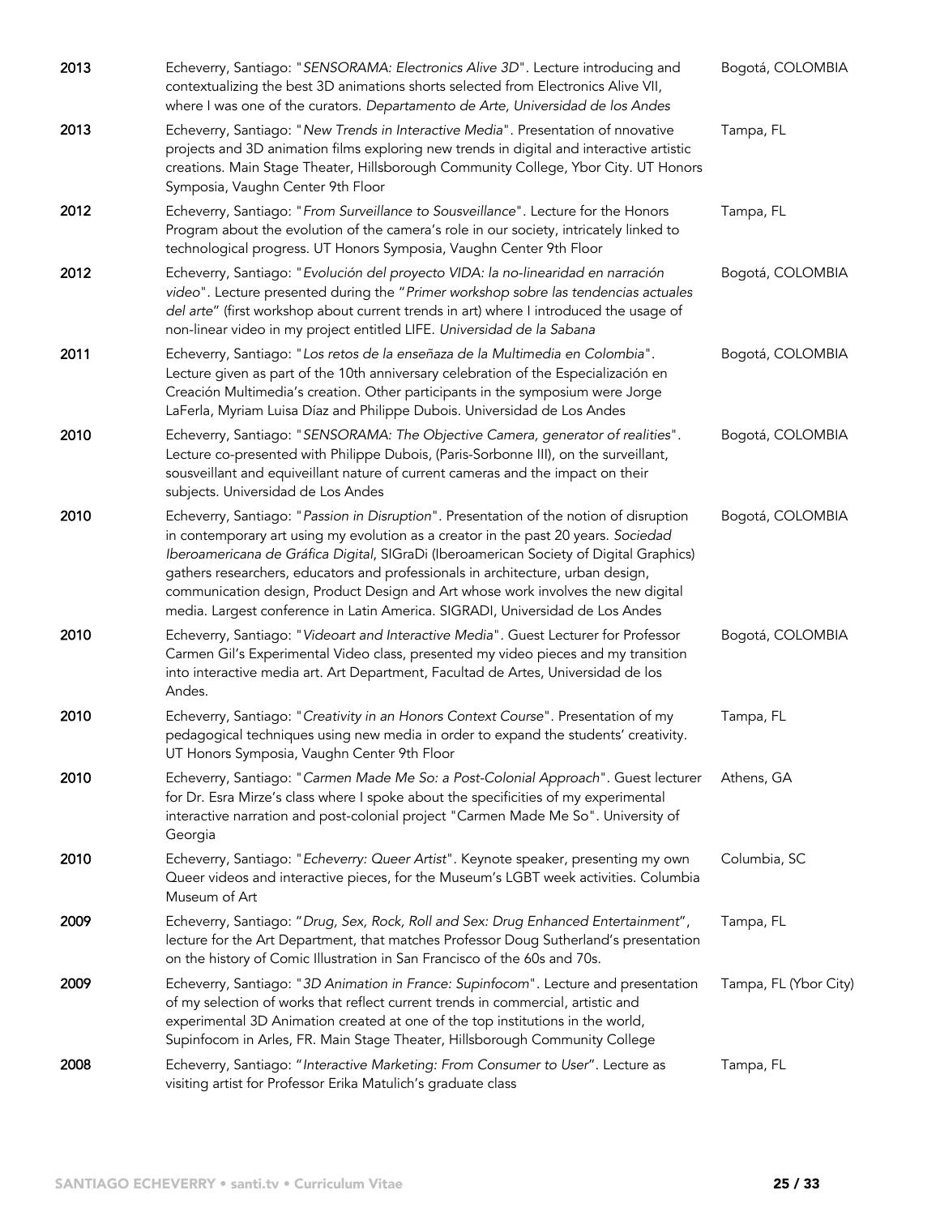| | | |
|---|---|---|
| **2013** | Echeverry, Santiago: "*SENSORAMA: Electronics Alive 3D*". Lecture introducing and contextualizing the best 3D animations shorts selected from Electronics Alive VII, where I was one of the curators. *Departamento de Arte, Universidad de los Andes* | Bogotá, COLOMBIA |
| **2013** | Echeverry, Santiago: "*New Trends in Interactive Media*". Presentation of nnovative projects and 3D animation films exploring new trends in digital and interactive artistic creations. Main Stage Theater, Hillsborough Community College, Ybor City. UT Honors Symposia, Vaughn Center 9th Floor | Tampa, FL |
| **2012** | Echeverry, Santiago: "*From Surveillance to Sousveillance*". Lecture for the Honors Program about the evolution of the camera's role in our society, intricately linked to technological progress. UT Honors Symposia, Vaughn Center 9th Floor | Tampa, FL |
| **2012** | Echeverry, Santiago: "*Evolución del proyecto VIDA: la no-linearidad en narración video*". Lecture presented during the "*Primer workshop sobre las tendencias actuales del arte*" (first workshop about current trends in art) where I introduced the usage of non-linear video in my project entitled LIFE. *Universidad de la Sabana* | Bogotá, COLOMBIA |
| **2011** | Echeverry, Santiago: "*Los retos de la enseñaza de la Multimedia en Colombia*". Lecture given as part of the 10th anniversary celebration of the Especialización en Creación Multimedia's creation. Other participants in the symposium were Jorge LaFerla, Myriam Luisa Díaz and Philippe Dubois. Universidad de Los Andes | Bogotá, COLOMBIA |
| **2010** | Echeverry, Santiago: "*SENSORAMA: The Objective Camera, generator of realities*". Lecture co-presented with Philippe Dubois, (Paris-Sorbonne III), on the surveillant, sousveillant and equiveillant nature of current cameras and the impact on their subjects. Universidad de Los Andes | Bogotá, COLOMBIA |
| **2010** | Echeverry, Santiago: "*Passion in Disruption*". Presentation of the notion of disruption in contemporary art using my evolution as a creator in the past 20 years. *Sociedad Iberoamericana de Gráfica Digital*, SIGraDi (Iberoamerican Society of Digital Graphics) gathers researchers, educators and professionals in architecture, urban design, communication design, Product Design and Art whose work involves the new digital media. Largest conference in Latin America. SIGRADI, Universidad de Los Andes | Bogotá, COLOMBIA |
| **2010** | Echeverry, Santiago: "*Videoart and Interactive Media*". Guest Lecturer for Professor Carmen Gil's Experimental Video class, presented my video pieces and my transition into interactive media art. Art Department, Facultad de Artes, Universidad de los Andes. | Bogotá, COLOMBIA |
| **2010** | Echeverry, Santiago: "*Creativity in an Honors Context Course*". Presentation of my pedagogical techniques using new media in order to expand the students' creativity. UT Honors Symposia, Vaughn Center 9th Floor | Tampa, FL |
| **2010** | Echeverry, Santiago: "*Carmen Made Me So: a Post-Colonial Approach*". Guest lecturer for Dr. Esra Mirze's class where I spoke about the specificities of my experimental interactive narration and post-colonial project "Carmen Made Me So". University of Georgia | Athens, GA |
| **2010** | Echeverry, Santiago: "*Echeverry: Queer Artist*". Keynote speaker, presenting my own Queer videos and interactive pieces, for the Museum's LGBT week activities. Columbia Museum of Art | Columbia, SC |
| **2009** | Echeverry, Santiago: "*Drug, Sex, Rock, Roll and Sex: Drug Enhanced Entertainment*", lecture for the Art Department, that matches Professor Doug Sutherland's presentation on the history of Comic Illustration in San Francisco of the 60s and 70s. | Tampa, FL |
| **2009** | Echeverry, Santiago: "*3D Animation in France: Supinfocom*". Lecture and presentation of my selection of works that reflect current trends in commercial, artistic and experimental 3D Animation created at one of the top institutions in the world, Supinfocom in Arles, FR. Main Stage Theater, Hillsborough Community College | Tampa, FL (Ybor City) |
| **2008** | Echeverry, Santiago: "*Interactive Marketing: From Consumer to User*". Lecture as visiting artist for Professor Erika Matulich's graduate class | Tampa, FL |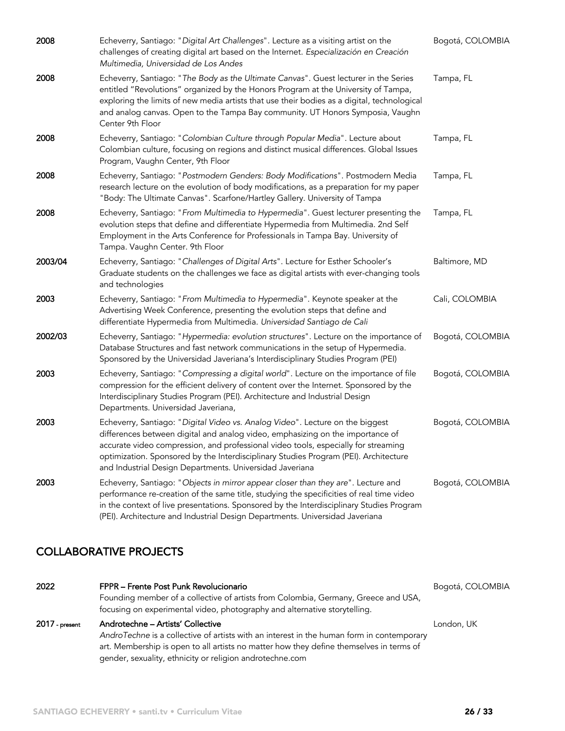| | | |
|---|---|---|
| **2008** | Echeverry, Santiago: "*Digital Art Challenges*". Lecture as a visiting artist on the challenges of creating digital art based on the Internet. *Especialización en Creación Multimedia, Universidad de Los Andes* | Bogotá, COLOMBIA |
| **2008** | Echeverry, Santiago: "*The Body as the Ultimate Canvas*". Guest lecturer in the Series entitled "Revolutions" organized by the Honors Program at the University of Tampa, exploring the limits of new media artists that use their bodies as a digital, technological and analog canvas. Open to the Tampa Bay community. UT Honors Symposia, Vaughn Center 9th Floor | Tampa, FL |
| **2008** | Echeverry, Santiago: "*Colombian Culture through Popular Media*". Lecture about Colombian culture, focusing on regions and distinct musical differences. Global Issues Program, Vaughn Center, 9th Floor | Tampa, FL |
| **2008** | Echeverry, Santiago: "*Postmodern Genders: Body Modifications*". Postmodern Media research lecture on the evolution of body modifications, as a preparation for my paper "Body: The Ultimate Canvas". Scarfone/Hartley Gallery. University of Tampa | Tampa, FL |
| **2008** | Echeverry, Santiago: "*From Multimedia to Hypermedia*". Guest lecturer presenting the evolution steps that define and differentiate Hypermedia from Multimedia. 2nd Self Employment in the Arts Conference for Professionals in Tampa Bay. University of Tampa. Vaughn Center. 9th Floor | Tampa, FL |
| **2003/04** | Echeverry, Santiago: "*Challenges of Digital Arts*". Lecture for Esther Schooler's Graduate students on the challenges we face as digital artists with ever-changing tools and technologies | Baltimore, MD |
| **2003** | Echeverry, Santiago: "*From Multimedia to Hypermedia*". Keynote speaker at the Advertising Week Conference, presenting the evolution steps that define and differentiate Hypermedia from Multimedia. *Universidad Santiago de Cali* | Cali, COLOMBIA |
| **2002/03** | Echeverry, Santiago: "*Hypermedia: evolution structures*". Lecture on the importance of Database Structures and fast network communications in the setup of Hypermedia. Sponsored by the Universidad Javeriana's Interdisciplinary Studies Program (PEI) | Bogotá, COLOMBIA |
| **2003** | Echeverry, Santiago: "*Compressing a digital world*". Lecture on the importance of file compression for the efficient delivery of content over the Internet. Sponsored by the Interdisciplinary Studies Program (PEI). Architecture and Industrial Design Departments. Universidad Javeriana, | Bogotá, COLOMBIA |
| **2003** | Echeverry, Santiago: "*Digital Video vs. Analog Video*". Lecture on the biggest differences between digital and analog video, emphasizing on the importance of accurate video compression, and professional video tools, especially for streaming optimization. Sponsored by the Interdisciplinary Studies Program (PEI). Architecture and Industrial Design Departments. Universidad Javeriana | Bogotá, COLOMBIA |
| **2003** | Echeverry, Santiago: "*Objects in mirror appear closer than they are*". Lecture and performance re-creation of the same title, studying the specificities of real time video in the context of live presentations. Sponsored by the Interdisciplinary Studies Program (PEI). Architecture and Industrial Design Departments. Universidad Javeriana | Bogotá, COLOMBIA |

## COLLABORATIVE PROJECTS

| | | |
|---|---|---|
| **2022** | **FPPR – Frente Post Punk Revolucionario**<br>Founding member of a collective of artists from Colombia, Germany, Greece and USA, focusing on experimental video, photography and alternative storytelling. | Bogotá, COLOMBIA |
| **2017 - present** | **Androtechne – Artists' Collective**<br>*AndroTechne* is a collective of artists with an interest in the human form in contemporary art. Membership is open to all artists no matter how they define themselves in terms of gender, sexuality, ethnicity or religion androtechne.com | London, UK |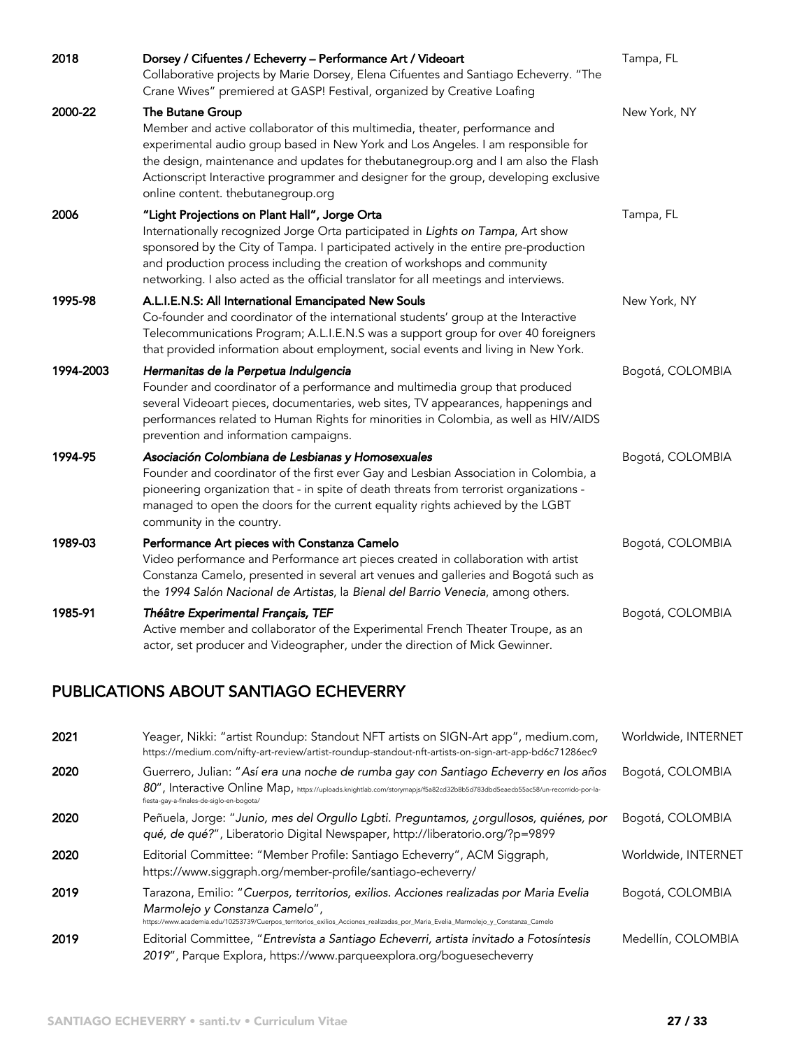| | | |
|---|---|---|
| **2018** | **Dorsey / Cifuentes / Echeverry – Performance Art / Videoart**<br>Collaborative projects by Marie Dorsey, Elena Cifuentes and Santiago Echeverry. "The Crane Wives" premiered at GASP! Festival, organized by Creative Loafing | Tampa, FL |
| **2000-22** | **The Butane Group**<br>Member and active collaborator of this multimedia, theater, performance and experimental audio group based in New York and Los Angeles. I am responsible for the design, maintenance and updates for thebutanegroup.org and I am also the Flash Actionscript Interactive programmer and designer for the group, developing exclusive online content. thebutanegroup.org | New York, NY |
| **2006** | **"Light Projections on Plant Hall", Jorge Orta**<br>Internationally recognized Jorge Orta participated in *Lights on Tampa*, Art show sponsored by the City of Tampa. I participated actively in the entire pre-production and production process including the creation of workshops and community networking. I also acted as the official translator for all meetings and interviews. | Tampa, FL |
| **1995-98** | **A.L.I.E.N.S: All International Emancipated New Souls**<br>Co-founder and coordinator of the international students' group at the Interactive Telecommunications Program; A.L.I.E.N.S was a support group for over 40 foreigners that provided information about employment, social events and living in New York. | New York, NY |
| **1994-2003** | ***Hermanitas de la Perpetua Indulgencia***<br>Founder and coordinator of a performance and multimedia group that produced several Videoart pieces, documentaries, web sites, TV appearances, happenings and performances related to Human Rights for minorities in Colombia, as well as HIV/AIDS prevention and information campaigns. | Bogotá, COLOMBIA |
| **1994-95** | ***Asociación Colombiana de Lesbianas y Homosexuales***<br>Founder and coordinator of the first ever Gay and Lesbian Association in Colombia, a pioneering organization that - in spite of death threats from terrorist organizations - managed to open the doors for the current equality rights achieved by the LGBT community in the country. | Bogotá, COLOMBIA |
| **1989-03** | **Performance Art pieces with Constanza Camelo**<br>Video performance and Performance art pieces created in collaboration with artist Constanza Camelo, presented in several art venues and galleries and Bogotá such as the *1994 Salón Nacional de Artistas*, la *Bienal del Barrio Venecia*, among others. | Bogotá, COLOMBIA |
| **1985-91** | ***Théâtre Experimental Français, TEF***<br>Active member and collaborator of the Experimental French Theater Troupe, as an actor, set producer and Videographer, under the direction of Mick Gewinner. | Bogotá, COLOMBIA |

## PUBLICATIONS ABOUT SANTIAGO ECHEVERRY

| | | |
|---|---|---|
| **2021** | Yeager, Nikki: "artist Roundup: Standout NFT artists on SIGN-Art app", medium.com, https://medium.com/nifty-art-review/artist-roundup-standout-nft-artists-on-sign-art-app-bd6c71286ec9 | Worldwide, INTERNET |
| **2020** | Guerrero, Julian: "*Así era una noche de rumba gay con Santiago Echeverry en los años 80*", Interactive Online Map, https://uploads.knightlab.com/storymapjs/f5a82cd32b8b5d783dbd5eaecb55ac58/un-recorrido-por-la-fiesta-gay-a-finales-de-siglo-en-bogota/ | Bogotá, COLOMBIA |
| **2020** | Peñuela, Jorge: "*Junio, mes del Orgullo Lgbti. Preguntamos, ¿orgullosos, quiénes, por qué, de qué?*", Liberatorio Digital Newspaper, http://liberatorio.org/?p=9899 | Bogotá, COLOMBIA |
| **2020** | Editorial Committee: "Member Profile: Santiago Echeverry", ACM Siggraph, https://www.siggraph.org/member-profile/santiago-echeverry/ | Worldwide, INTERNET |
| **2019** | Tarazona, Emilio: "*Cuerpos, territorios, exilios. Acciones realizadas por Maria Evelia Marmolejo y Constanza Camelo*", https://www.academia.edu/10253739/Cuerpos_territorios_exilios_Acciones_realizadas_por_Maria_Evelia_Marmolejo_y_Constanza_Camelo | Bogotá, COLOMBIA |
| **2019** | Editorial Committee, "*Entrevista a Santiago Echeverri, artista invitado a Fotosíntesis 2019*", Parque Explora, https://www.parqueexplora.org/boguesecheverry | Medellín, COLOMBIA |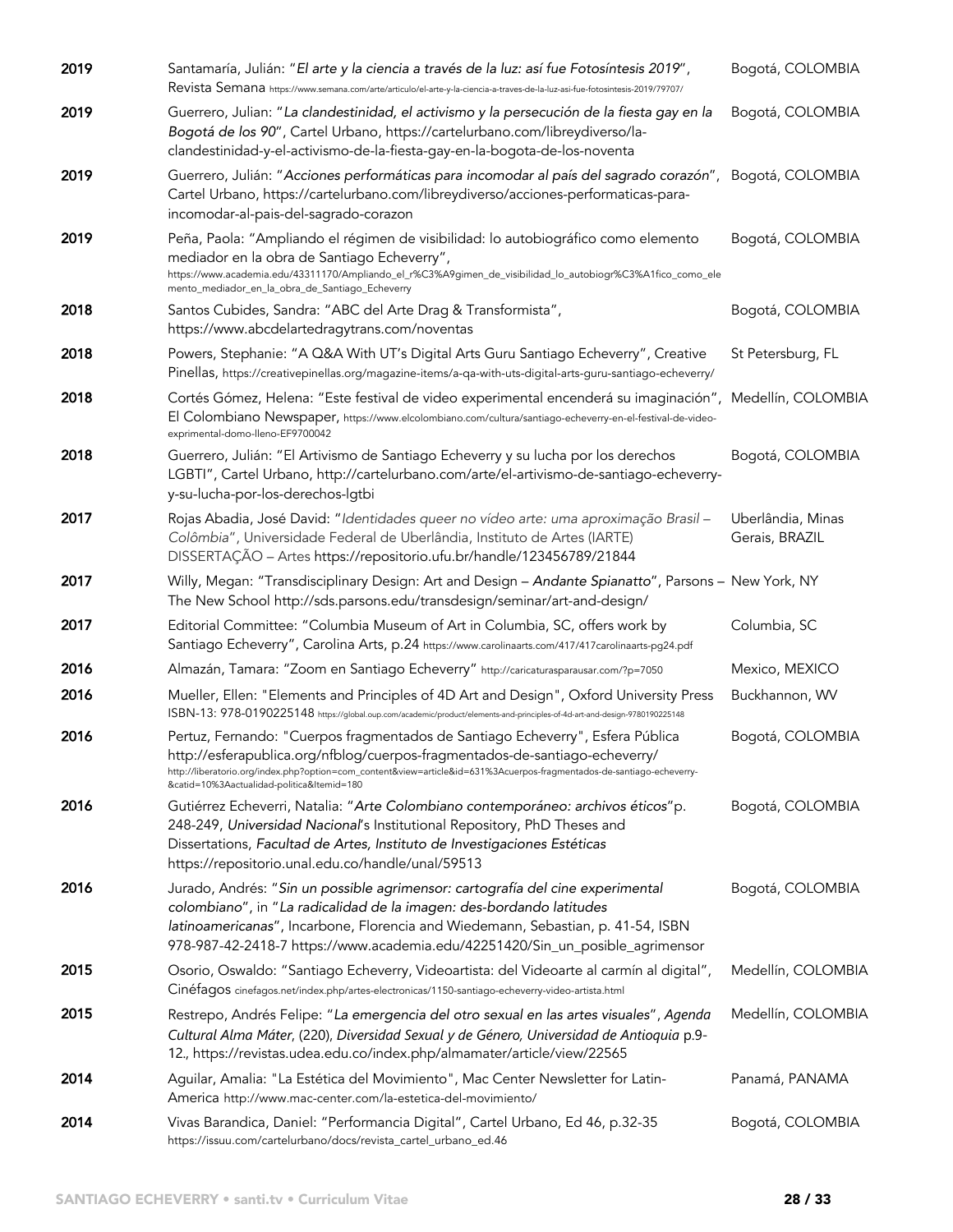| | | |
|---|---|---|
| **2019** | Santamaría, Julián: "*El arte y la ciencia a través de la luz: así fue Fotosíntesis 2019*", Revista Semana https://www.semana.com/arte/articulo/el-arte-y-la-ciencia-a-traves-de-la-luz-asi-fue-fotosintesis-2019/79707/ | Bogotá, COLOMBIA |
| **2019** | Guerrero, Julian: "*La clandestinidad, el activismo y la persecución de la fiesta gay en la Bogotá de los 90*", Cartel Urbano, https://cartelurbano.com/libreydiverso/la-clandestinidad-y-el-activismo-de-la-fiesta-gay-en-la-bogota-de-los-noventa | Bogotá, COLOMBIA |
| **2019** | Guerrero, Julián: "*Acciones performáticas para incomodar al país del sagrado corazón*", Cartel Urbano, https://cartelurbano.com/libreydiverso/acciones-performaticas-para-incomodar-al-pais-del-sagrado-corazon | Bogotá, COLOMBIA |
| **2019** | Peña, Paola: "Ampliando el régimen de visibilidad: lo autobiográfico como elemento mediador en la obra de Santiago Echeverry", https://www.academia.edu/43311170/Ampliando_el_r%C3%A9gimen_de_visibilidad_lo_autobiogr%C3%A1fico_como_elemento_mediador_en_la_obra_de_Santiago_Echeverry | Bogotá, COLOMBIA |
| **2018** | Santos Cubides, Sandra: "ABC del Arte Drag & Transformista", https://www.abcdelartedragytrans.com/noventas | Bogotá, COLOMBIA |
| **2018** | Powers, Stephanie: "A Q&A With UT's Digital Arts Guru Santiago Echeverry", Creative Pinellas, https://creativepinellas.org/magazine-items/a-qa-with-uts-digital-arts-guru-santiago-echeverry/ | St Petersburg, FL |
| **2018** | Cortés Gómez, Helena: "Este festival de video experimental encenderá su imaginación", El Colombiano Newspaper, https://www.elcolombiano.com/cultura/santiago-echeverry-en-el-festival-de-video-exprimental-domo-lleno-EF9700042 | Medellín, COLOMBIA |
| **2018** | Guerrero, Julián: "El Artivismo de Santiago Echeverry y su lucha por los derechos LGBTI", Cartel Urbano, http://cartelurbano.com/arte/el-artivismo-de-santiago-echeverry-y-su-lucha-por-los-derechos-lgtbi | Bogotá, COLOMBIA |
| **2017** | Rojas Abadia, José David: "*Identidades queer no vídeo arte: uma aproximação Brasil – Colômbia*", Universidade Federal de Uberlândia, Instituto de Artes (IARTE) DISSERTAÇÃO – Artes https://repositorio.ufu.br/handle/123456789/21844 | Uberlândia, Minas Gerais, BRAZIL |
| **2017** | Willy, Megan: "Transdisciplinary Design: Art and Design – *Andante Spianatto*", Parsons – The New School http://sds.parsons.edu/transdesign/seminar/art-and-design/ | New York, NY |
| **2017** | Editorial Committee: "Columbia Museum of Art in Columbia, SC, offers work by Santiago Echeverry", Carolina Arts, p.24 https://www.carolinaarts.com/417/417carolinaarts-pg24.pdf | Columbia, SC |
| **2016** | Almazán, Tamara: "Zoom en Santiago Echeverry" http://caricaturasparausar.com/?p=7050 | Mexico, MEXICO |
| **2016** | Mueller, Ellen: "Elements and Principles of 4D Art and Design", Oxford University Press ISBN-13: 978-0190225148 https://global.oup.com/academic/product/elements-and-principles-of-4d-art-and-design-9780190225148 | Buckhannon, WV |
| **2016** | Pertuz, Fernando: "Cuerpos fragmentados de Santiago Echeverry", Esfera Pública http://esferapublica.org/nfblog/cuerpos-fragmentados-de-santiago-echeverry/ http://liberatorio.org/index.php?option=com_content&view=article&id=631%3Acuerpos-fragmentados-de-santiago-echeverry-&catid=10%3Aactualidad-politica&Itemid=180 | Bogotá, COLOMBIA |
| **2016** | Gutiérrez Echeverri, Natalia: "*Arte Colombiano contemporáneo: archivos éticos*"p. 248-249, *Universidad Nacional*'s Institutional Repository, PhD Theses and Dissertations, *Facultad de Artes, Instituto de Investigaciones Estéticas* https://repositorio.unal.edu.co/handle/unal/59513 | Bogotá, COLOMBIA |
| **2016** | Jurado, Andrés: "*Sin un possible agrimensor: cartografía del cine experimental colombiano*", in "*La radicalidad de la imagen: des-bordando latitudes latinoamericanas*", Incarbone, Florencia and Wiedemann, Sebastian, p. 41-54, ISBN 978-987-42-2418-7 https://www.academia.edu/42251420/Sin_un_posible_agrimensor | Bogotá, COLOMBIA |
| **2015** | Osorio, Oswaldo: "Santiago Echeverry, Videoartista: del Videoarte al carmín al digital", Cinéfagos cinefagos.net/index.php/artes-electronicas/1150-santiago-echeverry-video-artista.html | Medellín, COLOMBIA |
| **2015** | Restrepo, Andrés Felipe: "*La emergencia del otro sexual en las artes visuales*", *Agenda Cultural Alma Máter*, (220), *Diversidad Sexual y de Género, Universidad de Antioquia* p.9-12., https://revistas.udea.edu.co/index.php/almamater/article/view/22565 | Medellín, COLOMBIA |
| **2014** | Aguilar, Amalia: "La Estética del Movimiento", Mac Center Newsletter for Latin-America http://www.mac-center.com/la-estetica-del-movimiento/ | Panamá, PANAMA |
| **2014** | Vivas Barandica, Daniel: "Performancia Digital", Cartel Urbano, Ed 46, p.32-35 https://issuu.com/cartelurbano/docs/revista_cartel_urbano_ed.46 | Bogotá, COLOMBIA |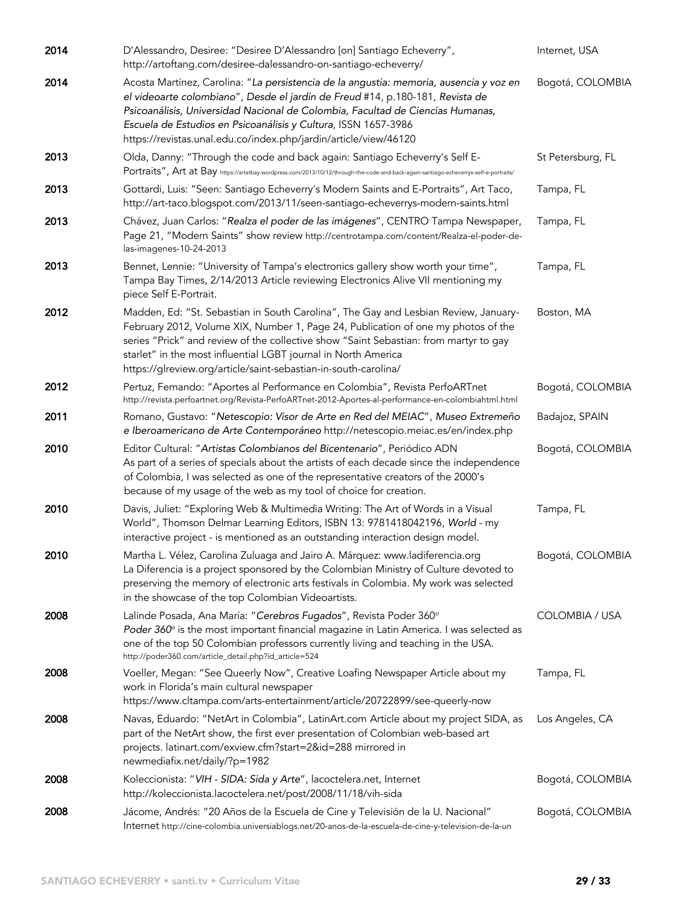| | | |
|---|---|---|
| **2014** | D'Alessandro, Desiree: "Desiree D'Alessandro [on] Santiago Echeverry", http://artoftang.com/desiree-dalessandro-on-santiago-echeverry/ | Internet, USA |
| **2014** | Acosta Martínez, Carolina: "*La persistencia de la angustia: memoria, ausencia y voz en el videoarte colombiano*", *Desde el jardín de Freud* #14, p.180-181, *Revista de Psicoanálisis, Universidad Nacional de Colombia, Facultad de Ciencias Humanas, Escuela de Estudios en Psicoanálisis y Cultura*, ISSN 1657-3986 https://revistas.unal.edu.co/index.php/jardin/article/view/46120 | Bogotá, COLOMBIA |
| **2013** | Olda, Danny: "Through the code and back again: Santiago Echeverry's Self E-Portraits", Art at Bay https://artatbay.wordpress.com/2013/10/12/through-the-code-and-back-again-santiago-echeverrys-self-e-portraits/ | St Petersburg, FL |
| **2013** | Gottardi, Luis: "Seen: Santiago Echeverry's Modern Saints and E-Portraits", Art Taco, http://art-taco.blogspot.com/2013/11/seen-santiago-echeverrys-modern-saints.html | Tampa, FL |
| **2013** | Chávez, Juan Carlos: "*Realza el poder de las imágenes*", CENTRO Tampa Newspaper, Page 21, "Modern Saints" show review http://centrotampa.com/content/Realza-el-poder-de-las-imagenes-10-24-2013 | Tampa, FL |
| **2013** | Bennet, Lennie: "University of Tampa's electronics gallery show worth your time", Tampa Bay Times, 2/14/2013 Article reviewing Electronics Alive VII mentioning my piece Self E-Portrait. | Tampa, FL |
| **2012** | Madden, Ed: "St. Sebastian in South Carolina", The Gay and Lesbian Review, January-February 2012, Volume XIX, Number 1, Page 24, Publication of one my photos of the series "Prick" and review of the collective show "Saint Sebastian: from martyr to gay starlet" in the most influential LGBT journal in North America https://glreview.org/article/saint-sebastian-in-south-carolina/ | Boston, MA |
| **2012** | Pertuz, Fernando: "Aportes al Performance en Colombia", Revista PerfoARTnet http://revista.perfoartnet.org/Revista-PerfoARTnet-2012-Aportes-al-performance-en-colombiahtml.html | Bogotá, COLOMBIA |
| **2011** | Romano, Gustavo: "*Netescopio: Visor de Arte en Red del MEIAC*", *Museo Extremeño e Iberoamericano de Arte Contemporáneo* http://netescopio.meiac.es/en/index.php | Badajoz, SPAIN |
| **2010** | Editor Cultural: "*Artistas Colombianos del Bicentenario*", Periódico ADN As part of a series of specials about the artists of each decade since the independence of Colombia, I was selected as one of the representative creators of the 2000's because of my usage of the web as my tool of choice for creation. | Bogotá, COLOMBIA |
| **2010** | Davis, Juliet: "Exploring Web & Multimedia Writing: The Art of Words in a Visual World", Thomson Delmar Learning Editors, ISBN 13: 9781418042196, *World* - my interactive project - is mentioned as an outstanding interaction design model. | Tampa, FL |
| **2010** | Martha L. Vélez, Carolina Zuluaga and Jairo A. Márquez: www.ladiferencia.org La Diferencia is a project sponsored by the Colombian Ministry of Culture devoted to preserving the memory of electronic arts festivals in Colombia. My work was selected in the showcase of the top Colombian Videoartists. | Bogotá, COLOMBIA |
| **2008** | Lalinde Posada, Ana María: "*Cerebros Fugados*", Revista Poder 360° *Poder 360°* is the most important financial magazine in Latin America. I was selected as one of the top 50 Colombian professors currently living and teaching in the USA. http://poder360.com/article_detail.php?id_article=524 | COLOMBIA / USA |
| **2008** | Voeller, Megan: "See Queerly Now", Creative Loafing Newspaper Article about my work in Florida's main cultural newspaper https://www.cltampa.com/arts-entertainment/article/20722899/see-queerly-now | Tampa, FL |
| **2008** | Navas, Eduardo: "NetArt in Colombia", LatinArt.com Article about my project SIDA, as part of the NetArt show, the first ever presentation of Colombian web-based art projects. latinart.com/exview.cfm?start=2&id=288 mirrored in newmediafix.net/daily/?p=1982 | Los Angeles, CA |
| **2008** | Koleccionista: "*VIH - SIDA: Sida y Arte*", lacoctelera.net, Internet http://koleccionista.lacoctelera.net/post/2008/11/18/vih-sida | Bogotá, COLOMBIA |
| **2008** | Jácome, Andrés: "20 Años de la Escuela de Cine y Televisión de la U. Nacional" Internet http://cine-colombia.universiablogs.net/20-anos-de-la-escuela-de-cine-y-television-de-la-un | Bogotá, COLOMBIA |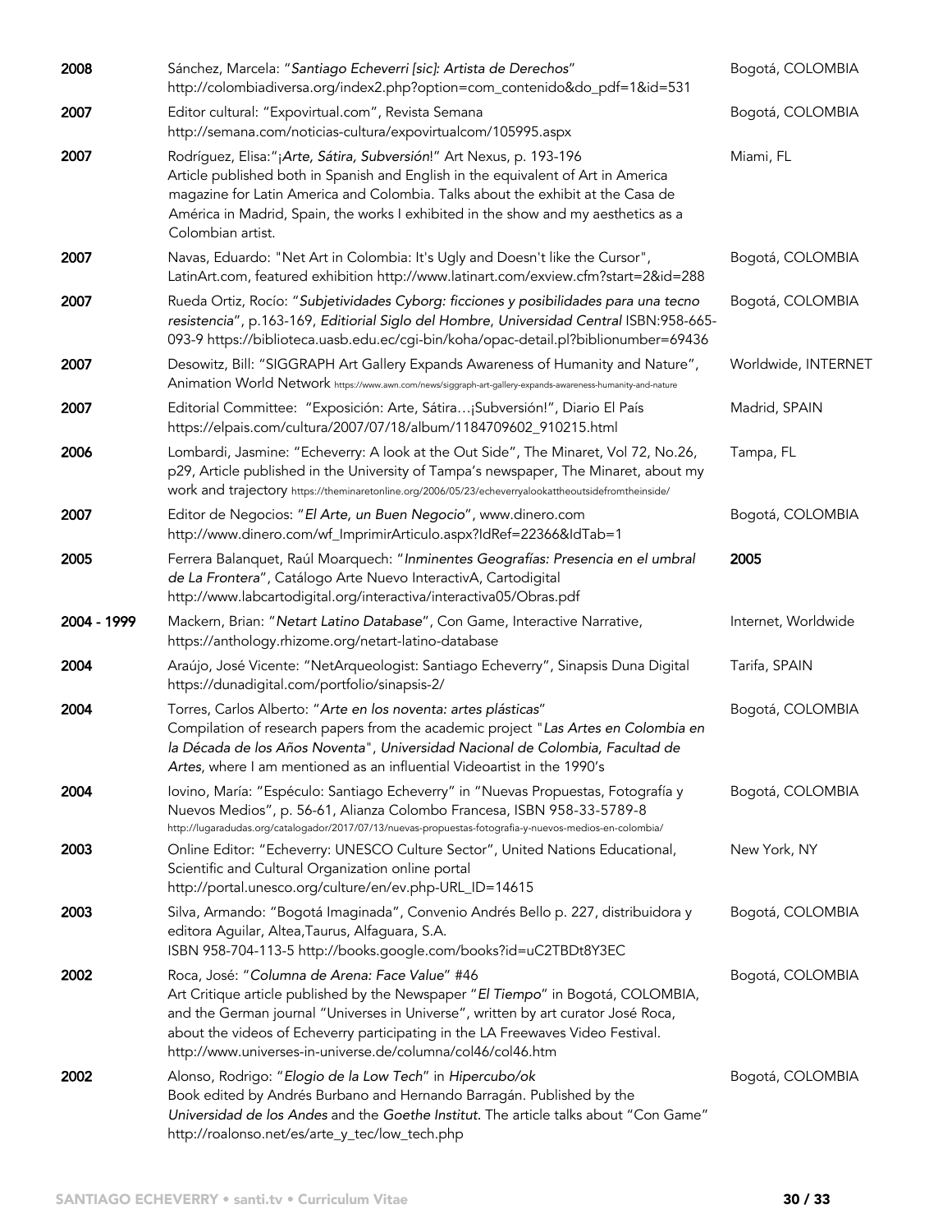| Year | Publication | Location |
| --- | --- | --- |
| **2008** | Sánchez, Marcela: "*Santiago Echeverri [sic]: Artista de Derechos*" http://colombiadiversa.org/index2.php?option=com_contenido&do_pdf=1&id=531 | Bogotá, COLOMBIA |
| **2007** | Editor cultural: "Expovirtual.com", Revista Semana http://semana.com/noticias-cultura/expovirtualcom/105995.aspx | Bogotá, COLOMBIA |
| **2007** | Rodríguez, Elisa:"*¡Arte, Sátira, Subversión*!" Art Nexus, p. 193-196 Article published both in Spanish and English in the equivalent of Art in America magazine for Latin America and Colombia. Talks about the exhibit at the Casa de América in Madrid, Spain, the works I exhibited in the show and my aesthetics as a Colombian artist. | Miami, FL |
| **2007** | Navas, Eduardo: "Net Art in Colombia: It's Ugly and Doesn't like the Cursor", LatinArt.com, featured exhibition http://www.latinart.com/exview.cfm?start=2&id=288 | Bogotá, COLOMBIA |
| **2007** | Rueda Ortiz, Rocío: "*Subjetividades Cyborg: ficciones y posibilidades para una tecno resistencia*", p.163-169, *Editiorial Siglo del Hombre*, *Universidad Central* ISBN:958-665-093-9 https://biblioteca.uasb.edu.ec/cgi-bin/koha/opac-detail.pl?biblionumber=69436 | Bogotá, COLOMBIA |
| **2007** | Desowitz, Bill: "SIGGRAPH Art Gallery Expands Awareness of Humanity and Nature", Animation World Network https://www.awn.com/news/siggraph-art-gallery-expands-awareness-humanity-and-nature | Worldwide, INTERNET |
| **2007** | Editorial Committee: "Exposición: Arte, Sátira…¡Subversión!", Diario El País https://elpais.com/cultura/2007/07/18/album/1184709602_910215.html | Madrid, SPAIN |
| **2006** | Lombardi, Jasmine: "Echeverry: A look at the Out Side", The Minaret, Vol 72, No.26, p29, Article published in the University of Tampa's newspaper, The Minaret, about my work and trajectory https://theminaretonline.org/2006/05/23/echeverryalookattheoutsidefromtheinside/ | Tampa, FL |
| **2007** | Editor de Negocios: "*El Arte, un Buen Negocio*", www.dinero.com http://www.dinero.com/wf_ImprimirArticulo.aspx?IdRef=22366&IdTab=1 | Bogotá, COLOMBIA |
| **2005** | Ferrera Balanquet, Raúl Moarquech: "*Inminentes Geografías: Presencia en el umbral de La Frontera*", Catálogo Arte Nuevo InteractivA, Cartodigital http://www.labcartodigital.org/interactiva/interactiva05/Obras.pdf | **2005** |
| **2004 - 1999** | Mackern, Brian: "*Netart Latino Database*", Con Game, Interactive Narrative, https://anthology.rhizome.org/netart-latino-database | Internet, Worldwide |
| **2004** | Araújo, José Vicente: "NetArqueologist: Santiago Echeverry", Sinapsis Duna Digital https://dunadigital.com/portfolio/sinapsis-2/ | Tarifa, SPAIN |
| **2004** | Torres, Carlos Alberto: "*Arte en los noventa: artes plásticas*" Compilation of research papers from the academic project "*Las Artes en Colombia en la Década de los Años Noventa*", *Universidad Nacional de Colombia, Facultad de Artes*, where I am mentioned as an influential Videoartist in the 1990's | Bogotá, COLOMBIA |
| **2004** | Iovino, María: "Espéculo: Santiago Echeverry" in "Nuevas Propuestas, Fotografía y Nuevos Medios", p. 56-61, Alianza Colombo Francesa, ISBN 958-33-5789-8 http://lugaradudas.org/catalogador/2017/07/13/nuevas-propuestas-fotografia-y-nuevos-medios-en-colombia/ | Bogotá, COLOMBIA |
| **2003** | Online Editor: "Echeverry: UNESCO Culture Sector", United Nations Educational, Scientific and Cultural Organization online portal http://portal.unesco.org/culture/en/ev.php-URL_ID=14615 | New York, NY |
| **2003** | Silva, Armando: "Bogotá Imaginada", Convenio Andrés Bello p. 227, distribuidora y editora Aguilar, Altea,Taurus, Alfaguara, S.A. ISBN 958-704-113-5 http://books.google.com/books?id=uC2TBDt8Y3EC | Bogotá, COLOMBIA |
| **2002** | Roca, José: "*Columna de Arena: Face Value*" #46 Art Critique article published by the Newspaper "*El Tiempo*" in Bogotá, COLOMBIA, and the German journal "Universes in Universe", written by art curator José Roca, about the videos of Echeverry participating in the LA Freewaves Video Festival. http://www.universes-in-universe.de/columna/col46/col46.htm | Bogotá, COLOMBIA |
| **2002** | Alonso, Rodrigo: "*Elogio de la Low Tech*" in *Hipercubo/ok* Book edited by Andrés Burbano and Hernando Barragán. Published by the *Universidad de los Andes* and the *Goethe Institut.* The article talks about "Con Game" http://roalonso.net/es/arte_y_tec/low_tech.php | Bogotá, COLOMBIA |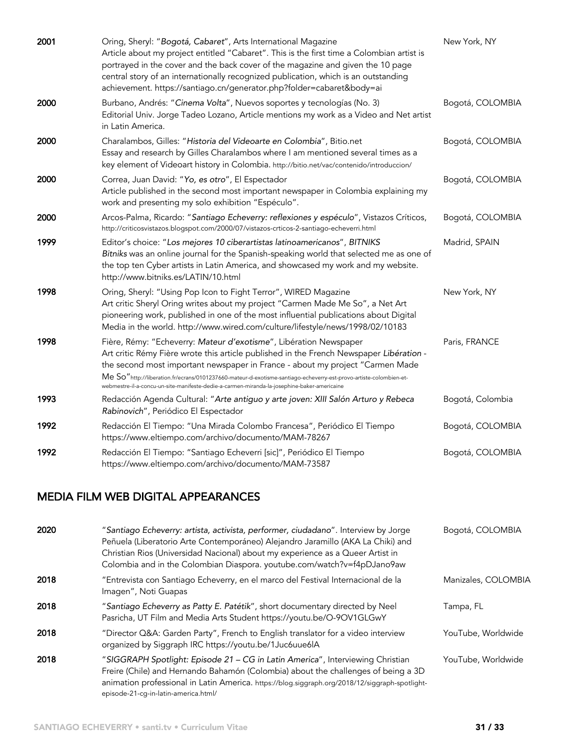| | | |
|---|---|---|
| **2001** | Oring, Sheryl: "*Bogotá, Cabaret*", Arts International Magazine<br>Article about my project entitled "Cabaret". This is the first time a Colombian artist is portrayed in the cover and the back cover of the magazine and given the 10 page central story of an internationally recognized publication, which is an outstanding achievement. https://santiago.cn/generator.php?folder=cabaret&body=ai | New York, NY |
| **2000** | Burbano, Andrés: "*Cinema Volta*", Nuevos soportes y tecnologías (No. 3)<br>Editorial Univ. Jorge Tadeo Lozano, Article mentions my work as a Video and Net artist in Latin America. | Bogotá, COLOMBIA |
| **2000** | Charalambos, Gilles: "*Historia del Videoarte en Colombia*", Bitio.net<br>Essay and research by Gilles Charalambos where I am mentioned several times as a key element of Videoart history in Colombia. http://bitio.net/vac/contenido/introduccion/ | Bogotá, COLOMBIA |
| **2000** | Correa, Juan David: "*Yo, es otro*", El Espectador<br>Article published in the second most important newspaper in Colombia explaining my work and presenting my solo exhibition "Espéculo". | Bogotá, COLOMBIA |
| **2000** | Arcos-Palma, Ricardo: "*Santiago Echeverry: reflexiones y espéculo*", Vistazos Críticos, http://criticosvistazos.blogspot.com/2000/07/vistazos-crticos-2-santiago-echeverri.html | Bogotá, COLOMBIA |
| **1999** | Editor's choice: "*Los mejores 10 ciberartistas latinoamericanos*", *BITNIKS*<br>*Bitniks* was an online journal for the Spanish-speaking world that selected me as one of the top ten Cyber artists in Latin America, and showcased my work and my website. http://www.bitniks.es/LATIN/10.html | Madrid, SPAIN |
| **1998** | Oring, Sheryl: "Using Pop Icon to Fight Terror", WIRED Magazine<br>Art critic Sheryl Oring writes about my project "Carmen Made Me So", a Net Art pioneering work, published in one of the most influential publications about Digital Media in the world. http://www.wired.com/culture/lifestyle/news/1998/02/10183 | New York, NY |
| **1998** | Fière, Rémy: "Echeverry: *Mateur d'exotisme*", Libération Newspaper<br>Art critic Rémy Fière wrote this article published in the French Newspaper *Libération* - the second most important newspaper in France - about my project "Carmen Made Me So"http://liberation.fr/ecrans/0101237660-mateur-d-exotisme-santiago-echeverry-est-provo-artiste-colombien-et-webmestre-il-a-concu-un-site-manifeste-dedie-a-carmen-miranda-la-josephine-baker-americaine | Paris, FRANCE |
| **1993** | Redacción Agenda Cultural: "*Arte antiguo y arte joven: XIII Salón Arturo y Rebeca Rabinovich*", Periódico El Espectador | Bogotá, Colombia |
| **1992** | Redacción El Tiempo: "Una Mirada Colombo Francesa", Periódico El Tiempo<br>https://www.eltiempo.com/archivo/documento/MAM-78267 | Bogotá, COLOMBIA |
| **1992** | Redacción El Tiempo: "Santiago Echeverri [sic]", Periódico El Tiempo<br>https://www.eltiempo.com/archivo/documento/MAM-73587 | Bogotá, COLOMBIA |

## MEDIA FILM WEB DIGITAL APPEARANCES

| | | |
|---|---|---|
| **2020** | "*Santiago Echeverry: artista, activista, performer, ciudadano*". Interview by Jorge Peñuela (Liberatorio Arte Contemporáneo) Alejandro Jaramillo (AKA La Chiki) and Christian Rios (Universidad Nacional) about my experience as a Queer Artist in Colombia and in the Colombian Diaspora. youtube.com/watch?v=f4pDJano9aw | Bogotá, COLOMBIA |
| **2018** | "Entrevista con Santiago Echeverry, en el marco del Festival Internacional de la Imagen", Noti Guapas | Manizales, COLOMBIA |
| **2018** | "*Santiago Echeverry as Patty E. Patétik*", short documentary directed by Neel Pasricha, UT Film and Media Arts Student https://youtu.be/O-9OV1GLGwY | Tampa, FL |
| **2018** | "Director Q&A: Garden Party", French to English translator for a video interview organized by Siggraph IRC https://youtu.be/1Juc6uue6lA | YouTube, Worldwide |
| **2018** | "*SIGGRAPH Spotlight: Episode 21 – CG in Latin America*", Interviewing Christian Freire (Chile) and Hernando Bahamón (Colombia) about the challenges of being a 3D animation professional in Latin America. https://blog.siggraph.org/2018/12/siggraph-spotlight-episode-21-cg-in-latin-america.html/ | YouTube, Worldwide |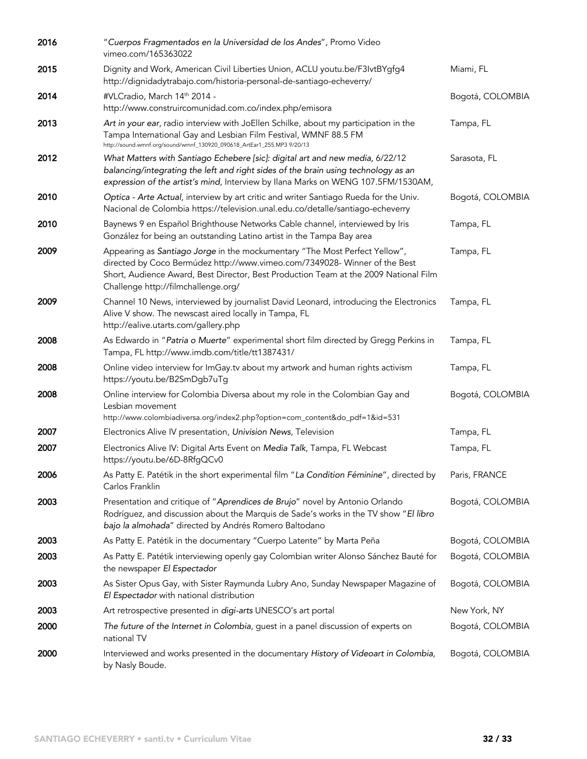| | | |
|---|---|---|
| **2016** | "*Cuerpos Fragmentados en la Universidad de los Andes*", Promo Video vimeo.com/165363022 | |
| **2015** | Dignity and Work, American Civil Liberties Union, ACLU youtu.be/F3IvtBYgfg4 http://dignidadytrabajo.com/historia-personal-de-santiago-echeverry/ | Miami, FL |
| **2014** | #VLCradio, March 14th 2014 - http://www.construircomunidad.com.co/index.php/emisora | Bogotá, COLOMBIA |
| **2013** | *Art in your ear*, radio interview with JoEllen Schilke, about my participation in the Tampa International Gay and Lesbian Film Festival, WMNF 88.5 FM http://sound.wmnf.org/sound/wmnf_130920_090618_ArtEar1_255.MP3 9/20/13 | Tampa, FL |
| **2012** | *What Matters with Santiago Echebere [sic]: digital art and new media, 6/22/12 balancing/integrating the left and right sides of the brain using technology as an expression of the artist's mind*, Interview by Ilana Marks on WENG 107.5FM/1530AM, | Sarasota, FL |
| **2010** | *Optica - Arte Actual*, interview by art critic and writer Santiago Rueda for the Univ. Nacional de Colombia https://television.unal.edu.co/detalle/santiago-echeverry | Bogotá, COLOMBIA |
| **2010** | Baynews 9 en Español Brighthouse Networks Cable channel, interviewed by Iris González for being an outstanding Latino artist in the Tampa Bay area | Tampa, FL |
| **2009** | Appearing as *Santiago Jorge* in the mockumentary "The Most Perfect Yellow", directed by Coco Bermúdez http://www.vimeo.com/7349028- Winner of the Best Short, Audience Award, Best Director, Best Production Team at the 2009 National Film Challenge http://filmchallenge.org/ | Tampa, FL |
| **2009** | Channel 10 News, interviewed by journalist David Leonard, introducing the Electronics Alive V show. The newscast aired locally in Tampa, FL http://ealive.utarts.com/gallery.php | Tampa, FL |
| **2008** | As Edwardo in "*Patria o Muerte*" experimental short film directed by Gregg Perkins in Tampa, FL http://www.imdb.com/title/tt1387431/ | Tampa, FL |
| **2008** | Online video interview for ImGay.tv about my artwork and human rights activism https://youtu.be/B2SmDgb7uTg | Tampa, FL |
| **2008** | Online interview for Colombia Diversa about my role in the Colombian Gay and Lesbian movement http://www.colombiadiversa.org/index2.php?option=com_content&do_pdf=1&id=531 | Bogotá, COLOMBIA |
| **2007** | Electronics Alive IV presentation, *Univision News*, Television | Tampa, FL |
| **2007** | Electronics Alive IV: Digital Arts Event on *Media Talk*, Tampa, FL Webcast https://youtu.be/6D-8RfgQCv0 | Tampa, FL |
| **2006** | As Patty E. Patétik in the short experimental film "*La Condition Féminine*", directed by Carlos Franklin | Paris, FRANCE |
| **2003** | Presentation and critique of "*Aprendices de Brujo*" novel by Antonio Orlando Rodríguez, and discussion about the Marquis de Sade's works in the TV show "*El libro bajo la almohada*" directed by Andrés Romero Baltodano | Bogotá, COLOMBIA |
| **2003** | As Patty E. Patétik in the documentary "Cuerpo Latente" by Marta Peña | Bogotá, COLOMBIA |
| **2003** | As Patty E. Patétik interviewing openly gay Colombian writer Alonso Sánchez Bauté for the newspaper *El Espectador* | Bogotá, COLOMBIA |
| **2003** | As Sister Opus Gay, with Sister Raymunda Lubry Ano, Sunday Newspaper Magazine of *El Espectador* with national distribution | Bogotá, COLOMBIA |
| **2003** | Art retrospective presented in *digi-arts* UNESCO's art portal | New York, NY |
| **2000** | *The future of the Internet in Colombia*, guest in a panel discussion of experts on national TV | Bogotá, COLOMBIA |
| **2000** | Interviewed and works presented in the documentary *History of Videoart in Colombia*, by Nasly Boude. | Bogotá, COLOMBIA |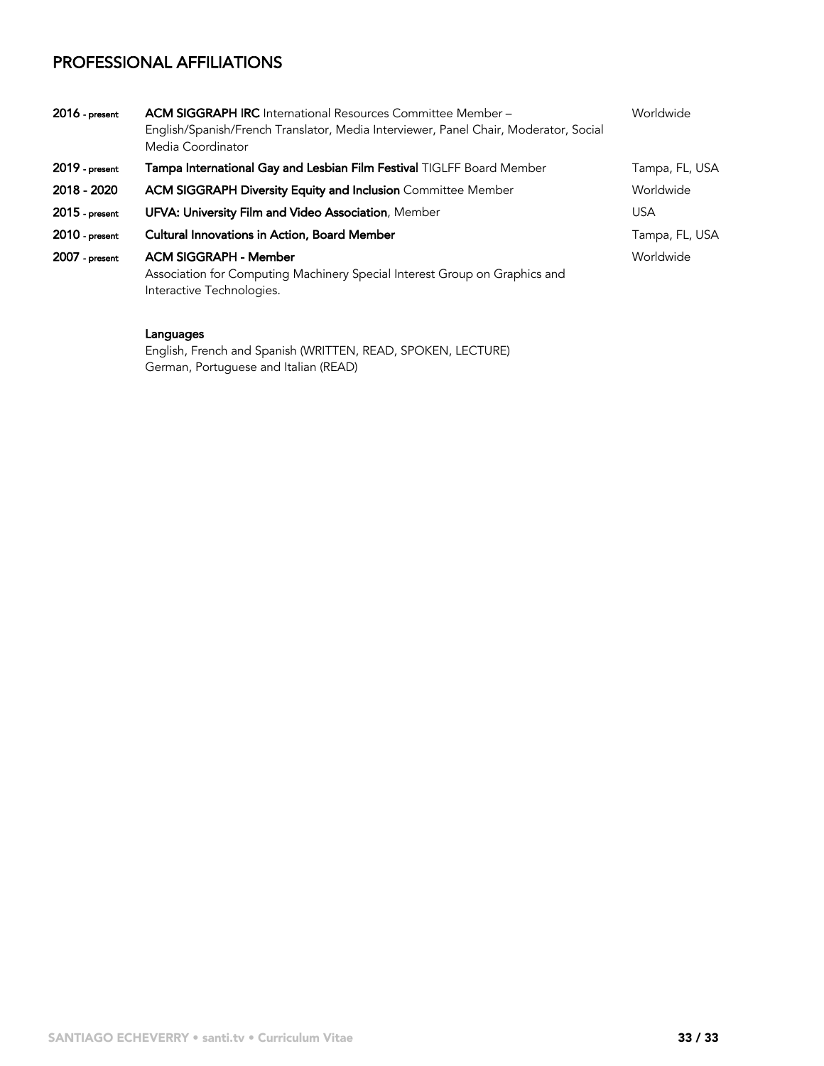## PROFESSIONAL AFFILIATIONS

| | | |
|---|---|---|
| **2016** - present | **ACM SIGGRAPH IRC** International Resources Committee Member – English/Spanish/French Translator, Media Interviewer, Panel Chair, Moderator, Social Media Coordinator | Worldwide |
| **2019** - present | **Tampa International Gay and Lesbian Film Festival** TIGLFF Board Member | Tampa, FL, USA |
| **2018 - 2020** | **ACM SIGGRAPH Diversity Equity and Inclusion** Committee Member | Worldwide |
| **2015** - present | **UFVA: University Film and Video Association**, Member | USA |
| **2010** - present | **Cultural Innovations in Action, Board Member** | Tampa, FL, USA |
| **2007** - present | **ACM SIGGRAPH - Member** Association for Computing Machinery Special Interest Group on Graphics and Interactive Technologies. | Worldwide |

**Languages**

English, French and Spanish (WRITTEN, READ, SPOKEN, LECTURE)
German, Portuguese and Italian (READ)